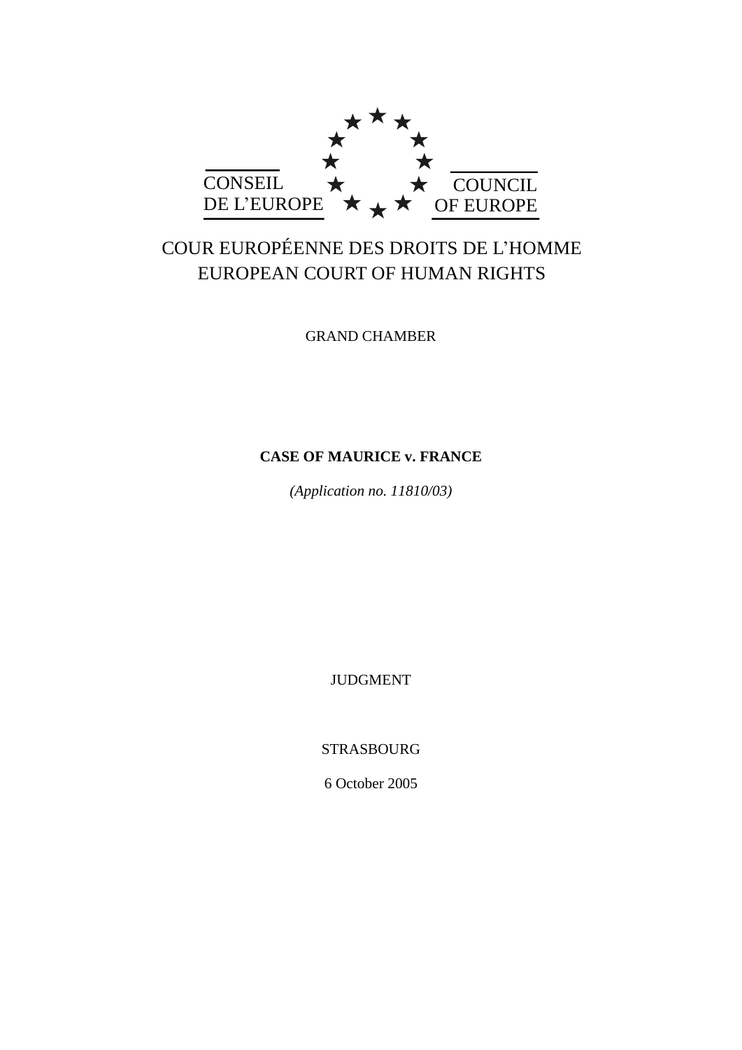CONSEIL DE L'EUROPE

COUNCIL OF EUROPE

COUR EUROPÉENNE DES DROITS DE L'HOMME
EUROPEAN COURT OF HUMAN RIGHTS

GRAND CHAMBER

**CASE OF MAURICE v. FRANCE**

*(Application no. 11810/03)*

JUDGMENT

STRASBOURG

6 October 2005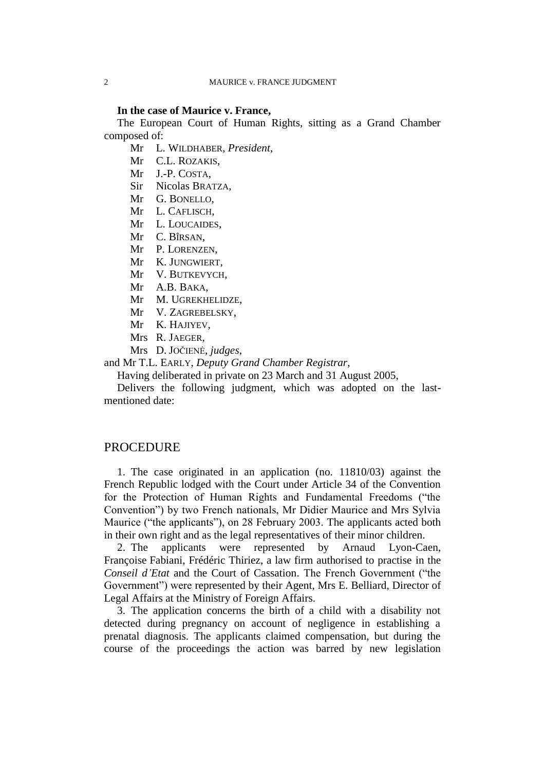**In the case of Maurice v. France,**

The European Court of Human Rights, sitting as a Grand Chamber composed of:

Mr L. WILDHABER, *President*,
Mr C.L. ROZAKIS,
Mr J.-P. COSTA,
Sir Nicolas BRATZA,
Mr G. BONELLO,
Mr L. CAFLISCH,
Mr L. LOUCAIDES,
Mr C. BÎRSAN,
Mr P. LORENZEN,
Mr K. JUNGWIERT,
Mr V. BUTKEVYCH,
Mr A.B. BAKA,
Mr M. UGREKHELIDZE,
Mr V. ZAGREBELSKY,
Mr K. HAJIYEV,
Mrs R. JAEGER,
Mrs D. JOČIENĖ, *judges*,

and Mr T.L. EARLY, *Deputy Grand Chamber Registrar*,

Having deliberated in private on 23 March and 31 August 2005,

Delivers the following judgment, which was adopted on the last-mentioned date:

## PROCEDURE

1. The case originated in an application (no. 11810/03) against the French Republic lodged with the Court under Article 34 of the Convention for the Protection of Human Rights and Fundamental Freedoms ("the Convention") by two French nationals, Mr Didier Maurice and Mrs Sylvia Maurice ("the applicants"), on 28 February 2003. The applicants acted both in their own right and as the legal representatives of their minor children.

2. The applicants were represented by Arnaud Lyon-Caen, Françoise Fabiani, Frédéric Thiriez, a law firm authorised to practise in the *Conseil d'Etat* and the Court of Cassation. The French Government ("the Government") were represented by their Agent, Mrs E. Belliard, Director of Legal Affairs at the Ministry of Foreign Affairs.

3. The application concerns the birth of a child with a disability not detected during pregnancy on account of negligence in establishing a prenatal diagnosis. The applicants claimed compensation, but during the course of the proceedings the action was barred by new legislation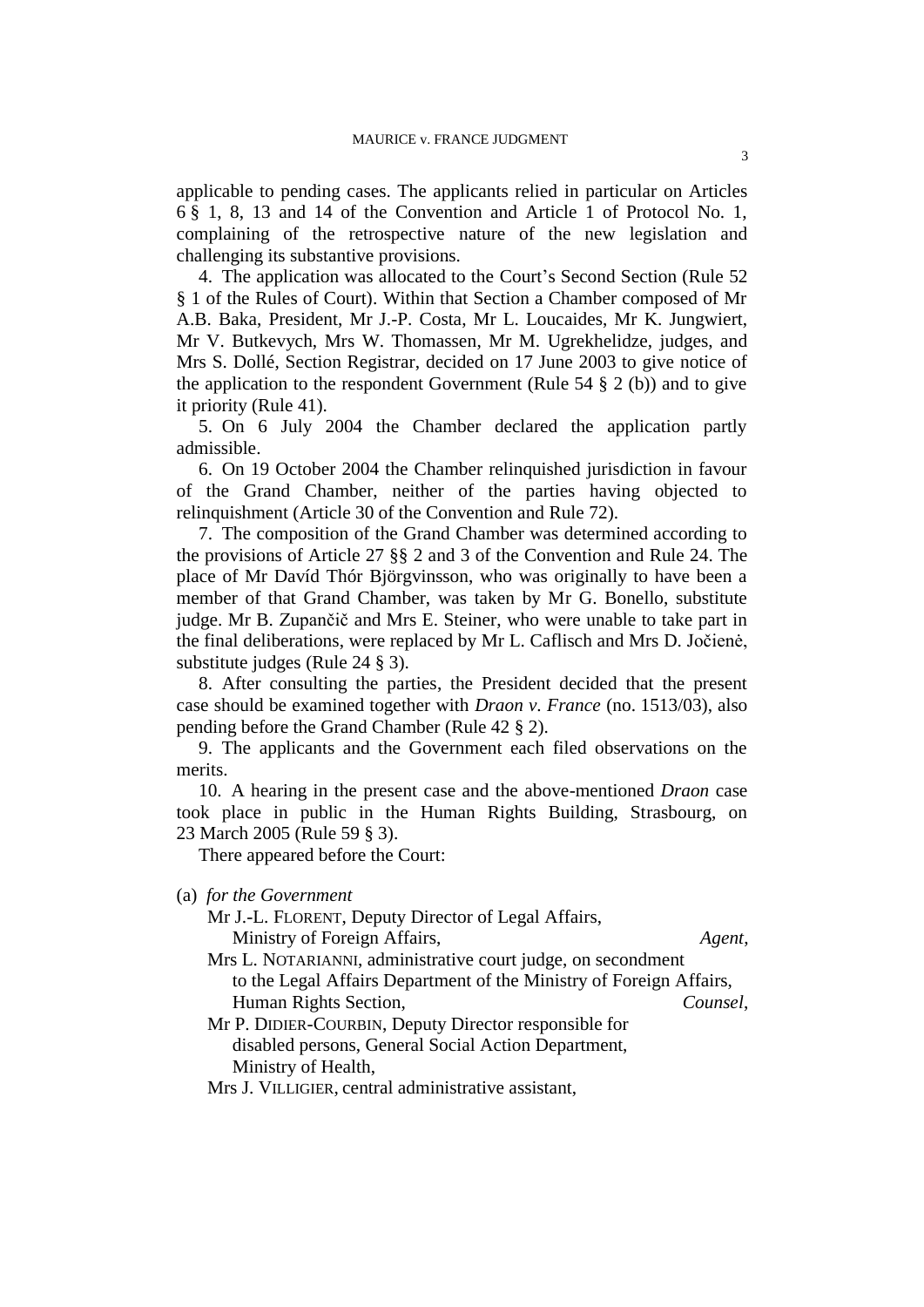applicable to pending cases. The applicants relied in particular on Articles 6 § 1, 8, 13 and 14 of the Convention and Article 1 of Protocol No. 1, complaining of the retrospective nature of the new legislation and challenging its substantive provisions.

4. The application was allocated to the Court's Second Section (Rule 52 § 1 of the Rules of Court). Within that Section a Chamber composed of Mr A.B. Baka, President, Mr J.-P. Costa, Mr L. Loucaides, Mr K. Jungwiert, Mr V. Butkevych, Mrs W. Thomassen, Mr M. Ugrekhelidze, judges, and Mrs S. Dollé, Section Registrar, decided on 17 June 2003 to give notice of the application to the respondent Government (Rule 54 § 2 (b)) and to give it priority (Rule 41).

5. On 6 July 2004 the Chamber declared the application partly admissible.

6. On 19 October 2004 the Chamber relinquished jurisdiction in favour of the Grand Chamber, neither of the parties having objected to relinquishment (Article 30 of the Convention and Rule 72).

7. The composition of the Grand Chamber was determined according to the provisions of Article 27 §§ 2 and 3 of the Convention and Rule 24. The place of Mr Davíd Thór Björgvinsson, who was originally to have been a member of that Grand Chamber, was taken by Mr G. Bonello, substitute judge. Mr B. Zupančič and Mrs E. Steiner, who were unable to take part in the final deliberations, were replaced by Mr L. Caflisch and Mrs D. Jočienė, substitute judges (Rule 24 § 3).

8. After consulting the parties, the President decided that the present case should be examined together with *Draon v. France* (no. 1513/03), also pending before the Grand Chamber (Rule 42 § 2).

9. The applicants and the Government each filed observations on the merits.

10. A hearing in the present case and the above-mentioned *Draon* case took place in public in the Human Rights Building, Strasbourg, on 23 March 2005 (Rule 59 § 3).

There appeared before the Court:

(a) *for the Government*

Mr J.-L. Florent, Deputy Director of Legal Affairs, Ministry of Foreign Affairs, *Agent*,

Mrs L. Notarianni, administrative court judge, on secondment to the Legal Affairs Department of the Ministry of Foreign Affairs, Human Rights Section, *Counsel*,

Mr P. Didier-Courbin, Deputy Director responsible for disabled persons, General Social Action Department, Ministry of Health,

Mrs J. Villigier, central administrative assistant,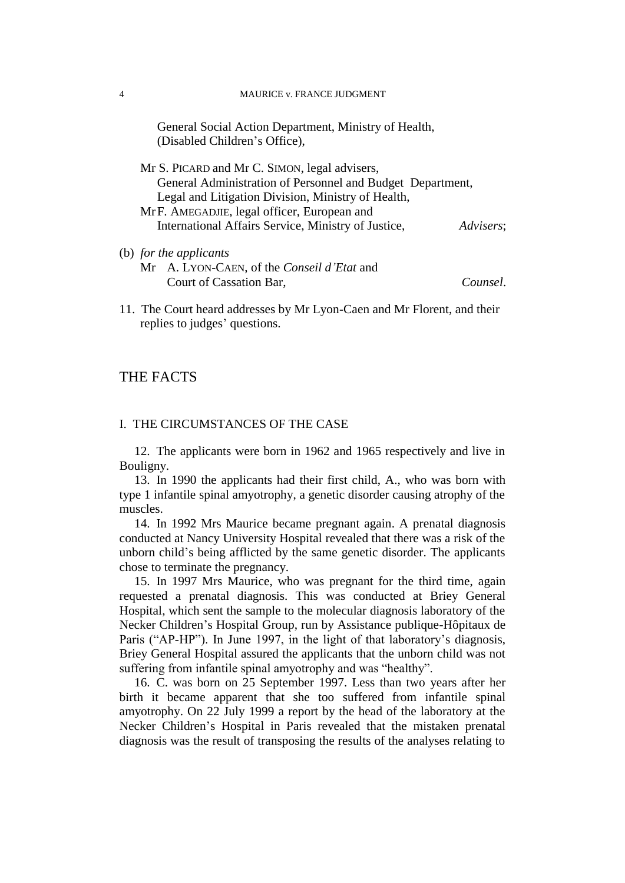General Social Action Department, Ministry of Health, (Disabled Children's Office),

Mr S. PICARD and Mr C. SIMON, legal advisers,
General Administration of Personnel and Budget Department,
Legal and Litigation Division, Ministry of Health,
Mr F. AMEGADJIE, legal officer, European and
International Affairs Service, Ministry of Justice, *Advisers*;

(b) *for the applicants*
Mr A. LYON-CAEN, of the *Conseil d'Etat* and
Court of Cassation Bar, *Counsel*.

11. The Court heard addresses by Mr Lyon-Caen and Mr Florent, and their replies to judges' questions.

## THE FACTS

### I. THE CIRCUMSTANCES OF THE CASE

12. The applicants were born in 1962 and 1965 respectively and live in Bouligny.

13. In 1990 the applicants had their first child, A., who was born with type 1 infantile spinal amyotrophy, a genetic disorder causing atrophy of the muscles.

14. In 1992 Mrs Maurice became pregnant again. A prenatal diagnosis conducted at Nancy University Hospital revealed that there was a risk of the unborn child's being afflicted by the same genetic disorder. The applicants chose to terminate the pregnancy.

15. In 1997 Mrs Maurice, who was pregnant for the third time, again requested a prenatal diagnosis. This was conducted at Briey General Hospital, which sent the sample to the molecular diagnosis laboratory of the Necker Children's Hospital Group, run by Assistance publique-Hôpitaux de Paris ("AP-HP"). In June 1997, in the light of that laboratory's diagnosis, Briey General Hospital assured the applicants that the unborn child was not suffering from infantile spinal amyotrophy and was "healthy".

16. C. was born on 25 September 1997. Less than two years after her birth it became apparent that she too suffered from infantile spinal amyotrophy. On 22 July 1999 a report by the head of the laboratory at the Necker Children's Hospital in Paris revealed that the mistaken prenatal diagnosis was the result of transposing the results of the analyses relating to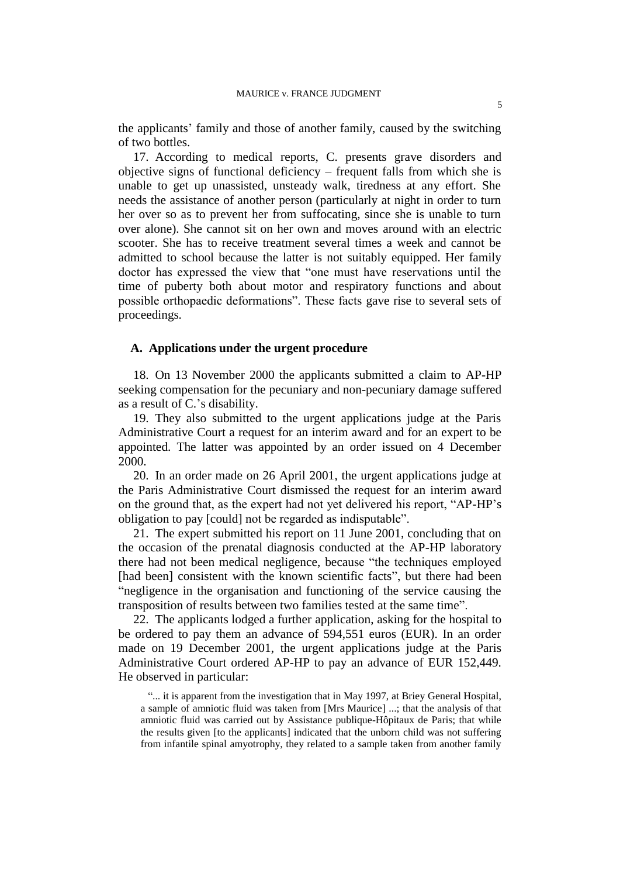the applicants' family and those of another family, caused by the switching of two bottles.

17. According to medical reports, C. presents grave disorders and objective signs of functional deficiency – frequent falls from which she is unable to get up unassisted, unsteady walk, tiredness at any effort. She needs the assistance of another person (particularly at night in order to turn her over so as to prevent her from suffocating, since she is unable to turn over alone). She cannot sit on her own and moves around with an electric scooter. She has to receive treatment several times a week and cannot be admitted to school because the latter is not suitably equipped. Her family doctor has expressed the view that "one must have reservations until the time of puberty both about motor and respiratory functions and about possible orthopaedic deformations". These facts gave rise to several sets of proceedings.

## A. Applications under the urgent procedure

18. On 13 November 2000 the applicants submitted a claim to AP-HP seeking compensation for the pecuniary and non-pecuniary damage suffered as a result of C.'s disability.

19. They also submitted to the urgent applications judge at the Paris Administrative Court a request for an interim award and for an expert to be appointed. The latter was appointed by an order issued on 4 December 2000.

20. In an order made on 26 April 2001, the urgent applications judge at the Paris Administrative Court dismissed the request for an interim award on the ground that, as the expert had not yet delivered his report, "AP-HP's obligation to pay [could] not be regarded as indisputable".

21. The expert submitted his report on 11 June 2001, concluding that on the occasion of the prenatal diagnosis conducted at the AP-HP laboratory there had not been medical negligence, because "the techniques employed [had been] consistent with the known scientific facts", but there had been "negligence in the organisation and functioning of the service causing the transposition of results between two families tested at the same time".

22. The applicants lodged a further application, asking for the hospital to be ordered to pay them an advance of 594,551 euros (EUR). In an order made on 19 December 2001, the urgent applications judge at the Paris Administrative Court ordered AP-HP to pay an advance of EUR 152,449. He observed in particular:

> "... it is apparent from the investigation that in May 1997, at Briey General Hospital, a sample of amniotic fluid was taken from [Mrs Maurice] ...; that the analysis of that amniotic fluid was carried out by Assistance publique-Hôpitaux de Paris; that while the results given [to the applicants] indicated that the unborn child was not suffering from infantile spinal amyotrophy, they related to a sample taken from another family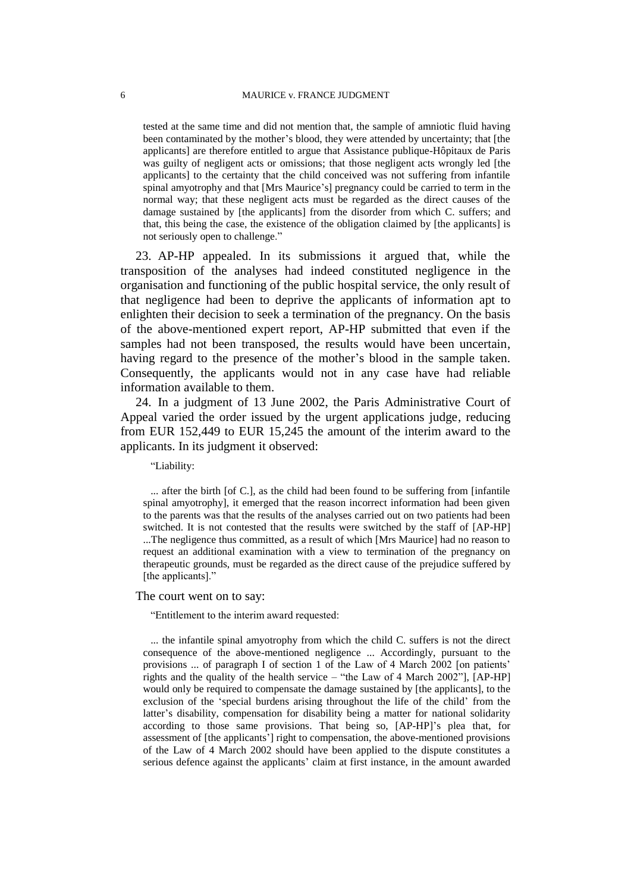tested at the same time and did not mention that, the sample of amniotic fluid having been contaminated by the mother's blood, they were attended by uncertainty; that [the applicants] are therefore entitled to argue that Assistance publique-Hôpitaux de Paris was guilty of negligent acts or omissions; that those negligent acts wrongly led [the applicants] to the certainty that the child conceived was not suffering from infantile spinal amyotrophy and that [Mrs Maurice's] pregnancy could be carried to term in the normal way; that these negligent acts must be regarded as the direct causes of the damage sustained by [the applicants] from the disorder from which C. suffers; and that, this being the case, the existence of the obligation claimed by [the applicants] is not seriously open to challenge."

23. AP-HP appealed. In its submissions it argued that, while the transposition of the analyses had indeed constituted negligence in the organisation and functioning of the public hospital service, the only result of that negligence had been to deprive the applicants of information apt to enlighten their decision to seek a termination of the pregnancy. On the basis of the above-mentioned expert report, AP-HP submitted that even if the samples had not been transposed, the results would have been uncertain, having regard to the presence of the mother's blood in the sample taken. Consequently, the applicants would not in any case have had reliable information available to them.

24. In a judgment of 13 June 2002, the Paris Administrative Court of Appeal varied the order issued by the urgent applications judge, reducing from EUR 152,449 to EUR 15,245 the amount of the interim award to the applicants. In its judgment it observed:

> "Liability:
>
> ... after the birth [of C.], as the child had been found to be suffering from [infantile spinal amyotrophy], it emerged that the reason incorrect information had been given to the parents was that the results of the analyses carried out on two patients had been switched. It is not contested that the results were switched by the staff of [AP-HP] ...The negligence thus committed, as a result of which [Mrs Maurice] had no reason to request an additional examination with a view to termination of the pregnancy on therapeutic grounds, must be regarded as the direct cause of the prejudice suffered by [the applicants]."

The court went on to say:

> "Entitlement to the interim award requested:
>
> ... the infantile spinal amyotrophy from which the child C. suffers is not the direct consequence of the above-mentioned negligence ... Accordingly, pursuant to the provisions ... of paragraph I of section 1 of the Law of 4 March 2002 [on patients' rights and the quality of the health service – "the Law of 4 March 2002"], [AP-HP] would only be required to compensate the damage sustained by [the applicants], to the exclusion of the 'special burdens arising throughout the life of the child' from the latter's disability, compensation for disability being a matter for national solidarity according to those same provisions. That being so, [AP-HP]'s plea that, for assessment of [the applicants'] right to compensation, the above-mentioned provisions of the Law of 4 March 2002 should have been applied to the dispute constitutes a serious defence against the applicants' claim at first instance, in the amount awarded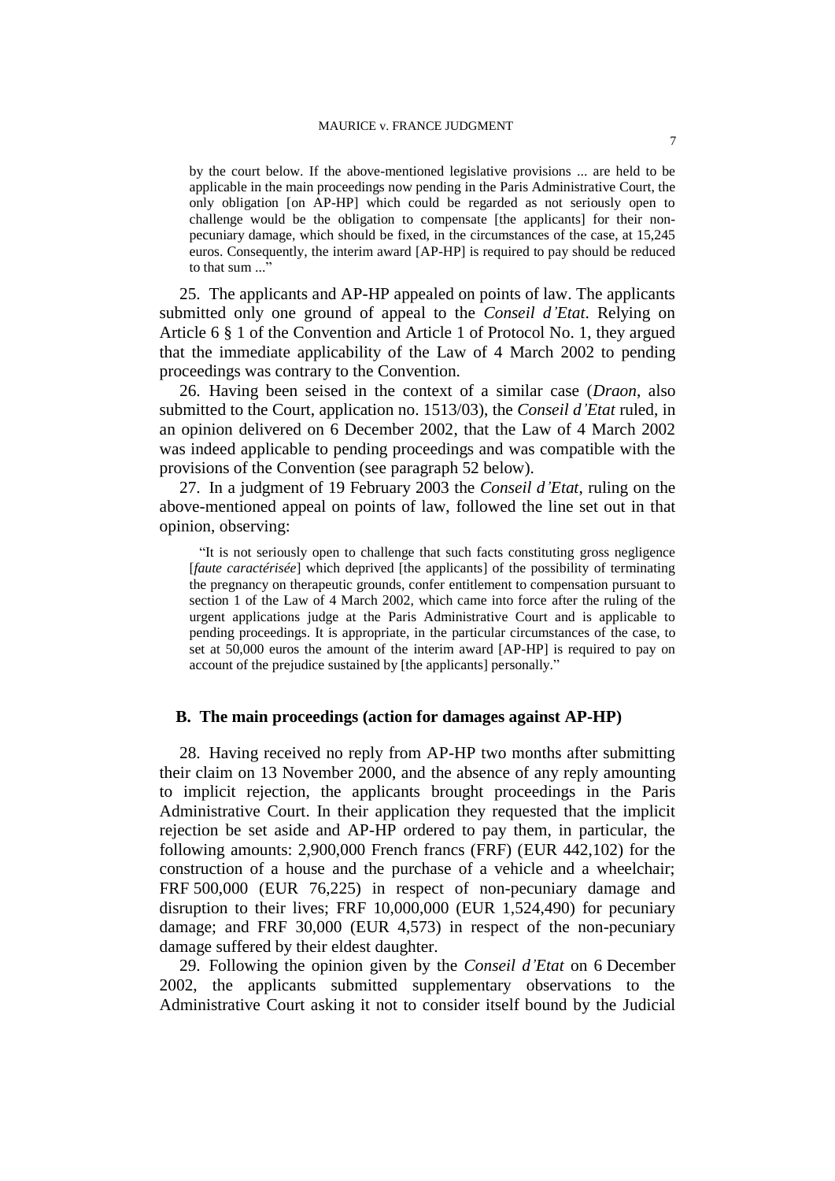> by the court below. If the above-mentioned legislative provisions ... are held to be applicable in the main proceedings now pending in the Paris Administrative Court, the only obligation [on AP-HP] which could be regarded as not seriously open to challenge would be the obligation to compensate [the applicants] for their non-pecuniary damage, which should be fixed, in the circumstances of the case, at 15,245 euros. Consequently, the interim award [AP-HP] is required to pay should be reduced to that sum ..."

25. The applicants and AP-HP appealed on points of law. The applicants submitted only one ground of appeal to the *Conseil d'Etat*. Relying on Article 6 § 1 of the Convention and Article 1 of Protocol No. 1, they argued that the immediate applicability of the Law of 4 March 2002 to pending proceedings was contrary to the Convention.

26. Having been seised in the context of a similar case (*Draon*, also submitted to the Court, application no. 1513/03), the *Conseil d'Etat* ruled, in an opinion delivered on 6 December 2002, that the Law of 4 March 2002 was indeed applicable to pending proceedings and was compatible with the provisions of the Convention (see paragraph 52 below).

27. In a judgment of 19 February 2003 the *Conseil d'Etat*, ruling on the above-mentioned appeal on points of law, followed the line set out in that opinion, observing:

> "It is not seriously open to challenge that such facts constituting gross negligence [*faute caractérisée*] which deprived [the applicants] of the possibility of terminating the pregnancy on therapeutic grounds, confer entitlement to compensation pursuant to section 1 of the Law of 4 March 2002, which came into force after the ruling of the urgent applications judge at the Paris Administrative Court and is applicable to pending proceedings. It is appropriate, in the particular circumstances of the case, to set at 50,000 euros the amount of the interim award [AP-HP] is required to pay on account of the prejudice sustained by [the applicants] personally."

### B. The main proceedings (action for damages against AP-HP)

28. Having received no reply from AP-HP two months after submitting their claim on 13 November 2000, and the absence of any reply amounting to implicit rejection, the applicants brought proceedings in the Paris Administrative Court. In their application they requested that the implicit rejection be set aside and AP-HP ordered to pay them, in particular, the following amounts: 2,900,000 French francs (FRF) (EUR 442,102) for the construction of a house and the purchase of a vehicle and a wheelchair; FRF 500,000 (EUR 76,225) in respect of non-pecuniary damage and disruption to their lives; FRF 10,000,000 (EUR 1,524,490) for pecuniary damage; and FRF 30,000 (EUR 4,573) in respect of the non-pecuniary damage suffered by their eldest daughter.

29. Following the opinion given by the *Conseil d'Etat* on 6 December 2002, the applicants submitted supplementary observations to the Administrative Court asking it not to consider itself bound by the Judicial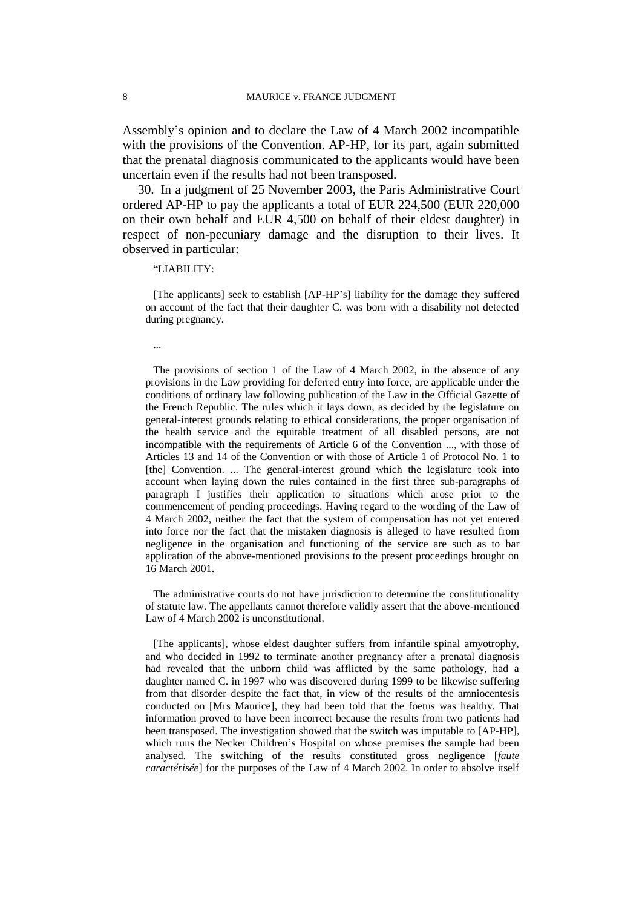Assembly's opinion and to declare the Law of 4 March 2002 incompatible with the provisions of the Convention. AP-HP, for its part, again submitted that the prenatal diagnosis communicated to the applicants would have been uncertain even if the results had not been transposed.

30. In a judgment of 25 November 2003, the Paris Administrative Court ordered AP-HP to pay the applicants a total of EUR 224,500 (EUR 220,000 on their own behalf and EUR 4,500 on behalf of their eldest daughter) in respect of non-pecuniary damage and the disruption to their lives. It observed in particular:

> "LIABILITY:
>
> [The applicants] seek to establish [AP-HP's] liability for the damage they suffered on account of the fact that their daughter C. was born with a disability not detected during pregnancy.
>
> ...
>
> The provisions of section 1 of the Law of 4 March 2002, in the absence of any provisions in the Law providing for deferred entry into force, are applicable under the conditions of ordinary law following publication of the Law in the Official Gazette of the French Republic. The rules which it lays down, as decided by the legislature on general-interest grounds relating to ethical considerations, the proper organisation of the health service and the equitable treatment of all disabled persons, are not incompatible with the requirements of Article 6 of the Convention ..., with those of Articles 13 and 14 of the Convention or with those of Article 1 of Protocol No. 1 to [the] Convention. ... The general-interest ground which the legislature took into account when laying down the rules contained in the first three sub-paragraphs of paragraph I justifies their application to situations which arose prior to the commencement of pending proceedings. Having regard to the wording of the Law of 4 March 2002, neither the fact that the system of compensation has not yet entered into force nor the fact that the mistaken diagnosis is alleged to have resulted from negligence in the organisation and functioning of the service are such as to bar application of the above-mentioned provisions to the present proceedings brought on 16 March 2001.
>
> The administrative courts do not have jurisdiction to determine the constitutionality of statute law. The appellants cannot therefore validly assert that the above-mentioned Law of 4 March 2002 is unconstitutional.
>
> [The applicants], whose eldest daughter suffers from infantile spinal amyotrophy, and who decided in 1992 to terminate another pregnancy after a prenatal diagnosis had revealed that the unborn child was afflicted by the same pathology, had a daughter named C. in 1997 who was discovered during 1999 to be likewise suffering from that disorder despite the fact that, in view of the results of the amniocentesis conducted on [Mrs Maurice], they had been told that the foetus was healthy. That information proved to have been incorrect because the results from two patients had been transposed. The investigation showed that the switch was imputable to [AP-HP], which runs the Necker Children's Hospital on whose premises the sample had been analysed. The switching of the results constituted gross negligence [*faute caractérisée*] for the purposes of the Law of 4 March 2002. In order to absolve itself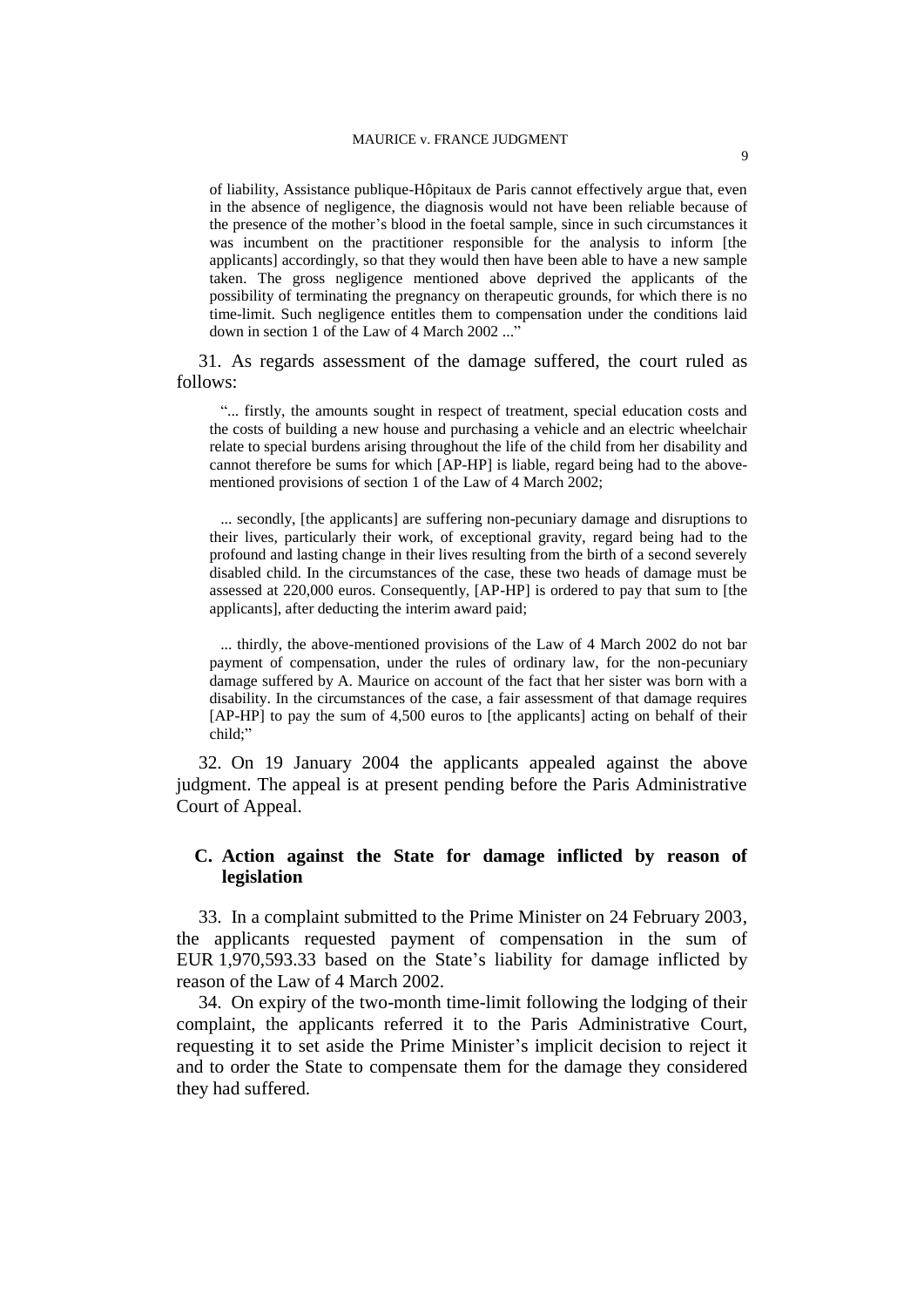> of liability, Assistance publique-Hôpitaux de Paris cannot effectively argue that, even in the absence of negligence, the diagnosis would not have been reliable because of the presence of the mother's blood in the foetal sample, since in such circumstances it was incumbent on the practitioner responsible for the analysis to inform [the applicants] accordingly, so that they would then have been able to have a new sample taken. The gross negligence mentioned above deprived the applicants of the possibility of terminating the pregnancy on therapeutic grounds, for which there is no time-limit. Such negligence entitles them to compensation under the conditions laid down in section 1 of the Law of 4 March 2002 ..."

31. As regards assessment of the damage suffered, the court ruled as follows:

> "... firstly, the amounts sought in respect of treatment, special education costs and the costs of building a new house and purchasing a vehicle and an electric wheelchair relate to special burdens arising throughout the life of the child from her disability and cannot therefore be sums for which [AP-HP] is liable, regard being had to the above-mentioned provisions of section 1 of the Law of 4 March 2002;
>
> ... secondly, [the applicants] are suffering non-pecuniary damage and disruptions to their lives, particularly their work, of exceptional gravity, regard being had to the profound and lasting change in their lives resulting from the birth of a second severely disabled child. In the circumstances of the case, these two heads of damage must be assessed at 220,000 euros. Consequently, [AP-HP] is ordered to pay that sum to [the applicants], after deducting the interim award paid;
>
> ... thirdly, the above-mentioned provisions of the Law of 4 March 2002 do not bar payment of compensation, under the rules of ordinary law, for the non-pecuniary damage suffered by A. Maurice on account of the fact that her sister was born with a disability. In the circumstances of the case, a fair assessment of that damage requires [AP-HP] to pay the sum of 4,500 euros to [the applicants] acting on behalf of their child;"

32. On 19 January 2004 the applicants appealed against the above judgment. The appeal is at present pending before the Paris Administrative Court of Appeal.

## C. Action against the State for damage inflicted by reason of legislation

33. In a complaint submitted to the Prime Minister on 24 February 2003, the applicants requested payment of compensation in the sum of EUR 1,970,593.33 based on the State's liability for damage inflicted by reason of the Law of 4 March 2002.

34. On expiry of the two-month time-limit following the lodging of their complaint, the applicants referred it to the Paris Administrative Court, requesting it to set aside the Prime Minister's implicit decision to reject it and to order the State to compensate them for the damage they considered they had suffered.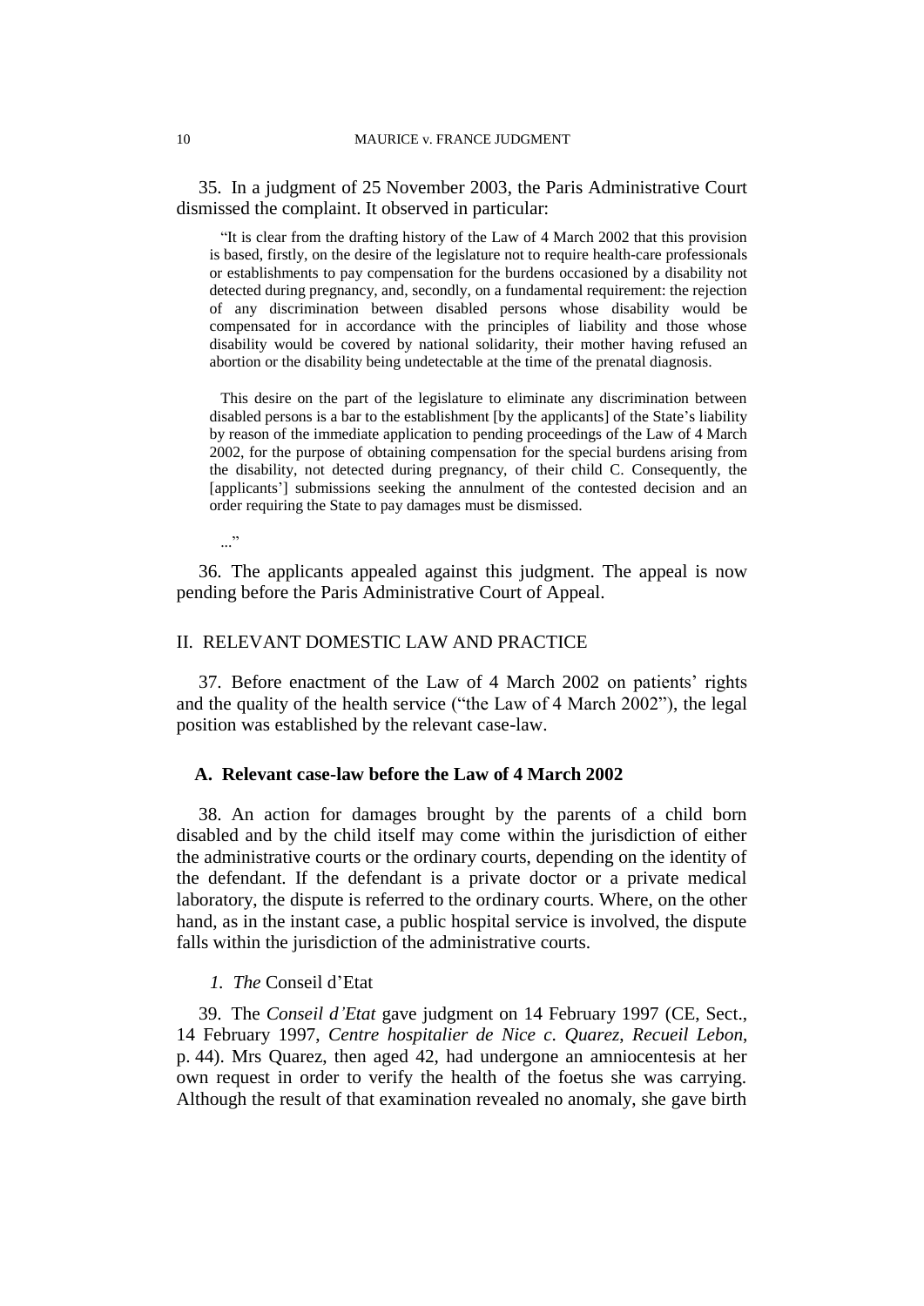35. In a judgment of 25 November 2003, the Paris Administrative Court dismissed the complaint. It observed in particular:

> "It is clear from the drafting history of the Law of 4 March 2002 that this provision is based, firstly, on the desire of the legislature not to require health-care professionals or establishments to pay compensation for the burdens occasioned by a disability not detected during pregnancy, and, secondly, on a fundamental requirement: the rejection of any discrimination between disabled persons whose disability would be compensated for in accordance with the principles of liability and those whose disability would be covered by national solidarity, their mother having refused an abortion or the disability being undetectable at the time of the prenatal diagnosis.
>
> This desire on the part of the legislature to eliminate any discrimination between disabled persons is a bar to the establishment [by the applicants] of the State's liability by reason of the immediate application to pending proceedings of the Law of 4 March 2002, for the purpose of obtaining compensation for the special burdens arising from the disability, not detected during pregnancy, of their child C. Consequently, the [applicants'] submissions seeking the annulment of the contested decision and an order requiring the State to pay damages must be dismissed.
>
> ..."

36. The applicants appealed against this judgment. The appeal is now pending before the Paris Administrative Court of Appeal.

## II. RELEVANT DOMESTIC LAW AND PRACTICE

37. Before enactment of the Law of 4 March 2002 on patients' rights and the quality of the health service ("the Law of 4 March 2002"), the legal position was established by the relevant case-law.

### A. Relevant case-law before the Law of 4 March 2002

38. An action for damages brought by the parents of a child born disabled and by the child itself may come within the jurisdiction of either the administrative courts or the ordinary courts, depending on the identity of the defendant. If the defendant is a private doctor or a private medical laboratory, the dispute is referred to the ordinary courts. Where, on the other hand, as in the instant case, a public hospital service is involved, the dispute falls within the jurisdiction of the administrative courts.

#### *1. The* Conseil d'Etat

39. The *Conseil d'Etat* gave judgment on 14 February 1997 (CE, Sect., 14 February 1997, *Centre hospitalier de Nice c. Quarez*, *Recueil Lebon*, p. 44). Mrs Quarez, then aged 42, had undergone an amniocentesis at her own request in order to verify the health of the foetus she was carrying. Although the result of that examination revealed no anomaly, she gave birth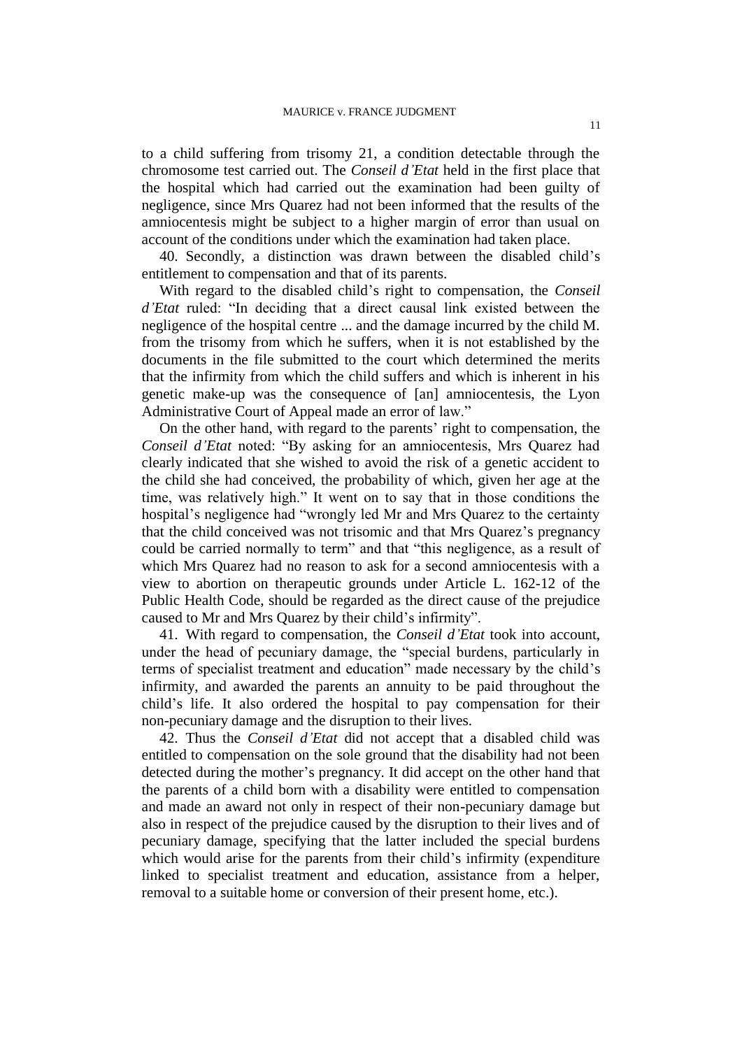to a child suffering from trisomy 21, a condition detectable through the chromosome test carried out. The *Conseil d'Etat* held in the first place that the hospital which had carried out the examination had been guilty of negligence, since Mrs Quarez had not been informed that the results of the amniocentesis might be subject to a higher margin of error than usual on account of the conditions under which the examination had taken place.

40. Secondly, a distinction was drawn between the disabled child's entitlement to compensation and that of its parents.

With regard to the disabled child's right to compensation, the *Conseil d'Etat* ruled: "In deciding that a direct causal link existed between the negligence of the hospital centre ... and the damage incurred by the child M. from the trisomy from which he suffers, when it is not established by the documents in the file submitted to the court which determined the merits that the infirmity from which the child suffers and which is inherent in his genetic make-up was the consequence of [an] amniocentesis, the Lyon Administrative Court of Appeal made an error of law."

On the other hand, with regard to the parents' right to compensation, the *Conseil d'Etat* noted: "By asking for an amniocentesis, Mrs Quarez had clearly indicated that she wished to avoid the risk of a genetic accident to the child she had conceived, the probability of which, given her age at the time, was relatively high." It went on to say that in those conditions the hospital's negligence had "wrongly led Mr and Mrs Quarez to the certainty that the child conceived was not trisomic and that Mrs Quarez's pregnancy could be carried normally to term" and that "this negligence, as a result of which Mrs Quarez had no reason to ask for a second amniocentesis with a view to abortion on therapeutic grounds under Article L. 162-12 of the Public Health Code, should be regarded as the direct cause of the prejudice caused to Mr and Mrs Quarez by their child's infirmity".

41. With regard to compensation, the *Conseil d'Etat* took into account, under the head of pecuniary damage, the "special burdens, particularly in terms of specialist treatment and education" made necessary by the child's infirmity, and awarded the parents an annuity to be paid throughout the child's life. It also ordered the hospital to pay compensation for their non-pecuniary damage and the disruption to their lives.

42. Thus the *Conseil d'Etat* did not accept that a disabled child was entitled to compensation on the sole ground that the disability had not been detected during the mother's pregnancy. It did accept on the other hand that the parents of a child born with a disability were entitled to compensation and made an award not only in respect of their non-pecuniary damage but also in respect of the prejudice caused by the disruption to their lives and of pecuniary damage, specifying that the latter included the special burdens which would arise for the parents from their child's infirmity (expenditure linked to specialist treatment and education, assistance from a helper, removal to a suitable home or conversion of their present home, etc.).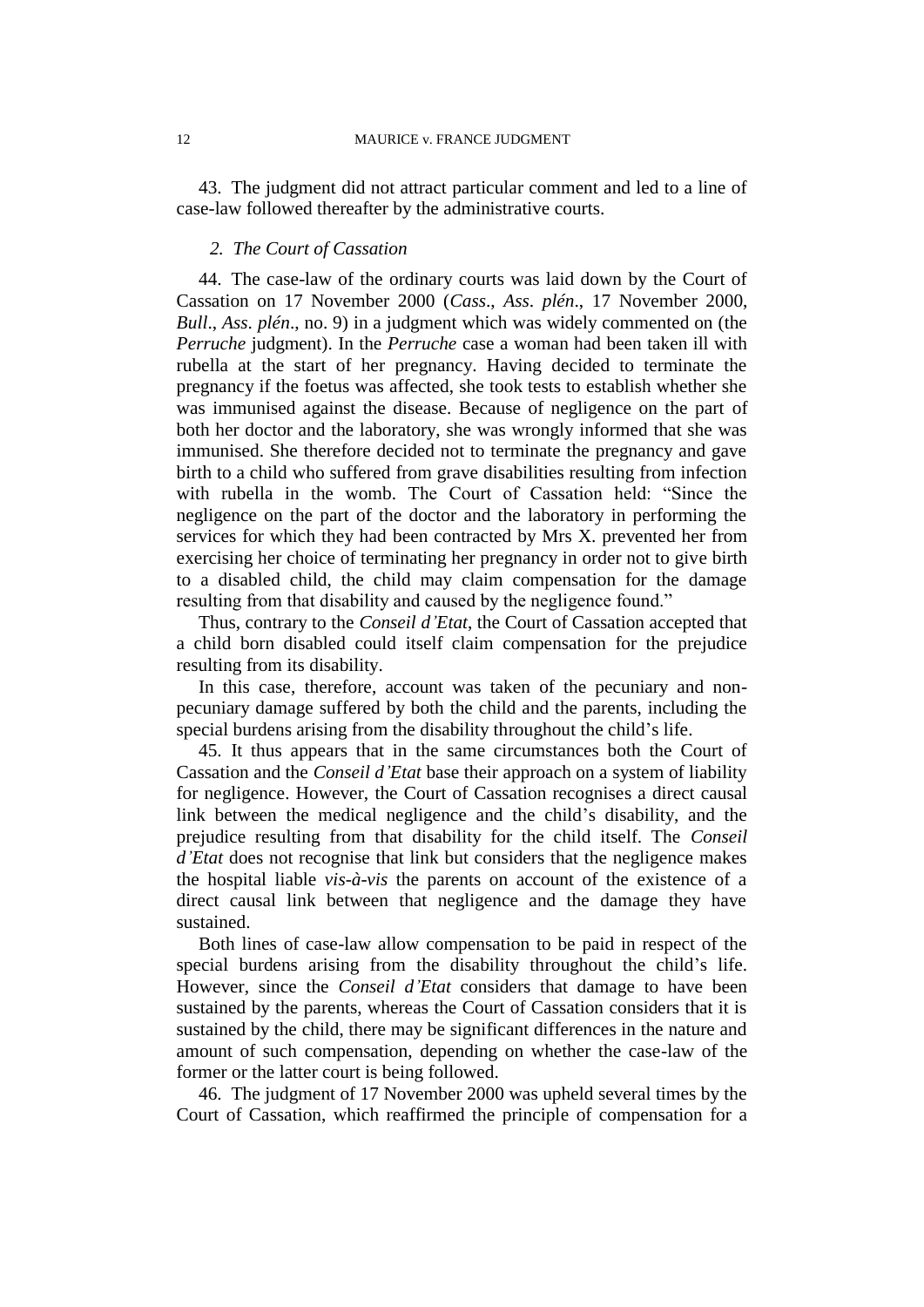43. The judgment did not attract particular comment and led to a line of case-law followed thereafter by the administrative courts.

### *2. The Court of Cassation*

44. The case-law of the ordinary courts was laid down by the Court of Cassation on 17 November 2000 (*Cass*., *Ass*. *plén*., 17 November 2000, *Bull*., *Ass*. *plén*., no. 9) in a judgment which was widely commented on (the *Perruche* judgment). In the *Perruche* case a woman had been taken ill with rubella at the start of her pregnancy. Having decided to terminate the pregnancy if the foetus was affected, she took tests to establish whether she was immunised against the disease. Because of negligence on the part of both her doctor and the laboratory, she was wrongly informed that she was immunised. She therefore decided not to terminate the pregnancy and gave birth to a child who suffered from grave disabilities resulting from infection with rubella in the womb. The Court of Cassation held: "Since the negligence on the part of the doctor and the laboratory in performing the services for which they had been contracted by Mrs X. prevented her from exercising her choice of terminating her pregnancy in order not to give birth to a disabled child, the child may claim compensation for the damage resulting from that disability and caused by the negligence found."

Thus, contrary to the *Conseil d'Etat*, the Court of Cassation accepted that a child born disabled could itself claim compensation for the prejudice resulting from its disability.

In this case, therefore, account was taken of the pecuniary and non-pecuniary damage suffered by both the child and the parents, including the special burdens arising from the disability throughout the child's life.

45. It thus appears that in the same circumstances both the Court of Cassation and the *Conseil d'Etat* base their approach on a system of liability for negligence. However, the Court of Cassation recognises a direct causal link between the medical negligence and the child's disability, and the prejudice resulting from that disability for the child itself. The *Conseil d'Etat* does not recognise that link but considers that the negligence makes the hospital liable *vis-à-vis* the parents on account of the existence of a direct causal link between that negligence and the damage they have sustained.

Both lines of case-law allow compensation to be paid in respect of the special burdens arising from the disability throughout the child's life. However, since the *Conseil d'Etat* considers that damage to have been sustained by the parents, whereas the Court of Cassation considers that it is sustained by the child, there may be significant differences in the nature and amount of such compensation, depending on whether the case-law of the former or the latter court is being followed.

46. The judgment of 17 November 2000 was upheld several times by the Court of Cassation, which reaffirmed the principle of compensation for a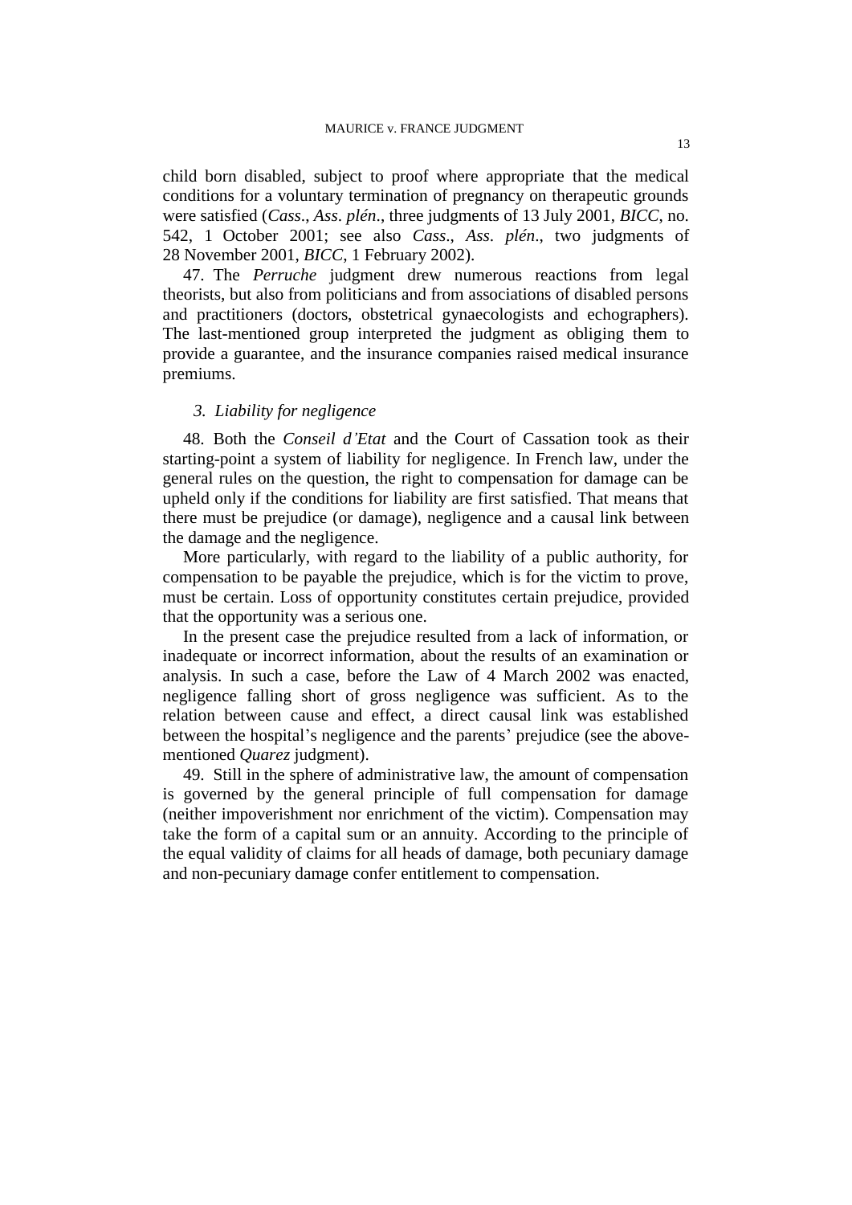child born disabled, subject to proof where appropriate that the medical conditions for a voluntary termination of pregnancy on therapeutic grounds were satisfied (*Cass.*, *Ass. plén.*, three judgments of 13 July 2001, *BICC*, no. 542, 1 October 2001; see also *Cass.*, *Ass. plén.*, two judgments of 28 November 2001, *BICC*, 1 February 2002).

47. The *Perruche* judgment drew numerous reactions from legal theorists, but also from politicians and from associations of disabled persons and practitioners (doctors, obstetrical gynaecologists and echographers). The last-mentioned group interpreted the judgment as obliging them to provide a guarantee, and the insurance companies raised medical insurance premiums.

### *3. Liability for negligence*

48. Both the *Conseil d'Etat* and the Court of Cassation took as their starting-point a system of liability for negligence. In French law, under the general rules on the question, the right to compensation for damage can be upheld only if the conditions for liability are first satisfied. That means that there must be prejudice (or damage), negligence and a causal link between the damage and the negligence.

More particularly, with regard to the liability of a public authority, for compensation to be payable the prejudice, which is for the victim to prove, must be certain. Loss of opportunity constitutes certain prejudice, provided that the opportunity was a serious one.

In the present case the prejudice resulted from a lack of information, or inadequate or incorrect information, about the results of an examination or analysis. In such a case, before the Law of 4 March 2002 was enacted, negligence falling short of gross negligence was sufficient. As to the relation between cause and effect, a direct causal link was established between the hospital's negligence and the parents' prejudice (see the above-mentioned *Quarez* judgment).

49. Still in the sphere of administrative law, the amount of compensation is governed by the general principle of full compensation for damage (neither impoverishment nor enrichment of the victim). Compensation may take the form of a capital sum or an annuity. According to the principle of the equal validity of claims for all heads of damage, both pecuniary damage and non-pecuniary damage confer entitlement to compensation.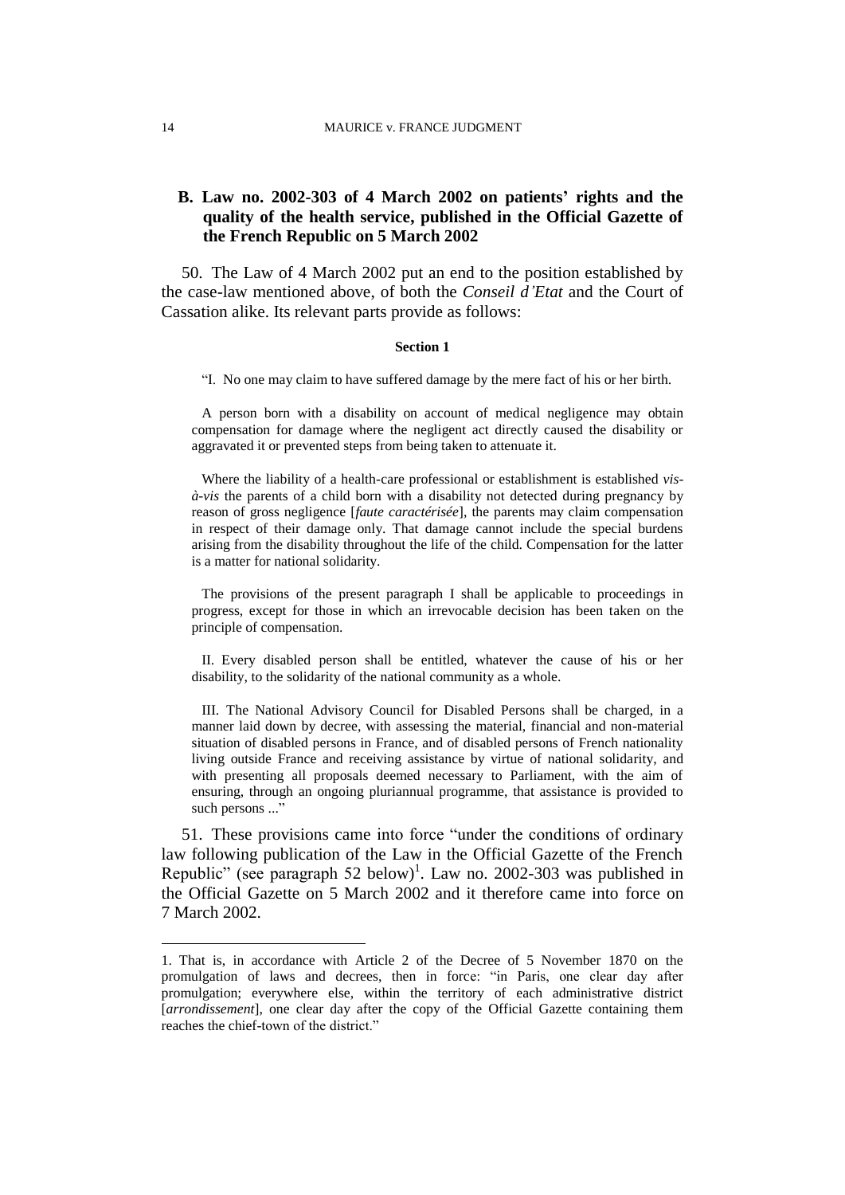## B. Law no. 2002-303 of 4 March 2002 on patients' rights and the quality of the health service, published in the Official Gazette of the French Republic on 5 March 2002

50. The Law of 4 March 2002 put an end to the position established by the case-law mentioned above, of both the *Conseil d'Etat* and the Court of Cassation alike. Its relevant parts provide as follows:

**Section 1**

"I. No one may claim to have suffered damage by the mere fact of his or her birth.

A person born with a disability on account of medical negligence may obtain compensation for damage where the negligent act directly caused the disability or aggravated it or prevented steps from being taken to attenuate it.

Where the liability of a health-care professional or establishment is established *vis-à-vis* the parents of a child born with a disability not detected during pregnancy by reason of gross negligence [*faute caractérisée*], the parents may claim compensation in respect of their damage only. That damage cannot include the special burdens arising from the disability throughout the life of the child. Compensation for the latter is a matter for national solidarity.

The provisions of the present paragraph I shall be applicable to proceedings in progress, except for those in which an irrevocable decision has been taken on the principle of compensation.

II. Every disabled person shall be entitled, whatever the cause of his or her disability, to the solidarity of the national community as a whole.

III. The National Advisory Council for Disabled Persons shall be charged, in a manner laid down by decree, with assessing the material, financial and non-material situation of disabled persons in France, and of disabled persons of French nationality living outside France and receiving assistance by virtue of national solidarity, and with presenting all proposals deemed necessary to Parliament, with the aim of ensuring, through an ongoing pluriannual programme, that assistance is provided to such persons ..."

51. These provisions came into force "under the conditions of ordinary law following publication of the Law in the Official Gazette of the French Republic" (see paragraph 52 below)[1]. Law no. 2002-303 was published in the Official Gazette on 5 March 2002 and it therefore came into force on 7 March 2002.

1. That is, in accordance with Article 2 of the Decree of 5 November 1870 on the promulgation of laws and decrees, then in force: "in Paris, one clear day after promulgation; everywhere else, within the territory of each administrative district [*arrondissement*], one clear day after the copy of the Official Gazette containing them reaches the chief-town of the district."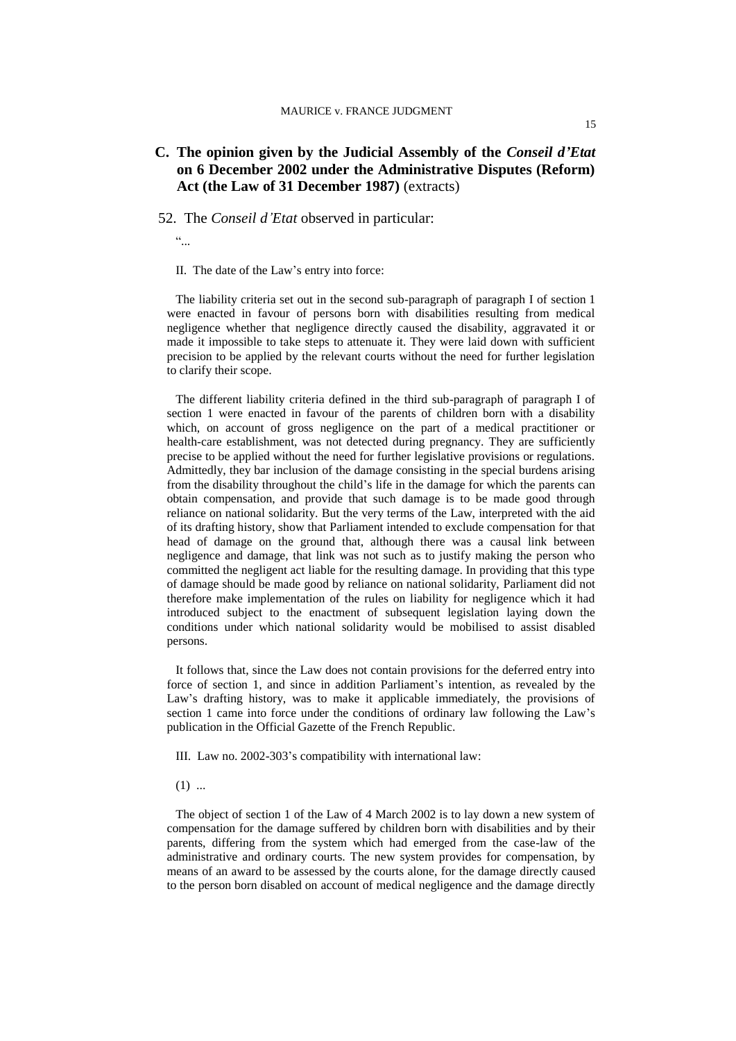## C. The opinion given by the Judicial Assembly of the *Conseil d'Etat* on 6 December 2002 under the Administrative Disputes (Reform) Act (the Law of 31 December 1987) (extracts)

52. The *Conseil d'Etat* observed in particular:

"...

II. The date of the Law's entry into force:

The liability criteria set out in the second sub-paragraph of paragraph I of section 1 were enacted in favour of persons born with disabilities resulting from medical negligence whether that negligence directly caused the disability, aggravated it or made it impossible to take steps to attenuate it. They were laid down with sufficient precision to be applied by the relevant courts without the need for further legislation to clarify their scope.

The different liability criteria defined in the third sub-paragraph of paragraph I of section 1 were enacted in favour of the parents of children born with a disability which, on account of gross negligence on the part of a medical practitioner or health-care establishment, was not detected during pregnancy. They are sufficiently precise to be applied without the need for further legislative provisions or regulations. Admittedly, they bar inclusion of the damage consisting in the special burdens arising from the disability throughout the child's life in the damage for which the parents can obtain compensation, and provide that such damage is to be made good through reliance on national solidarity. But the very terms of the Law, interpreted with the aid of its drafting history, show that Parliament intended to exclude compensation for that head of damage on the ground that, although there was a causal link between negligence and damage, that link was not such as to justify making the person who committed the negligent act liable for the resulting damage. In providing that this type of damage should be made good by reliance on national solidarity, Parliament did not therefore make implementation of the rules on liability for negligence which it had introduced subject to the enactment of subsequent legislation laying down the conditions under which national solidarity would be mobilised to assist disabled persons.

It follows that, since the Law does not contain provisions for the deferred entry into force of section 1, and since in addition Parliament's intention, as revealed by the Law's drafting history, was to make it applicable immediately, the provisions of section 1 came into force under the conditions of ordinary law following the Law's publication in the Official Gazette of the French Republic.

III. Law no. 2002-303's compatibility with international law:

(1) ...

The object of section 1 of the Law of 4 March 2002 is to lay down a new system of compensation for the damage suffered by children born with disabilities and by their parents, differing from the system which had emerged from the case-law of the administrative and ordinary courts. The new system provides for compensation, by means of an award to be assessed by the courts alone, for the damage directly caused to the person born disabled on account of medical negligence and the damage directly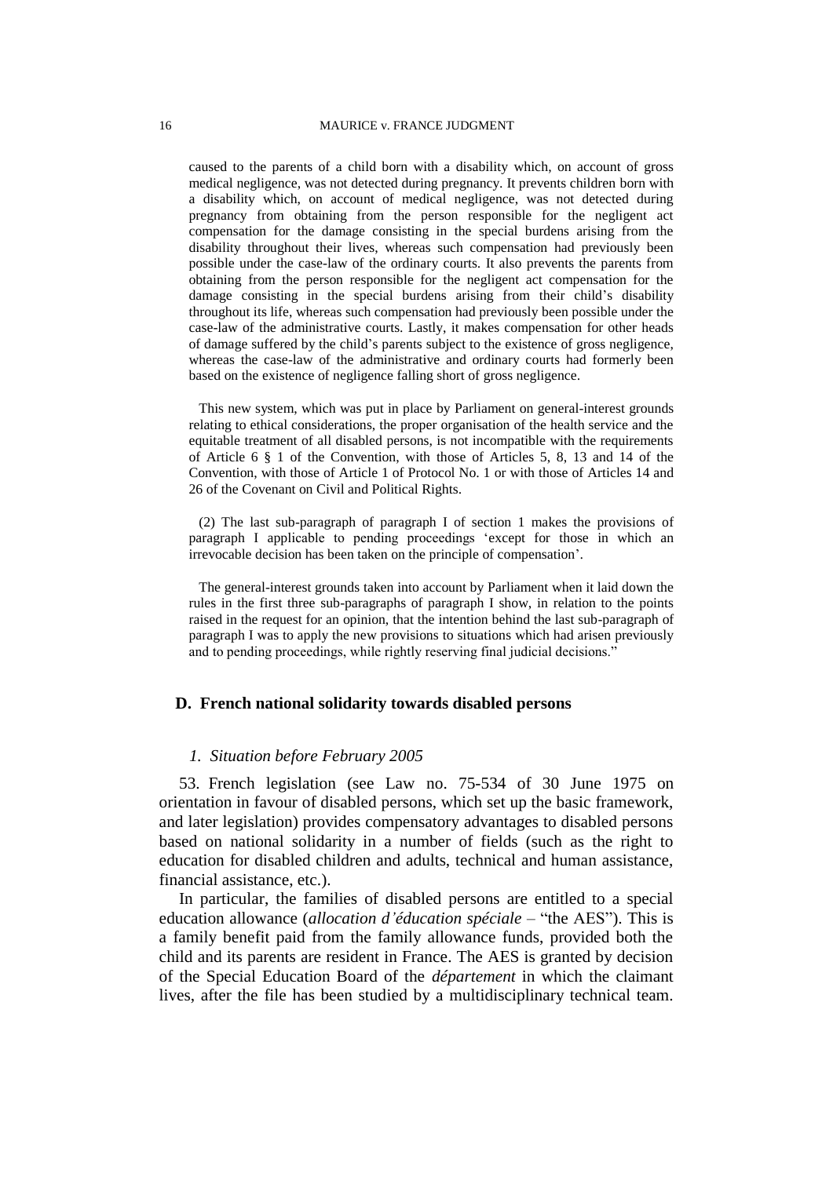caused to the parents of a child born with a disability which, on account of gross medical negligence, was not detected during pregnancy. It prevents children born with a disability which, on account of medical negligence, was not detected during pregnancy from obtaining from the person responsible for the negligent act compensation for the damage consisting in the special burdens arising from the disability throughout their lives, whereas such compensation had previously been possible under the case-law of the ordinary courts. It also prevents the parents from obtaining from the person responsible for the negligent act compensation for the damage consisting in the special burdens arising from their child's disability throughout its life, whereas such compensation had previously been possible under the case-law of the administrative courts. Lastly, it makes compensation for other heads of damage suffered by the child's parents subject to the existence of gross negligence, whereas the case-law of the administrative and ordinary courts had formerly been based on the existence of negligence falling short of gross negligence.

This new system, which was put in place by Parliament on general-interest grounds relating to ethical considerations, the proper organisation of the health service and the equitable treatment of all disabled persons, is not incompatible with the requirements of Article 6 § 1 of the Convention, with those of Articles 5, 8, 13 and 14 of the Convention, with those of Article 1 of Protocol No. 1 or with those of Articles 14 and 26 of the Covenant on Civil and Political Rights.

(2) The last sub-paragraph of paragraph I of section 1 makes the provisions of paragraph I applicable to pending proceedings 'except for those in which an irrevocable decision has been taken on the principle of compensation'.

The general-interest grounds taken into account by Parliament when it laid down the rules in the first three sub-paragraphs of paragraph I show, in relation to the points raised in the request for an opinion, that the intention behind the last sub-paragraph of paragraph I was to apply the new provisions to situations which had arisen previously and to pending proceedings, while rightly reserving final judicial decisions."

## D. French national solidarity towards disabled persons

### *1. Situation before February 2005*

53. French legislation (see Law no. 75-534 of 30 June 1975 on orientation in favour of disabled persons, which set up the basic framework, and later legislation) provides compensatory advantages to disabled persons based on national solidarity in a number of fields (such as the right to education for disabled children and adults, technical and human assistance, financial assistance, etc.).

In particular, the families of disabled persons are entitled to a special education allowance (*allocation d'éducation spéciale* – "the AES"). This is a family benefit paid from the family allowance funds, provided both the child and its parents are resident in France. The AES is granted by decision of the Special Education Board of the *département* in which the claimant lives, after the file has been studied by a multidisciplinary technical team.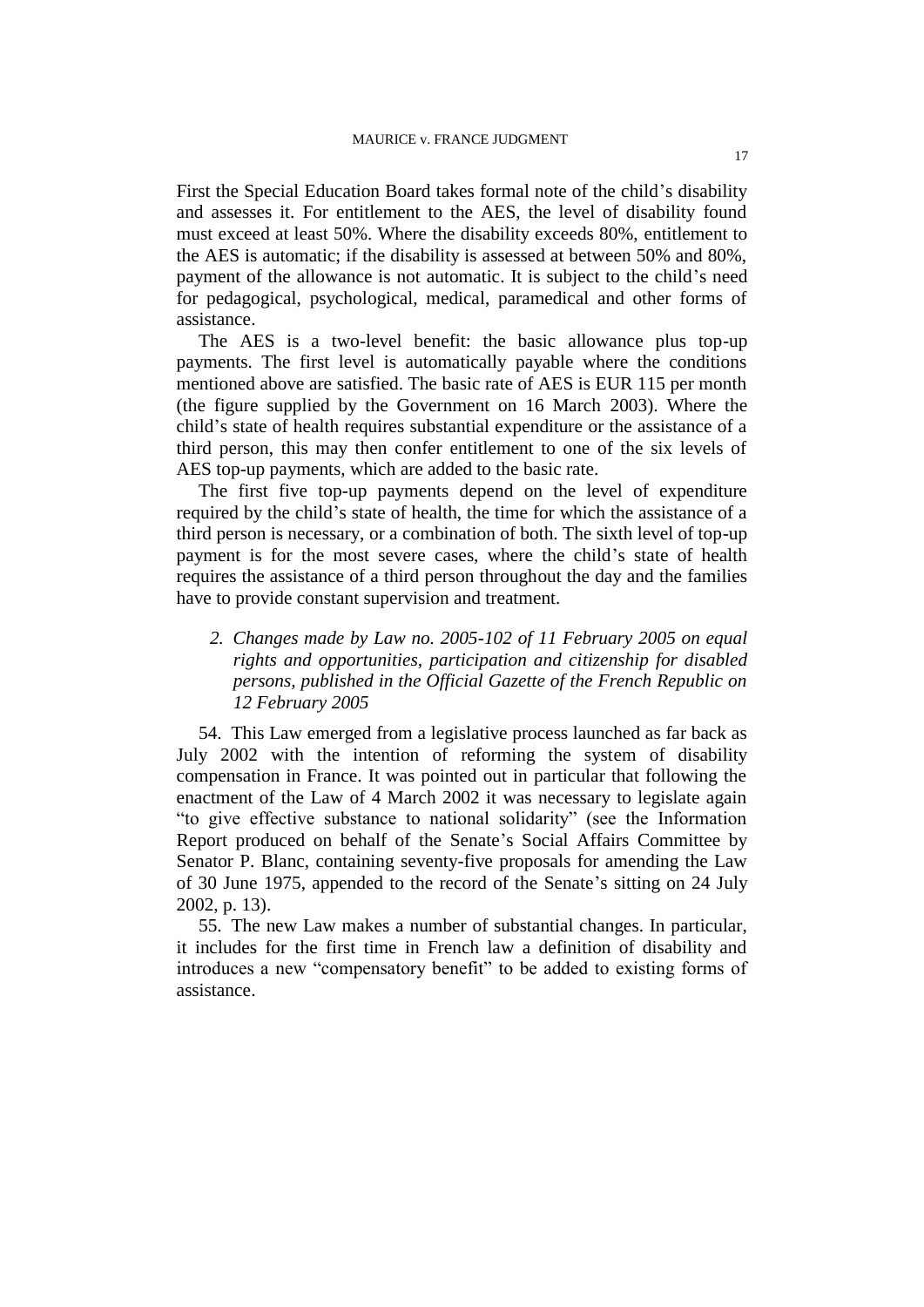First the Special Education Board takes formal note of the child's disability and assesses it. For entitlement to the AES, the level of disability found must exceed at least 50%. Where the disability exceeds 80%, entitlement to the AES is automatic; if the disability is assessed at between 50% and 80%, payment of the allowance is not automatic. It is subject to the child's need for pedagogical, psychological, medical, paramedical and other forms of assistance.

The AES is a two-level benefit: the basic allowance plus top-up payments. The first level is automatically payable where the conditions mentioned above are satisfied. The basic rate of AES is EUR 115 per month (the figure supplied by the Government on 16 March 2003). Where the child's state of health requires substantial expenditure or the assistance of a third person, this may then confer entitlement to one of the six levels of AES top-up payments, which are added to the basic rate.

The first five top-up payments depend on the level of expenditure required by the child's state of health, the time for which the assistance of a third person is necessary, or a combination of both. The sixth level of top-up payment is for the most severe cases, where the child's state of health requires the assistance of a third person throughout the day and the families have to provide constant supervision and treatment.

*2. Changes made by Law no. 2005-102 of 11 February 2005 on equal rights and opportunities, participation and citizenship for disabled persons, published in the Official Gazette of the French Republic on 12 February 2005*

54. This Law emerged from a legislative process launched as far back as July 2002 with the intention of reforming the system of disability compensation in France. It was pointed out in particular that following the enactment of the Law of 4 March 2002 it was necessary to legislate again "to give effective substance to national solidarity" (see the Information Report produced on behalf of the Senate's Social Affairs Committee by Senator P. Blanc, containing seventy-five proposals for amending the Law of 30 June 1975, appended to the record of the Senate's sitting on 24 July 2002, p. 13).

55. The new Law makes a number of substantial changes. In particular, it includes for the first time in French law a definition of disability and introduces a new "compensatory benefit" to be added to existing forms of assistance.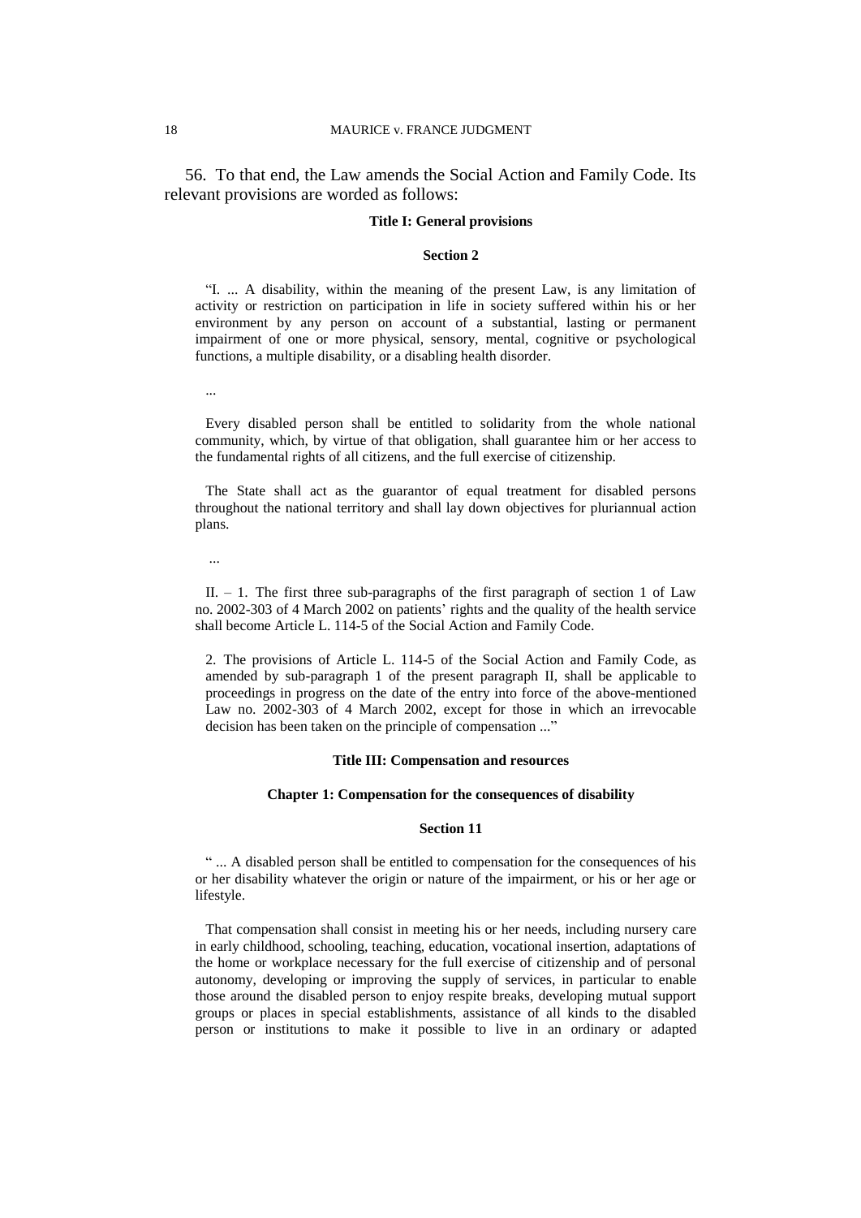56. To that end, the Law amends the Social Action and Family Code. Its relevant provisions are worded as follows:

**Title I: General provisions**

**Section 2**

"I. ... A disability, within the meaning of the present Law, is any limitation of activity or restriction on participation in life in society suffered within his or her environment by any person on account of a substantial, lasting or permanent impairment of one or more physical, sensory, mental, cognitive or psychological functions, a multiple disability, or a disabling health disorder.

...

Every disabled person shall be entitled to solidarity from the whole national community, which, by virtue of that obligation, shall guarantee him or her access to the fundamental rights of all citizens, and the full exercise of citizenship.

The State shall act as the guarantor of equal treatment for disabled persons throughout the national territory and shall lay down objectives for pluriannual action plans.

...

II. – 1. The first three sub-paragraphs of the first paragraph of section 1 of Law no. 2002-303 of 4 March 2002 on patients' rights and the quality of the health service shall become Article L. 114-5 of the Social Action and Family Code.

2. The provisions of Article L. 114-5 of the Social Action and Family Code, as amended by sub-paragraph 1 of the present paragraph II, shall be applicable to proceedings in progress on the date of the entry into force of the above-mentioned Law no. 2002-303 of 4 March 2002, except for those in which an irrevocable decision has been taken on the principle of compensation ..."

**Title III: Compensation and resources**

**Chapter 1: Compensation for the consequences of disability**

**Section 11**

" ... A disabled person shall be entitled to compensation for the consequences of his or her disability whatever the origin or nature of the impairment, or his or her age or lifestyle.

That compensation shall consist in meeting his or her needs, including nursery care in early childhood, schooling, teaching, education, vocational insertion, adaptations of the home or workplace necessary for the full exercise of citizenship and of personal autonomy, developing or improving the supply of services, in particular to enable those around the disabled person to enjoy respite breaks, developing mutual support groups or places in special establishments, assistance of all kinds to the disabled person or institutions to make it possible to live in an ordinary or adapted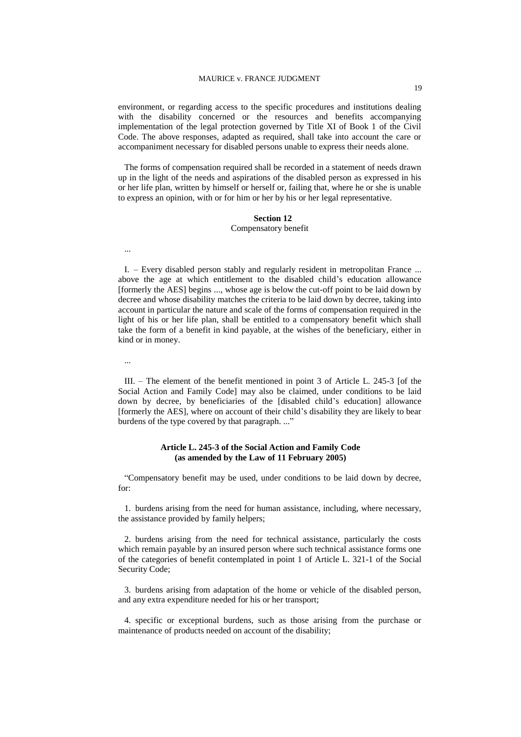environment, or regarding access to the specific procedures and institutions dealing with the disability concerned or the resources and benefits accompanying implementation of the legal protection governed by Title XI of Book 1 of the Civil Code. The above responses, adapted as required, shall take into account the care or accompaniment necessary for disabled persons unable to express their needs alone.

The forms of compensation required shall be recorded in a statement of needs drawn up in the light of the needs and aspirations of the disabled person as expressed in his or her life plan, written by himself or herself or, failing that, where he or she is unable to express an opinion, with or for him or her by his or her legal representative.

**Section 12**
Compensatory benefit

...

I. – Every disabled person stably and regularly resident in metropolitan France ... above the age at which entitlement to the disabled child's education allowance [formerly the AES] begins ..., whose age is below the cut-off point to be laid down by decree and whose disability matches the criteria to be laid down by decree, taking into account in particular the nature and scale of the forms of compensation required in the light of his or her life plan, shall be entitled to a compensatory benefit which shall take the form of a benefit in kind payable, at the wishes of the beneficiary, either in kind or in money.

...

III. – The element of the benefit mentioned in point 3 of Article L. 245-3 [of the Social Action and Family Code] may also be claimed, under conditions to be laid down by decree, by beneficiaries of the [disabled child's education] allowance [formerly the AES], where on account of their child's disability they are likely to bear burdens of the type covered by that paragraph. ..."

**Article L. 245-3 of the Social Action and Family Code**
**(as amended by the Law of 11 February 2005)**

"Compensatory benefit may be used, under conditions to be laid down by decree, for:

1. burdens arising from the need for human assistance, including, where necessary, the assistance provided by family helpers;

2. burdens arising from the need for technical assistance, particularly the costs which remain payable by an insured person where such technical assistance forms one of the categories of benefit contemplated in point 1 of Article L. 321-1 of the Social Security Code;

3. burdens arising from adaptation of the home or vehicle of the disabled person, and any extra expenditure needed for his or her transport;

4. specific or exceptional burdens, such as those arising from the purchase or maintenance of products needed on account of the disability;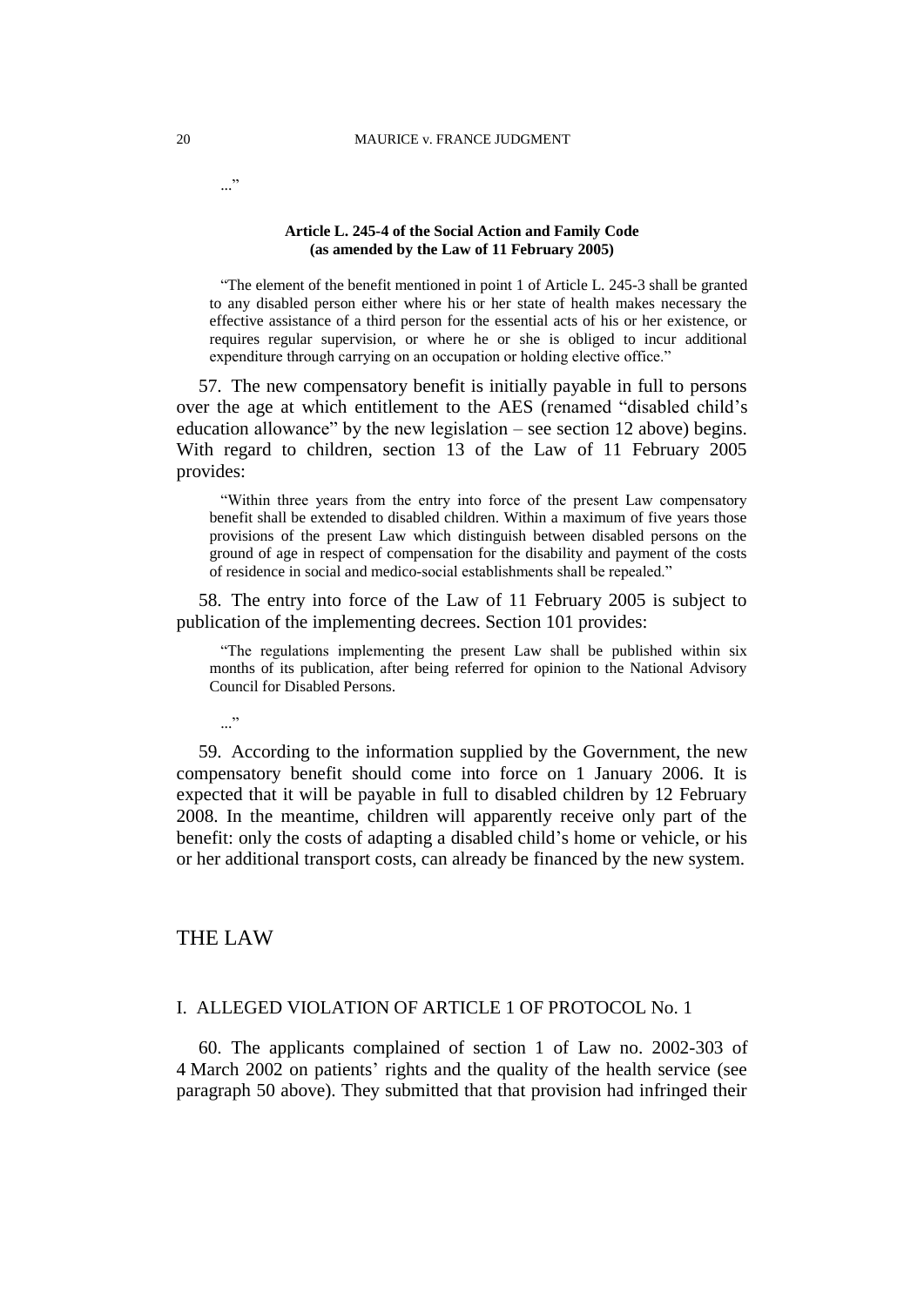..."

**Article L. 245-4 of the Social Action and Family Code (as amended by the Law of 11 February 2005)**

> "The element of the benefit mentioned in point 1 of Article L. 245-3 shall be granted to any disabled person either where his or her state of health makes necessary the effective assistance of a third person for the essential acts of his or her existence, or requires regular supervision, or where he or she is obliged to incur additional expenditure through carrying on an occupation or holding elective office."

57. The new compensatory benefit is initially payable in full to persons over the age at which entitlement to the AES (renamed "disabled child's education allowance" by the new legislation – see section 12 above) begins. With regard to children, section 13 of the Law of 11 February 2005 provides:

> "Within three years from the entry into force of the present Law compensatory benefit shall be extended to disabled children. Within a maximum of five years those provisions of the present Law which distinguish between disabled persons on the ground of age in respect of compensation for the disability and payment of the costs of residence in social and medico-social establishments shall be repealed."

58. The entry into force of the Law of 11 February 2005 is subject to publication of the implementing decrees. Section 101 provides:

> "The regulations implementing the present Law shall be published within six months of its publication, after being referred for opinion to the National Advisory Council for Disabled Persons.
>
> ..."

59. According to the information supplied by the Government, the new compensatory benefit should come into force on 1 January 2006. It is expected that it will be payable in full to disabled children by 12 February 2008. In the meantime, children will apparently receive only part of the benefit: only the costs of adapting a disabled child's home or vehicle, or his or her additional transport costs, can already be financed by the new system.

# THE LAW

## I. ALLEGED VIOLATION OF ARTICLE 1 OF PROTOCOL No. 1

60. The applicants complained of section 1 of Law no. 2002-303 of 4 March 2002 on patients' rights and the quality of the health service (see paragraph 50 above). They submitted that that provision had infringed their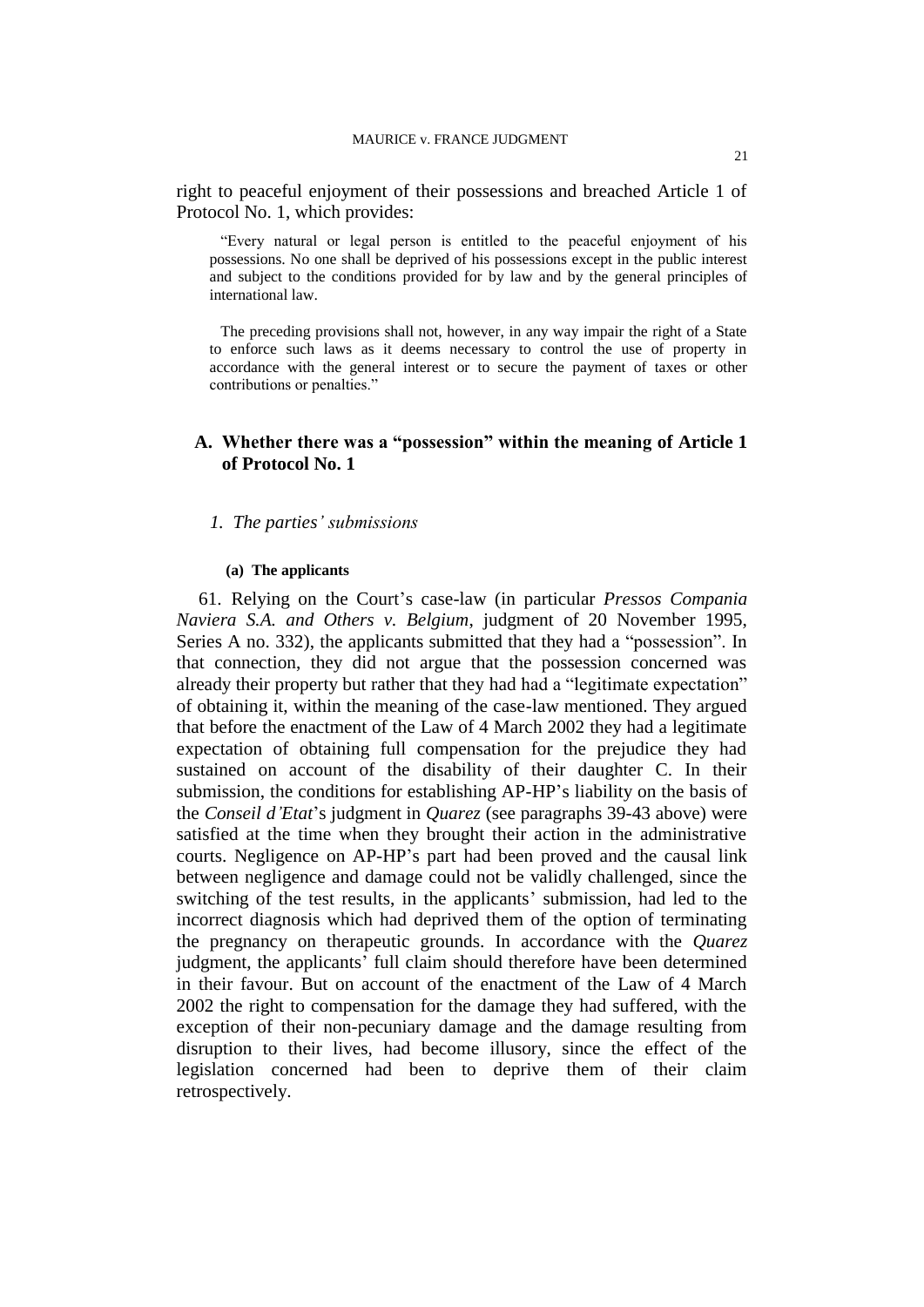right to peaceful enjoyment of their possessions and breached Article 1 of Protocol No. 1, which provides:

> “Every natural or legal person is entitled to the peaceful enjoyment of his possessions. No one shall be deprived of his possessions except in the public interest and subject to the conditions provided for by law and by the general principles of international law.
>
> The preceding provisions shall not, however, in any way impair the right of a State to enforce such laws as it deems necessary to control the use of property in accordance with the general interest or to secure the payment of taxes or other contributions or penalties.”

## A. Whether there was a “possession” within the meaning of Article 1 of Protocol No. 1

### *1. The parties’ submissions*

#### (a) The applicants

61. Relying on the Court’s case-law (in particular *Pressos Compania Naviera S.A. and Others v. Belgium*, judgment of 20 November 1995, Series A no. 332), the applicants submitted that they had a “possession”. In that connection, they did not argue that the possession concerned was already their property but rather that they had had a “legitimate expectation” of obtaining it, within the meaning of the case-law mentioned. They argued that before the enactment of the Law of 4 March 2002 they had a legitimate expectation of obtaining full compensation for the prejudice they had sustained on account of the disability of their daughter C. In their submission, the conditions for establishing AP-HP’s liability on the basis of the *Conseil d’Etat*’s judgment in *Quarez* (see paragraphs 39-43 above) were satisfied at the time when they brought their action in the administrative courts. Negligence on AP-HP’s part had been proved and the causal link between negligence and damage could not be validly challenged, since the switching of the test results, in the applicants’ submission, had led to the incorrect diagnosis which had deprived them of the option of terminating the pregnancy on therapeutic grounds. In accordance with the *Quarez* judgment, the applicants’ full claim should therefore have been determined in their favour. But on account of the enactment of the Law of 4 March 2002 the right to compensation for the damage they had suffered, with the exception of their non-pecuniary damage and the damage resulting from disruption to their lives, had become illusory, since the effect of the legislation concerned had been to deprive them of their claim retrospectively.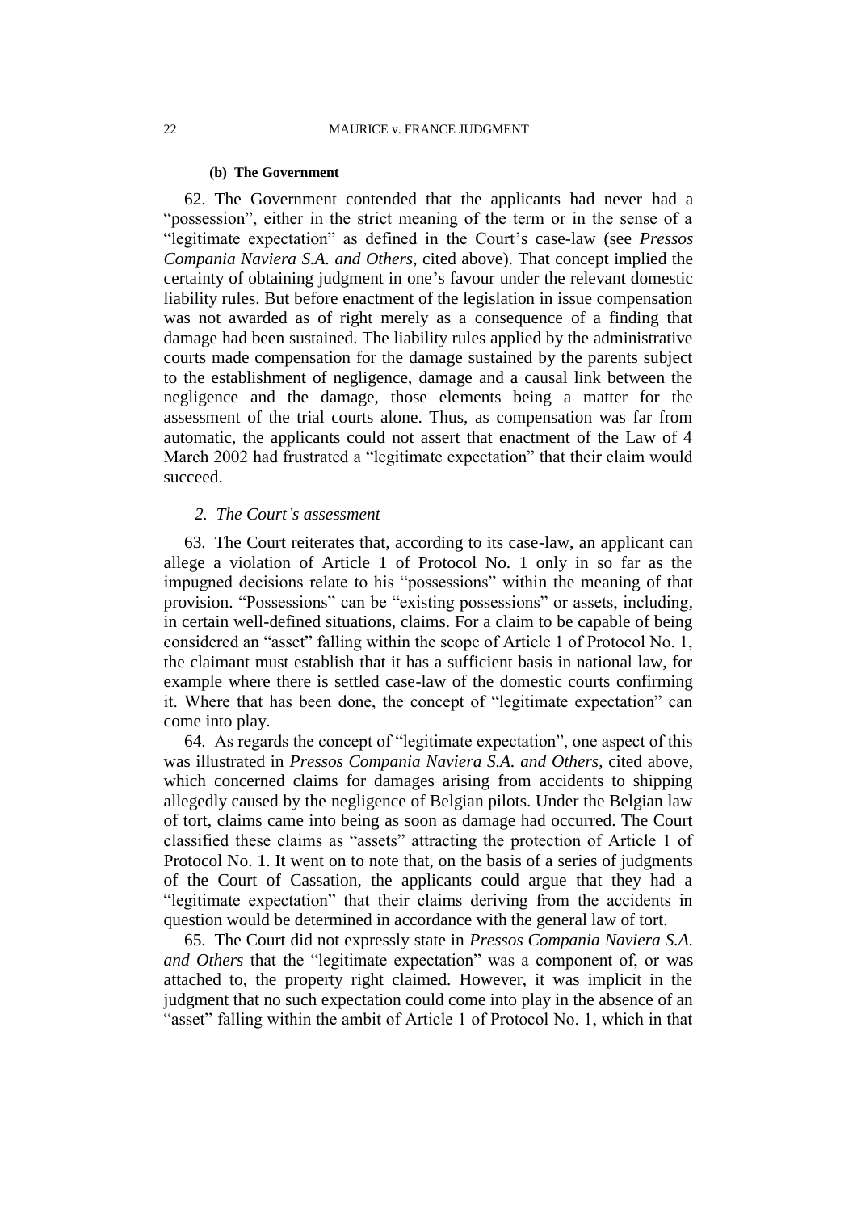#### (b) The Government

62. The Government contended that the applicants had never had a "possession", either in the strict meaning of the term or in the sense of a "legitimate expectation" as defined in the Court's case-law (see *Pressos Compania Naviera S.A. and Others*, cited above). That concept implied the certainty of obtaining judgment in one's favour under the relevant domestic liability rules. But before enactment of the legislation in issue compensation was not awarded as of right merely as a consequence of a finding that damage had been sustained. The liability rules applied by the administrative courts made compensation for the damage sustained by the parents subject to the establishment of negligence, damage and a causal link between the negligence and the damage, those elements being a matter for the assessment of the trial courts alone. Thus, as compensation was far from automatic, the applicants could not assert that enactment of the Law of 4 March 2002 had frustrated a "legitimate expectation" that their claim would succeed.

### *2. The Court's assessment*

63. The Court reiterates that, according to its case-law, an applicant can allege a violation of Article 1 of Protocol No. 1 only in so far as the impugned decisions relate to his "possessions" within the meaning of that provision. "Possessions" can be "existing possessions" or assets, including, in certain well-defined situations, claims. For a claim to be capable of being considered an "asset" falling within the scope of Article 1 of Protocol No. 1, the claimant must establish that it has a sufficient basis in national law, for example where there is settled case-law of the domestic courts confirming it. Where that has been done, the concept of "legitimate expectation" can come into play.

64. As regards the concept of "legitimate expectation", one aspect of this was illustrated in *Pressos Compania Naviera S.A. and Others*, cited above, which concerned claims for damages arising from accidents to shipping allegedly caused by the negligence of Belgian pilots. Under the Belgian law of tort, claims came into being as soon as damage had occurred. The Court classified these claims as "assets" attracting the protection of Article 1 of Protocol No. 1. It went on to note that, on the basis of a series of judgments of the Court of Cassation, the applicants could argue that they had a "legitimate expectation" that their claims deriving from the accidents in question would be determined in accordance with the general law of tort.

65. The Court did not expressly state in *Pressos Compania Naviera S.A. and Others* that the "legitimate expectation" was a component of, or was attached to, the property right claimed. However, it was implicit in the judgment that no such expectation could come into play in the absence of an "asset" falling within the ambit of Article 1 of Protocol No. 1, which in that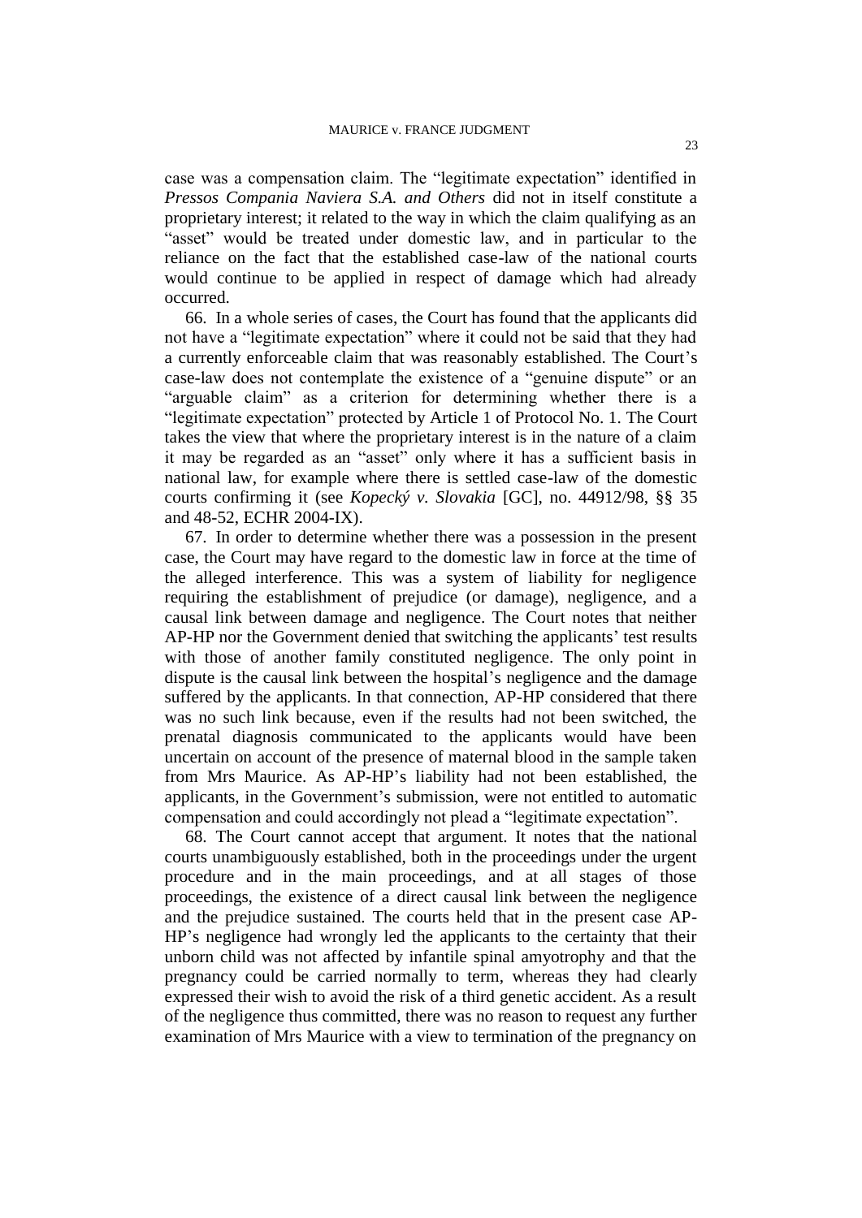case was a compensation claim. The "legitimate expectation" identified in *Pressos Compania Naviera S.A. and Others* did not in itself constitute a proprietary interest; it related to the way in which the claim qualifying as an "asset" would be treated under domestic law, and in particular to the reliance on the fact that the established case-law of the national courts would continue to be applied in respect of damage which had already occurred.

66. In a whole series of cases, the Court has found that the applicants did not have a "legitimate expectation" where it could not be said that they had a currently enforceable claim that was reasonably established. The Court's case-law does not contemplate the existence of a "genuine dispute" or an "arguable claim" as a criterion for determining whether there is a "legitimate expectation" protected by Article 1 of Protocol No. 1. The Court takes the view that where the proprietary interest is in the nature of a claim it may be regarded as an "asset" only where it has a sufficient basis in national law, for example where there is settled case-law of the domestic courts confirming it (see *Kopecký v. Slovakia* [GC], no. 44912/98, §§ 35 and 48-52, ECHR 2004-IX).

67. In order to determine whether there was a possession in the present case, the Court may have regard to the domestic law in force at the time of the alleged interference. This was a system of liability for negligence requiring the establishment of prejudice (or damage), negligence, and a causal link between damage and negligence. The Court notes that neither AP-HP nor the Government denied that switching the applicants' test results with those of another family constituted negligence. The only point in dispute is the causal link between the hospital's negligence and the damage suffered by the applicants. In that connection, AP-HP considered that there was no such link because, even if the results had not been switched, the prenatal diagnosis communicated to the applicants would have been uncertain on account of the presence of maternal blood in the sample taken from Mrs Maurice. As AP-HP's liability had not been established, the applicants, in the Government's submission, were not entitled to automatic compensation and could accordingly not plead a "legitimate expectation".

68. The Court cannot accept that argument. It notes that the national courts unambiguously established, both in the proceedings under the urgent procedure and in the main proceedings, and at all stages of those proceedings, the existence of a direct causal link between the negligence and the prejudice sustained. The courts held that in the present case AP-HP's negligence had wrongly led the applicants to the certainty that their unborn child was not affected by infantile spinal amyotrophy and that the pregnancy could be carried normally to term, whereas they had clearly expressed their wish to avoid the risk of a third genetic accident. As a result of the negligence thus committed, there was no reason to request any further examination of Mrs Maurice with a view to termination of the pregnancy on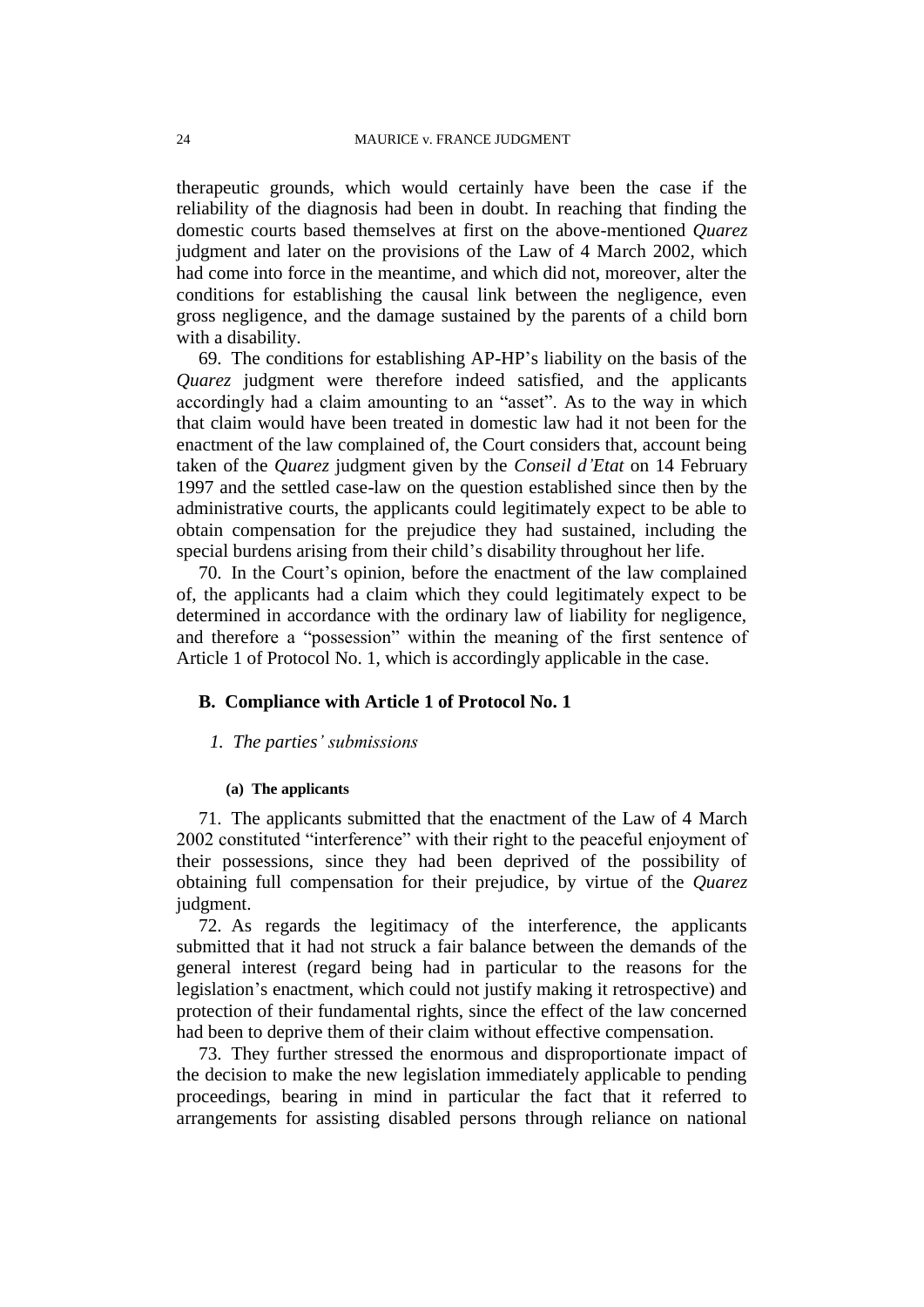therapeutic grounds, which would certainly have been the case if the reliability of the diagnosis had been in doubt. In reaching that finding the domestic courts based themselves at first on the above-mentioned *Quarez* judgment and later on the provisions of the Law of 4 March 2002, which had come into force in the meantime, and which did not, moreover, alter the conditions for establishing the causal link between the negligence, even gross negligence, and the damage sustained by the parents of a child born with a disability.

69. The conditions for establishing AP-HP's liability on the basis of the *Quarez* judgment were therefore indeed satisfied, and the applicants accordingly had a claim amounting to an "asset". As to the way in which that claim would have been treated in domestic law had it not been for the enactment of the law complained of, the Court considers that, account being taken of the *Quarez* judgment given by the *Conseil d'Etat* on 14 February 1997 and the settled case-law on the question established since then by the administrative courts, the applicants could legitimately expect to be able to obtain compensation for the prejudice they had sustained, including the special burdens arising from their child's disability throughout her life.

70. In the Court's opinion, before the enactment of the law complained of, the applicants had a claim which they could legitimately expect to be determined in accordance with the ordinary law of liability for negligence, and therefore a "possession" within the meaning of the first sentence of Article 1 of Protocol No. 1, which is accordingly applicable in the case.

## B. Compliance with Article 1 of Protocol No. 1

### *1. The parties' submissions*

#### (a) The applicants

71. The applicants submitted that the enactment of the Law of 4 March 2002 constituted "interference" with their right to the peaceful enjoyment of their possessions, since they had been deprived of the possibility of obtaining full compensation for their prejudice, by virtue of the *Quarez* judgment.

72. As regards the legitimacy of the interference, the applicants submitted that it had not struck a fair balance between the demands of the general interest (regard being had in particular to the reasons for the legislation's enactment, which could not justify making it retrospective) and protection of their fundamental rights, since the effect of the law concerned had been to deprive them of their claim without effective compensation.

73. They further stressed the enormous and disproportionate impact of the decision to make the new legislation immediately applicable to pending proceedings, bearing in mind in particular the fact that it referred to arrangements for assisting disabled persons through reliance on national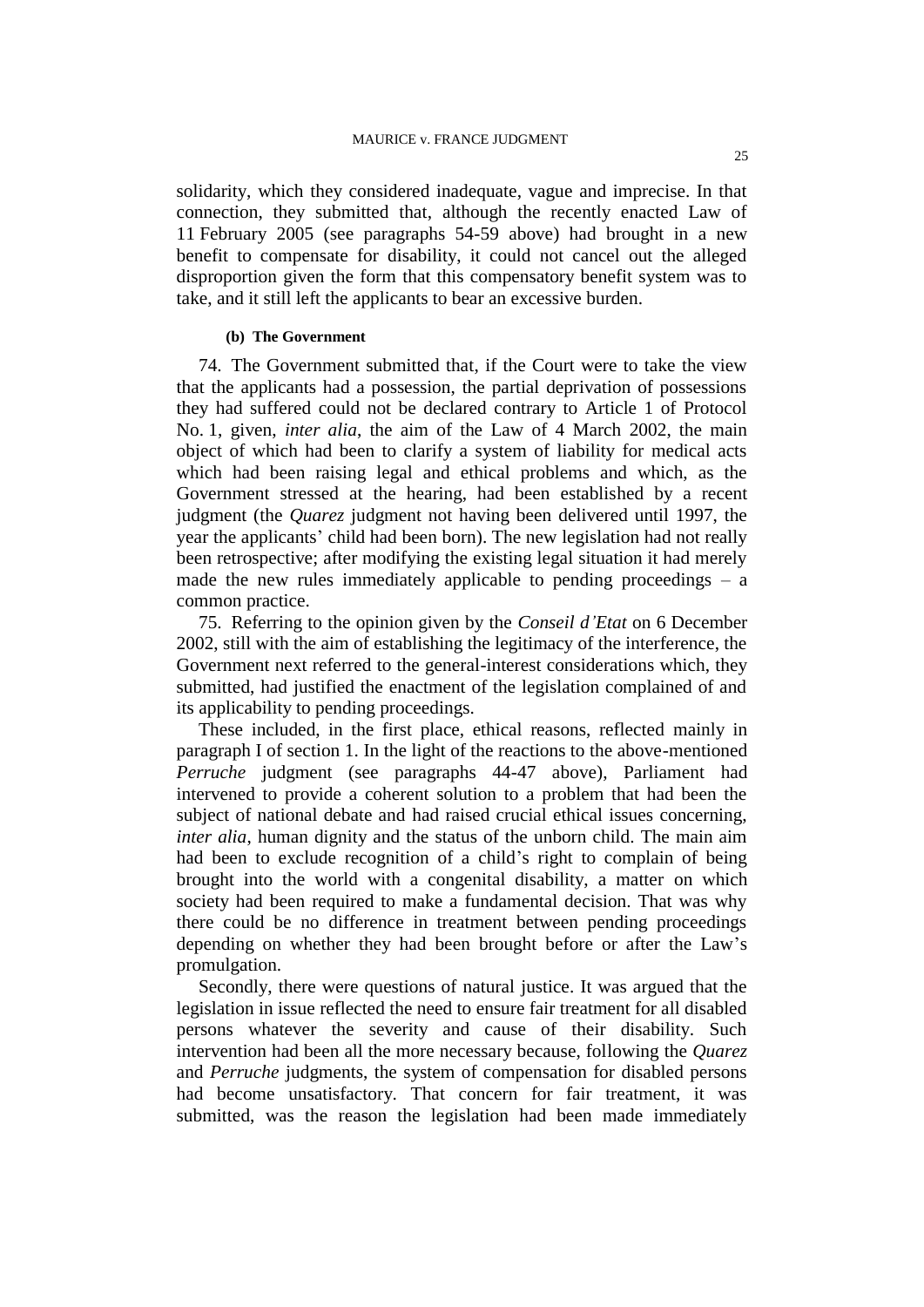solidarity, which they considered inadequate, vague and imprecise. In that connection, they submitted that, although the recently enacted Law of 11 February 2005 (see paragraphs 54-59 above) had brought in a new benefit to compensate for disability, it could not cancel out the alleged disproportion given the form that this compensatory benefit system was to take, and it still left the applicants to bear an excessive burden.

#### (b) The Government

74. The Government submitted that, if the Court were to take the view that the applicants had a possession, the partial deprivation of possessions they had suffered could not be declared contrary to Article 1 of Protocol No. 1, given, *inter alia*, the aim of the Law of 4 March 2002, the main object of which had been to clarify a system of liability for medical acts which had been raising legal and ethical problems and which, as the Government stressed at the hearing, had been established by a recent judgment (the *Quarez* judgment not having been delivered until 1997, the year the applicants' child had been born). The new legislation had not really been retrospective; after modifying the existing legal situation it had merely made the new rules immediately applicable to pending proceedings – a common practice.

75. Referring to the opinion given by the *Conseil d'Etat* on 6 December 2002, still with the aim of establishing the legitimacy of the interference, the Government next referred to the general-interest considerations which, they submitted, had justified the enactment of the legislation complained of and its applicability to pending proceedings.

These included, in the first place, ethical reasons, reflected mainly in paragraph I of section 1. In the light of the reactions to the above-mentioned *Perruche* judgment (see paragraphs 44-47 above), Parliament had intervened to provide a coherent solution to a problem that had been the subject of national debate and had raised crucial ethical issues concerning, *inter alia*, human dignity and the status of the unborn child. The main aim had been to exclude recognition of a child's right to complain of being brought into the world with a congenital disability, a matter on which society had been required to make a fundamental decision. That was why there could be no difference in treatment between pending proceedings depending on whether they had been brought before or after the Law's promulgation.

Secondly, there were questions of natural justice. It was argued that the legislation in issue reflected the need to ensure fair treatment for all disabled persons whatever the severity and cause of their disability. Such intervention had been all the more necessary because, following the *Quarez* and *Perruche* judgments, the system of compensation for disabled persons had become unsatisfactory. That concern for fair treatment, it was submitted, was the reason the legislation had been made immediately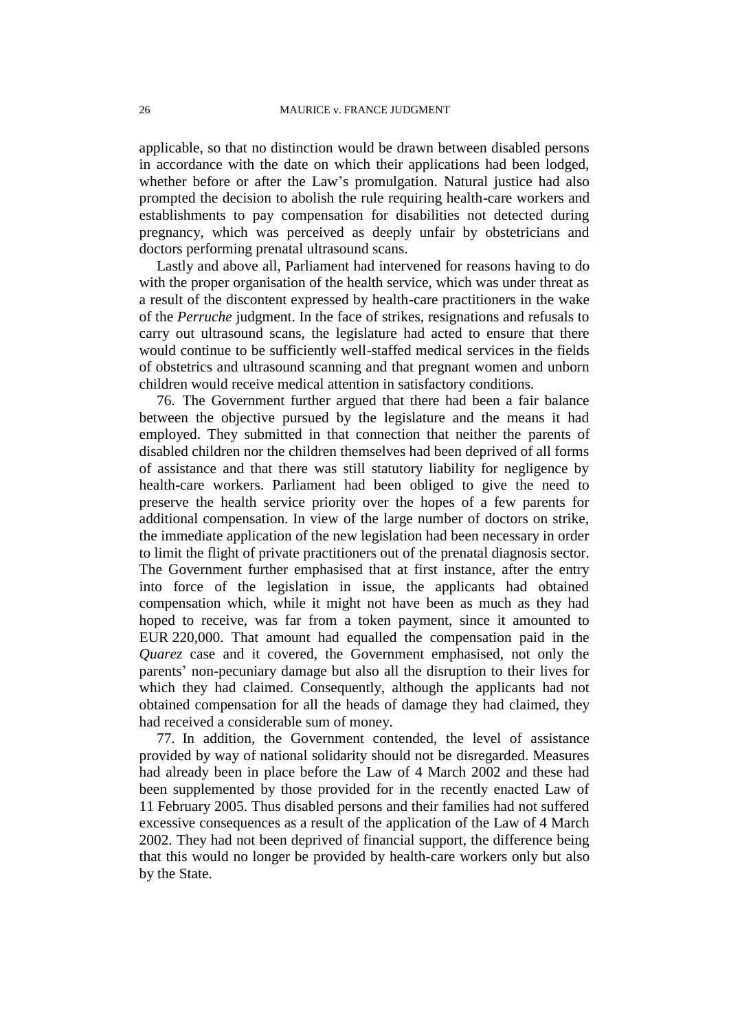applicable, so that no distinction would be drawn between disabled persons in accordance with the date on which their applications had been lodged, whether before or after the Law's promulgation. Natural justice had also prompted the decision to abolish the rule requiring health-care workers and establishments to pay compensation for disabilities not detected during pregnancy, which was perceived as deeply unfair by obstetricians and doctors performing prenatal ultrasound scans.

Lastly and above all, Parliament had intervened for reasons having to do with the proper organisation of the health service, which was under threat as a result of the discontent expressed by health-care practitioners in the wake of the *Perruche* judgment. In the face of strikes, resignations and refusals to carry out ultrasound scans, the legislature had acted to ensure that there would continue to be sufficiently well-staffed medical services in the fields of obstetrics and ultrasound scanning and that pregnant women and unborn children would receive medical attention in satisfactory conditions.

76. The Government further argued that there had been a fair balance between the objective pursued by the legislature and the means it had employed. They submitted in that connection that neither the parents of disabled children nor the children themselves had been deprived of all forms of assistance and that there was still statutory liability for negligence by health-care workers. Parliament had been obliged to give the need to preserve the health service priority over the hopes of a few parents for additional compensation. In view of the large number of doctors on strike, the immediate application of the new legislation had been necessary in order to limit the flight of private practitioners out of the prenatal diagnosis sector. The Government further emphasised that at first instance, after the entry into force of the legislation in issue, the applicants had obtained compensation which, while it might not have been as much as they had hoped to receive, was far from a token payment, since it amounted to EUR 220,000. That amount had equalled the compensation paid in the *Quarez* case and it covered, the Government emphasised, not only the parents' non-pecuniary damage but also all the disruption to their lives for which they had claimed. Consequently, although the applicants had not obtained compensation for all the heads of damage they had claimed, they had received a considerable sum of money.

77. In addition, the Government contended, the level of assistance provided by way of national solidarity should not be disregarded. Measures had already been in place before the Law of 4 March 2002 and these had been supplemented by those provided for in the recently enacted Law of 11 February 2005. Thus disabled persons and their families had not suffered excessive consequences as a result of the application of the Law of 4 March 2002. They had not been deprived of financial support, the difference being that this would no longer be provided by health-care workers only but also by the State.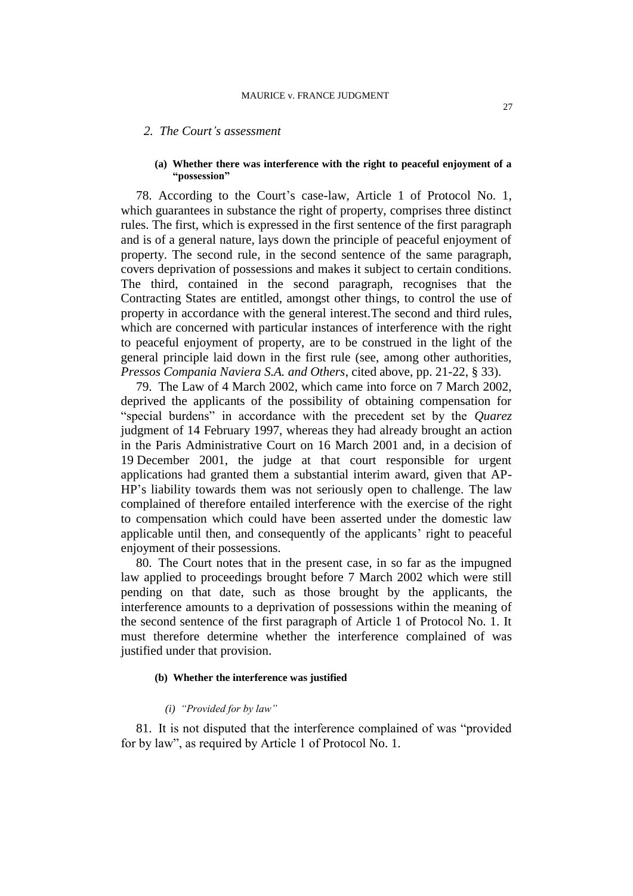## 2. *The Court's assessment*

#### (a) Whether there was interference with the right to peaceful enjoyment of a "possession"

78. According to the Court's case-law, Article 1 of Protocol No. 1, which guarantees in substance the right of property, comprises three distinct rules. The first, which is expressed in the first sentence of the first paragraph and is of a general nature, lays down the principle of peaceful enjoyment of property. The second rule, in the second sentence of the same paragraph, covers deprivation of possessions and makes it subject to certain conditions. The third, contained in the second paragraph, recognises that the Contracting States are entitled, amongst other things, to control the use of property in accordance with the general interest.The second and third rules, which are concerned with particular instances of interference with the right to peaceful enjoyment of property, are to be construed in the light of the general principle laid down in the first rule (see, among other authorities, *Pressos Compania Naviera S.A. and Others*, cited above, pp. 21-22, § 33).

79. The Law of 4 March 2002, which came into force on 7 March 2002, deprived the applicants of the possibility of obtaining compensation for "special burdens" in accordance with the precedent set by the *Quarez* judgment of 14 February 1997, whereas they had already brought an action in the Paris Administrative Court on 16 March 2001 and, in a decision of 19 December 2001, the judge at that court responsible for urgent applications had granted them a substantial interim award, given that AP-HP's liability towards them was not seriously open to challenge. The law complained of therefore entailed interference with the exercise of the right to compensation which could have been asserted under the domestic law applicable until then, and consequently of the applicants' right to peaceful enjoyment of their possessions.

80. The Court notes that in the present case, in so far as the impugned law applied to proceedings brought before 7 March 2002 which were still pending on that date, such as those brought by the applicants, the interference amounts to a deprivation of possessions within the meaning of the second sentence of the first paragraph of Article 1 of Protocol No. 1. It must therefore determine whether the interference complained of was justified under that provision.

#### (b) Whether the interference was justified

##### *(i) "Provided for by law"*

81. It is not disputed that the interference complained of was "provided for by law", as required by Article 1 of Protocol No. 1.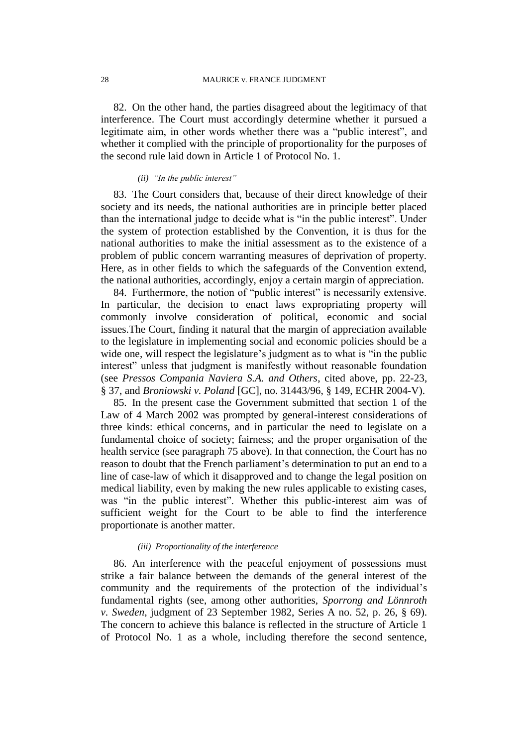82. On the other hand, the parties disagreed about the legitimacy of that interference. The Court must accordingly determine whether it pursued a legitimate aim, in other words whether there was a "public interest", and whether it complied with the principle of proportionality for the purposes of the second rule laid down in Article 1 of Protocol No. 1.

*(ii) "In the public interest"*

83. The Court considers that, because of their direct knowledge of their society and its needs, the national authorities are in principle better placed than the international judge to decide what is "in the public interest". Under the system of protection established by the Convention, it is thus for the national authorities to make the initial assessment as to the existence of a problem of public concern warranting measures of deprivation of property. Here, as in other fields to which the safeguards of the Convention extend, the national authorities, accordingly, enjoy a certain margin of appreciation.

84. Furthermore, the notion of "public interest" is necessarily extensive. In particular, the decision to enact laws expropriating property will commonly involve consideration of political, economic and social issues.The Court, finding it natural that the margin of appreciation available to the legislature in implementing social and economic policies should be a wide one, will respect the legislature's judgment as to what is "in the public interest" unless that judgment is manifestly without reasonable foundation (see *Pressos Compania Naviera S.A. and Others*, cited above, pp. 22-23, § 37, and *Broniowski v. Poland* [GC], no. 31443/96, § 149, ECHR 2004-V).

85. In the present case the Government submitted that section 1 of the Law of 4 March 2002 was prompted by general-interest considerations of three kinds: ethical concerns, and in particular the need to legislate on a fundamental choice of society; fairness; and the proper organisation of the health service (see paragraph 75 above). In that connection, the Court has no reason to doubt that the French parliament's determination to put an end to a line of case-law of which it disapproved and to change the legal position on medical liability, even by making the new rules applicable to existing cases, was "in the public interest". Whether this public-interest aim was of sufficient weight for the Court to be able to find the interference proportionate is another matter.

*(iii) Proportionality of the interference*

86. An interference with the peaceful enjoyment of possessions must strike a fair balance between the demands of the general interest of the community and the requirements of the protection of the individual's fundamental rights (see, among other authorities, *Sporrong and Lönnroth v. Sweden*, judgment of 23 September 1982, Series A no. 52, p. 26, § 69). The concern to achieve this balance is reflected in the structure of Article 1 of Protocol No. 1 as a whole, including therefore the second sentence,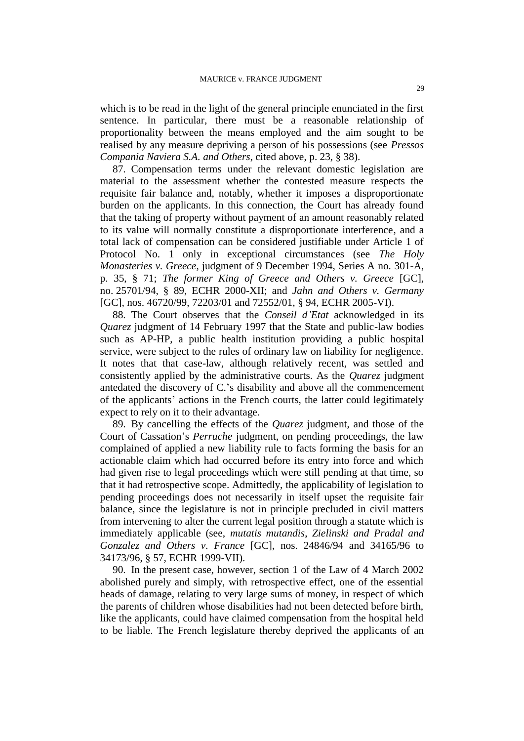which is to be read in the light of the general principle enunciated in the first sentence. In particular, there must be a reasonable relationship of proportionality between the means employed and the aim sought to be realised by any measure depriving a person of his possessions (see *Pressos Compania Naviera S.A. and Others*, cited above, p. 23, § 38).

87. Compensation terms under the relevant domestic legislation are material to the assessment whether the contested measure respects the requisite fair balance and, notably, whether it imposes a disproportionate burden on the applicants. In this connection, the Court has already found that the taking of property without payment of an amount reasonably related to its value will normally constitute a disproportionate interference, and a total lack of compensation can be considered justifiable under Article 1 of Protocol No. 1 only in exceptional circumstances (see *The Holy Monasteries v. Greece*, judgment of 9 December 1994, Series A no. 301-A, p. 35, § 71; *The former King of Greece and Others v. Greece* [GC], no. 25701/94, § 89, ECHR 2000-XII; and *Jahn and Others v. Germany* [GC], nos. 46720/99, 72203/01 and 72552/01, § 94, ECHR 2005-VI).

88. The Court observes that the *Conseil d'Etat* acknowledged in its *Quarez* judgment of 14 February 1997 that the State and public-law bodies such as AP-HP, a public health institution providing a public hospital service, were subject to the rules of ordinary law on liability for negligence. It notes that that case-law, although relatively recent, was settled and consistently applied by the administrative courts. As the *Quarez* judgment antedated the discovery of C.'s disability and above all the commencement of the applicants' actions in the French courts, the latter could legitimately expect to rely on it to their advantage.

89. By cancelling the effects of the *Quarez* judgment, and those of the Court of Cassation's *Perruche* judgment, on pending proceedings, the law complained of applied a new liability rule to facts forming the basis for an actionable claim which had occurred before its entry into force and which had given rise to legal proceedings which were still pending at that time, so that it had retrospective scope. Admittedly, the applicability of legislation to pending proceedings does not necessarily in itself upset the requisite fair balance, since the legislature is not in principle precluded in civil matters from intervening to alter the current legal position through a statute which is immediately applicable (see, *mutatis mutandis*, *Zielinski and Pradal and Gonzalez and Others v. France* [GC], nos. 24846/94 and 34165/96 to 34173/96, § 57, ECHR 1999-VII).

90. In the present case, however, section 1 of the Law of 4 March 2002 abolished purely and simply, with retrospective effect, one of the essential heads of damage, relating to very large sums of money, in respect of which the parents of children whose disabilities had not been detected before birth, like the applicants, could have claimed compensation from the hospital held to be liable. The French legislature thereby deprived the applicants of an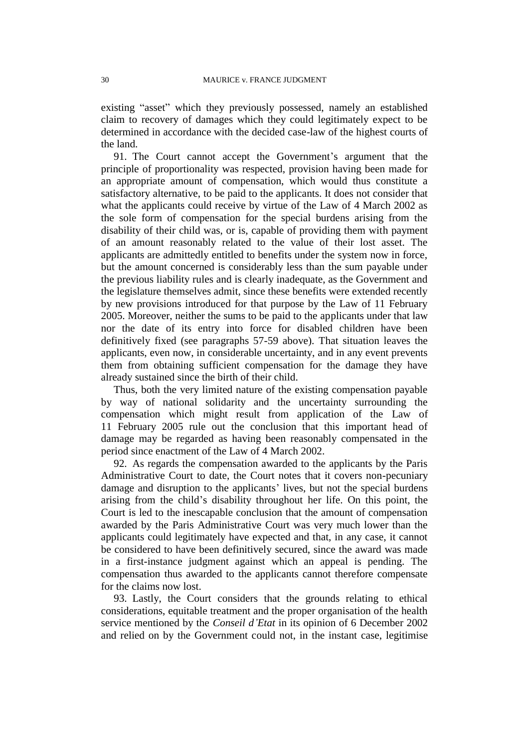existing "asset" which they previously possessed, namely an established claim to recovery of damages which they could legitimately expect to be determined in accordance with the decided case-law of the highest courts of the land.

91. The Court cannot accept the Government's argument that the principle of proportionality was respected, provision having been made for an appropriate amount of compensation, which would thus constitute a satisfactory alternative, to be paid to the applicants. It does not consider that what the applicants could receive by virtue of the Law of 4 March 2002 as the sole form of compensation for the special burdens arising from the disability of their child was, or is, capable of providing them with payment of an amount reasonably related to the value of their lost asset. The applicants are admittedly entitled to benefits under the system now in force, but the amount concerned is considerably less than the sum payable under the previous liability rules and is clearly inadequate, as the Government and the legislature themselves admit, since these benefits were extended recently by new provisions introduced for that purpose by the Law of 11 February 2005. Moreover, neither the sums to be paid to the applicants under that law nor the date of its entry into force for disabled children have been definitively fixed (see paragraphs 57-59 above). That situation leaves the applicants, even now, in considerable uncertainty, and in any event prevents them from obtaining sufficient compensation for the damage they have already sustained since the birth of their child.

Thus, both the very limited nature of the existing compensation payable by way of national solidarity and the uncertainty surrounding the compensation which might result from application of the Law of 11 February 2005 rule out the conclusion that this important head of damage may be regarded as having been reasonably compensated in the period since enactment of the Law of 4 March 2002.

92. As regards the compensation awarded to the applicants by the Paris Administrative Court to date, the Court notes that it covers non-pecuniary damage and disruption to the applicants' lives, but not the special burdens arising from the child's disability throughout her life. On this point, the Court is led to the inescapable conclusion that the amount of compensation awarded by the Paris Administrative Court was very much lower than the applicants could legitimately have expected and that, in any case, it cannot be considered to have been definitively secured, since the award was made in a first-instance judgment against which an appeal is pending. The compensation thus awarded to the applicants cannot therefore compensate for the claims now lost.

93. Lastly, the Court considers that the grounds relating to ethical considerations, equitable treatment and the proper organisation of the health service mentioned by the *Conseil d'Etat* in its opinion of 6 December 2002 and relied on by the Government could not, in the instant case, legitimise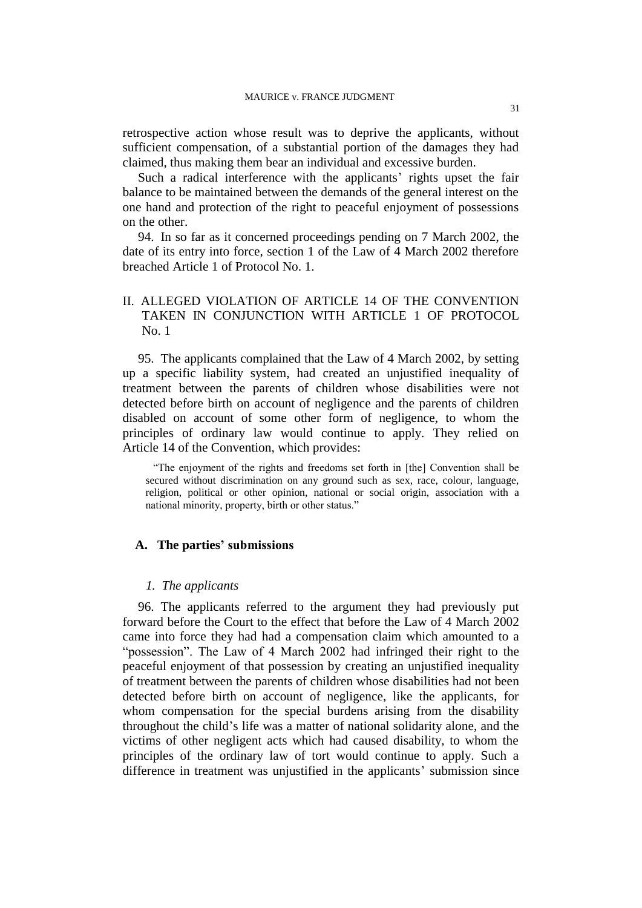retrospective action whose result was to deprive the applicants, without sufficient compensation, of a substantial portion of the damages they had claimed, thus making them bear an individual and excessive burden.

Such a radical interference with the applicants' rights upset the fair balance to be maintained between the demands of the general interest on the one hand and protection of the right to peaceful enjoyment of possessions on the other.

94. In so far as it concerned proceedings pending on 7 March 2002, the date of its entry into force, section 1 of the Law of 4 March 2002 therefore breached Article 1 of Protocol No. 1.

## II. ALLEGED VIOLATION OF ARTICLE 14 OF THE CONVENTION TAKEN IN CONJUNCTION WITH ARTICLE 1 OF PROTOCOL No. 1

95. The applicants complained that the Law of 4 March 2002, by setting up a specific liability system, had created an unjustified inequality of treatment between the parents of children whose disabilities were not detected before birth on account of negligence and the parents of children disabled on account of some other form of negligence, to whom the principles of ordinary law would continue to apply. They relied on Article 14 of the Convention, which provides:

> "The enjoyment of the rights and freedoms set forth in [the] Convention shall be secured without discrimination on any ground such as sex, race, colour, language, religion, political or other opinion, national or social origin, association with a national minority, property, birth or other status."

### A. The parties' submissions

#### *1. The applicants*

96. The applicants referred to the argument they had previously put forward before the Court to the effect that before the Law of 4 March 2002 came into force they had had a compensation claim which amounted to a "possession". The Law of 4 March 2002 had infringed their right to the peaceful enjoyment of that possession by creating an unjustified inequality of treatment between the parents of children whose disabilities had not been detected before birth on account of negligence, like the applicants, for whom compensation for the special burdens arising from the disability throughout the child's life was a matter of national solidarity alone, and the victims of other negligent acts which had caused disability, to whom the principles of the ordinary law of tort would continue to apply. Such a difference in treatment was unjustified in the applicants' submission since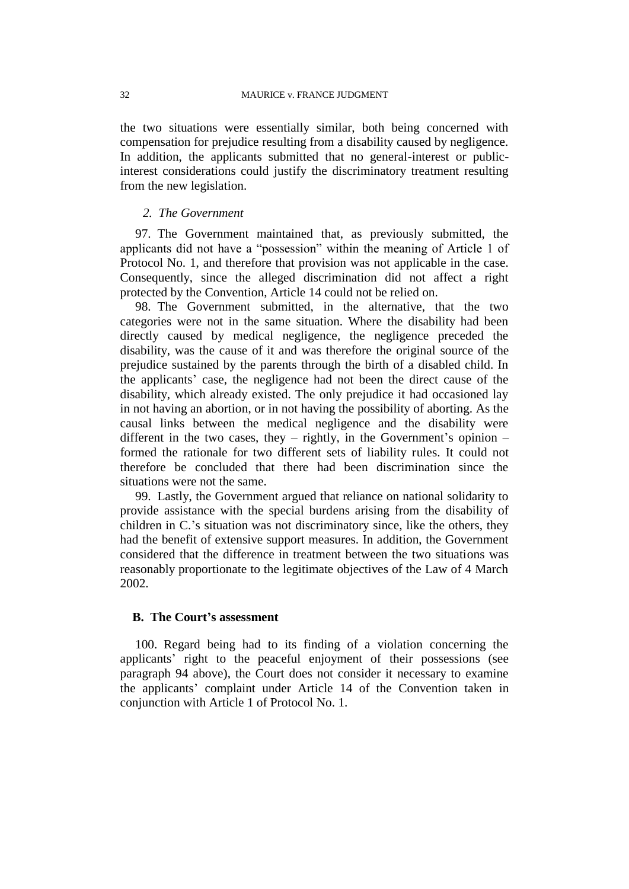the two situations were essentially similar, both being concerned with compensation for prejudice resulting from a disability caused by negligence. In addition, the applicants submitted that no general-interest or public-interest considerations could justify the discriminatory treatment resulting from the new legislation.

### *2. The Government*

97. The Government maintained that, as previously submitted, the applicants did not have a "possession" within the meaning of Article 1 of Protocol No. 1, and therefore that provision was not applicable in the case. Consequently, since the alleged discrimination did not affect a right protected by the Convention, Article 14 could not be relied on.

98. The Government submitted, in the alternative, that the two categories were not in the same situation. Where the disability had been directly caused by medical negligence, the negligence preceded the disability, was the cause of it and was therefore the original source of the prejudice sustained by the parents through the birth of a disabled child. In the applicants' case, the negligence had not been the direct cause of the disability, which already existed. The only prejudice it had occasioned lay in not having an abortion, or in not having the possibility of aborting. As the causal links between the medical negligence and the disability were different in the two cases, they – rightly, in the Government's opinion – formed the rationale for two different sets of liability rules. It could not therefore be concluded that there had been discrimination since the situations were not the same.

99. Lastly, the Government argued that reliance on national solidarity to provide assistance with the special burdens arising from the disability of children in C.'s situation was not discriminatory since, like the others, they had the benefit of extensive support measures. In addition, the Government considered that the difference in treatment between the two situations was reasonably proportionate to the legitimate objectives of the Law of 4 March 2002.

## **B. The Court's assessment**

100. Regard being had to its finding of a violation concerning the applicants' right to the peaceful enjoyment of their possessions (see paragraph 94 above), the Court does not consider it necessary to examine the applicants' complaint under Article 14 of the Convention taken in conjunction with Article 1 of Protocol No. 1.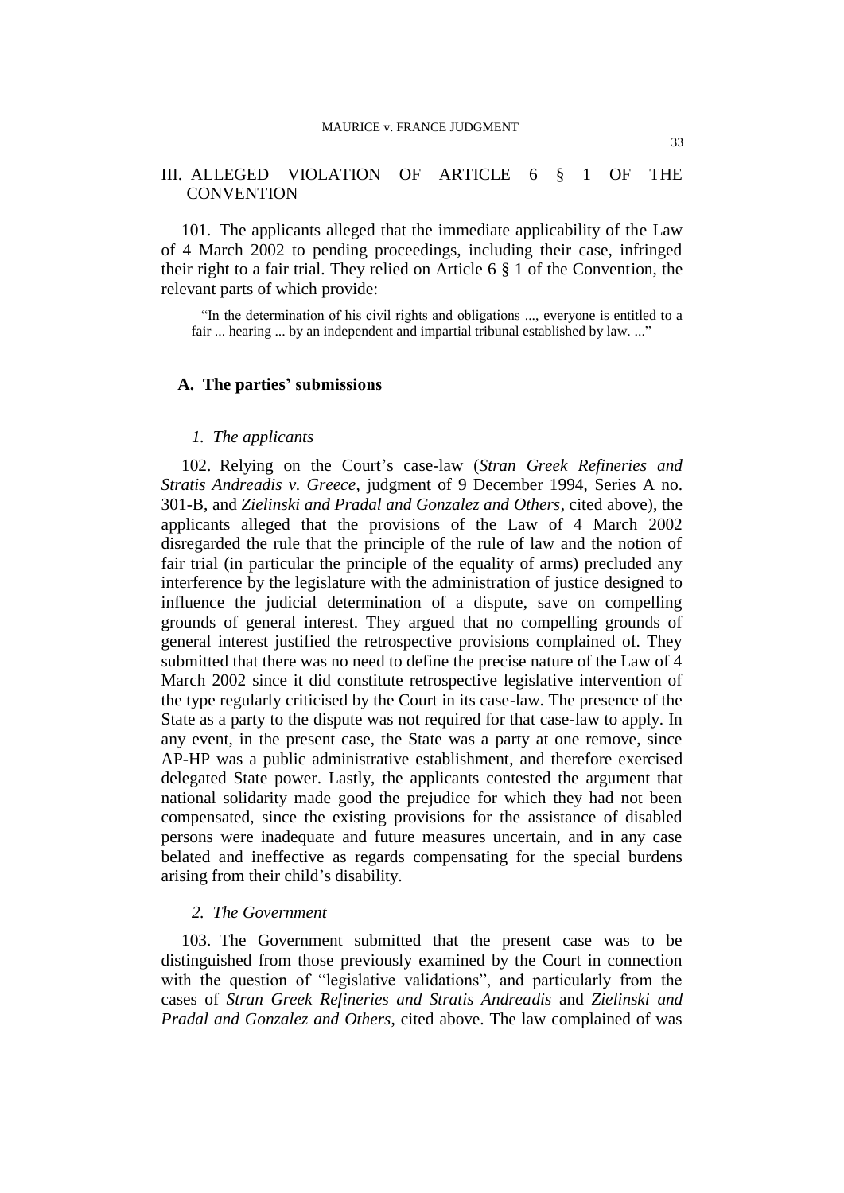## III. ALLEGED VIOLATION OF ARTICLE 6 § 1 OF THE CONVENTION

101. The applicants alleged that the immediate applicability of the Law of 4 March 2002 to pending proceedings, including their case, infringed their right to a fair trial. They relied on Article 6 § 1 of the Convention, the relevant parts of which provide:

> "In the determination of his civil rights and obligations ..., everyone is entitled to a fair ... hearing ... by an independent and impartial tribunal established by law. ..."

### A. The parties' submissions

#### *1. The applicants*

102. Relying on the Court's case-law (*Stran Greek Refineries and Stratis Andreadis v. Greece*, judgment of 9 December 1994, Series A no. 301-B, and *Zielinski and Pradal and Gonzalez and Others*, cited above), the applicants alleged that the provisions of the Law of 4 March 2002 disregarded the rule that the principle of the rule of law and the notion of fair trial (in particular the principle of the equality of arms) precluded any interference by the legislature with the administration of justice designed to influence the judicial determination of a dispute, save on compelling grounds of general interest. They argued that no compelling grounds of general interest justified the retrospective provisions complained of. They submitted that there was no need to define the precise nature of the Law of 4 March 2002 since it did constitute retrospective legislative intervention of the type regularly criticised by the Court in its case-law. The presence of the State as a party to the dispute was not required for that case-law to apply. In any event, in the present case, the State was a party at one remove, since AP-HP was a public administrative establishment, and therefore exercised delegated State power. Lastly, the applicants contested the argument that national solidarity made good the prejudice for which they had not been compensated, since the existing provisions for the assistance of disabled persons were inadequate and future measures uncertain, and in any case belated and ineffective as regards compensating for the special burdens arising from their child's disability.

#### *2. The Government*

103. The Government submitted that the present case was to be distinguished from those previously examined by the Court in connection with the question of "legislative validations", and particularly from the cases of *Stran Greek Refineries and Stratis Andreadis* and *Zielinski and Pradal and Gonzalez and Others*, cited above. The law complained of was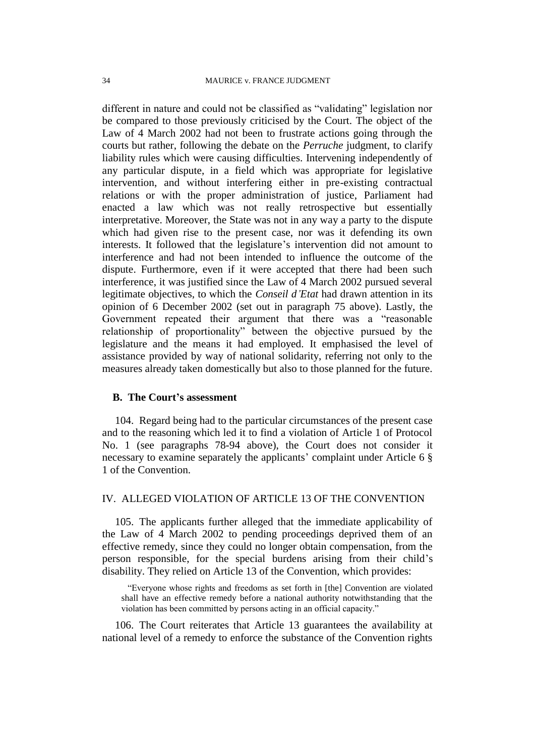different in nature and could not be classified as "validating" legislation nor be compared to those previously criticised by the Court. The object of the Law of 4 March 2002 had not been to frustrate actions going through the courts but rather, following the debate on the *Perruche* judgment, to clarify liability rules which were causing difficulties. Intervening independently of any particular dispute, in a field which was appropriate for legislative intervention, and without interfering either in pre-existing contractual relations or with the proper administration of justice, Parliament had enacted a law which was not really retrospective but essentially interpretative. Moreover, the State was not in any way a party to the dispute which had given rise to the present case, nor was it defending its own interests. It followed that the legislature's intervention did not amount to interference and had not been intended to influence the outcome of the dispute. Furthermore, even if it were accepted that there had been such interference, it was justified since the Law of 4 March 2002 pursued several legitimate objectives, to which the *Conseil d'Etat* had drawn attention in its opinion of 6 December 2002 (set out in paragraph 75 above). Lastly, the Government repeated their argument that there was a "reasonable relationship of proportionality" between the objective pursued by the legislature and the means it had employed. It emphasised the level of assistance provided by way of national solidarity, referring not only to the measures already taken domestically but also to those planned for the future.

### B. The Court's assessment

104. Regard being had to the particular circumstances of the present case and to the reasoning which led it to find a violation of Article 1 of Protocol No. 1 (see paragraphs 78-94 above), the Court does not consider it necessary to examine separately the applicants' complaint under Article 6 § 1 of the Convention.

## IV. ALLEGED VIOLATION OF ARTICLE 13 OF THE CONVENTION

105. The applicants further alleged that the immediate applicability of the Law of 4 March 2002 to pending proceedings deprived them of an effective remedy, since they could no longer obtain compensation, from the person responsible, for the special burdens arising from their child's disability. They relied on Article 13 of the Convention, which provides:

> "Everyone whose rights and freedoms as set forth in [the] Convention are violated shall have an effective remedy before a national authority notwithstanding that the violation has been committed by persons acting in an official capacity."

106. The Court reiterates that Article 13 guarantees the availability at national level of a remedy to enforce the substance of the Convention rights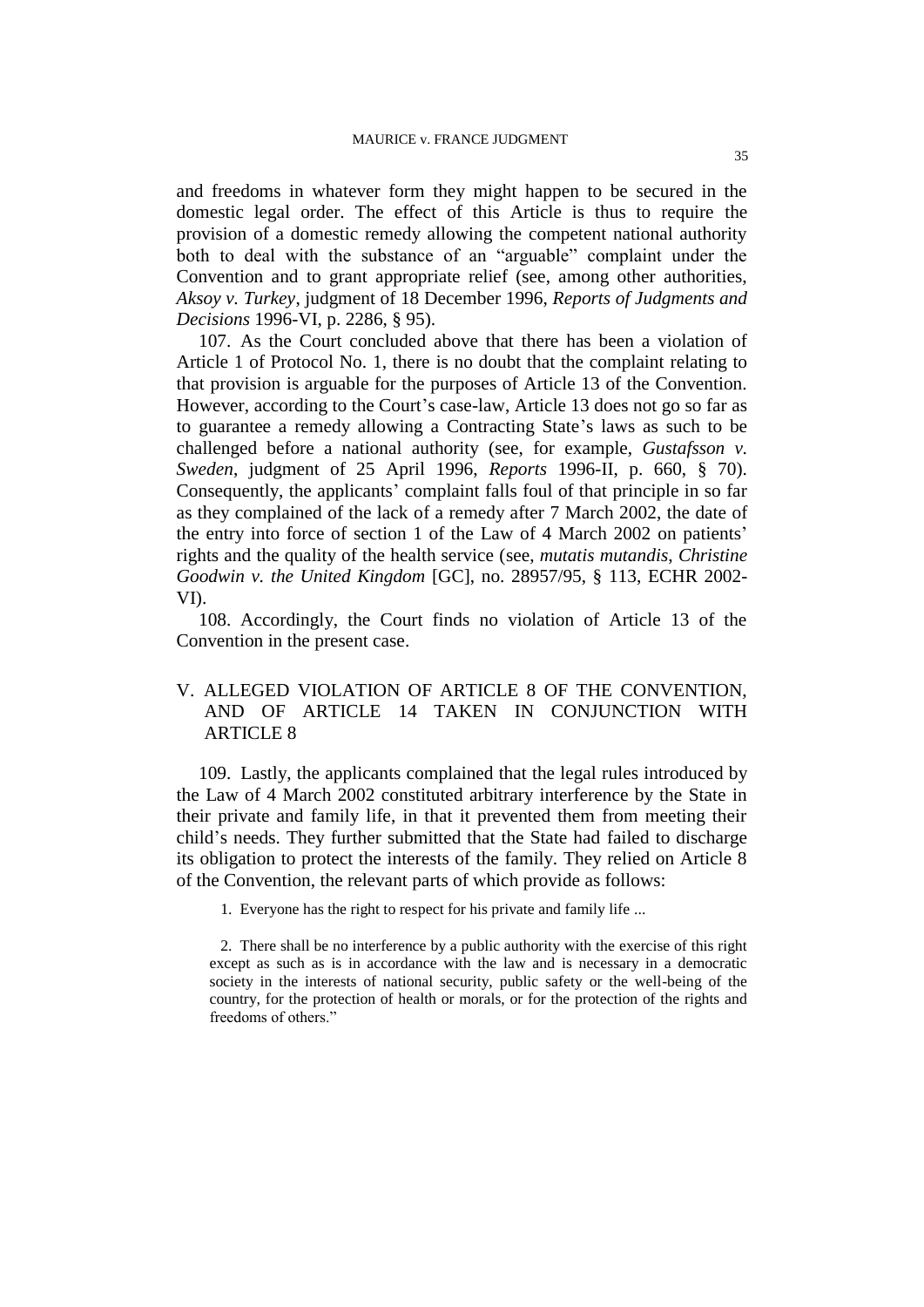and freedoms in whatever form they might happen to be secured in the domestic legal order. The effect of this Article is thus to require the provision of a domestic remedy allowing the competent national authority both to deal with the substance of an "arguable" complaint under the Convention and to grant appropriate relief (see, among other authorities, *Aksoy v. Turkey*, judgment of 18 December 1996, *Reports of Judgments and Decisions* 1996-VI, p. 2286, § 95).

107. As the Court concluded above that there has been a violation of Article 1 of Protocol No. 1, there is no doubt that the complaint relating to that provision is arguable for the purposes of Article 13 of the Convention. However, according to the Court's case-law, Article 13 does not go so far as to guarantee a remedy allowing a Contracting State's laws as such to be challenged before a national authority (see, for example, *Gustafsson v. Sweden*, judgment of 25 April 1996, *Reports* 1996-II, p. 660, § 70). Consequently, the applicants' complaint falls foul of that principle in so far as they complained of the lack of a remedy after 7 March 2002, the date of the entry into force of section 1 of the Law of 4 March 2002 on patients' rights and the quality of the health service (see, *mutatis mutandis*, *Christine Goodwin v. the United Kingdom* [GC], no. 28957/95, § 113, ECHR 2002-VI).

108. Accordingly, the Court finds no violation of Article 13 of the Convention in the present case.

## V. ALLEGED VIOLATION OF ARTICLE 8 OF THE CONVENTION, AND OF ARTICLE 14 TAKEN IN CONJUNCTION WITH ARTICLE 8

109. Lastly, the applicants complained that the legal rules introduced by the Law of 4 March 2002 constituted arbitrary interference by the State in their private and family life, in that it prevented them from meeting their child's needs. They further submitted that the State had failed to discharge its obligation to protect the interests of the family. They relied on Article 8 of the Convention, the relevant parts of which provide as follows:

> 1. Everyone has the right to respect for his private and family life ...
>
> 2. There shall be no interference by a public authority with the exercise of this right except as such as is in accordance with the law and is necessary in a democratic society in the interests of national security, public safety or the well-being of the country, for the protection of health or morals, or for the protection of the rights and freedoms of others."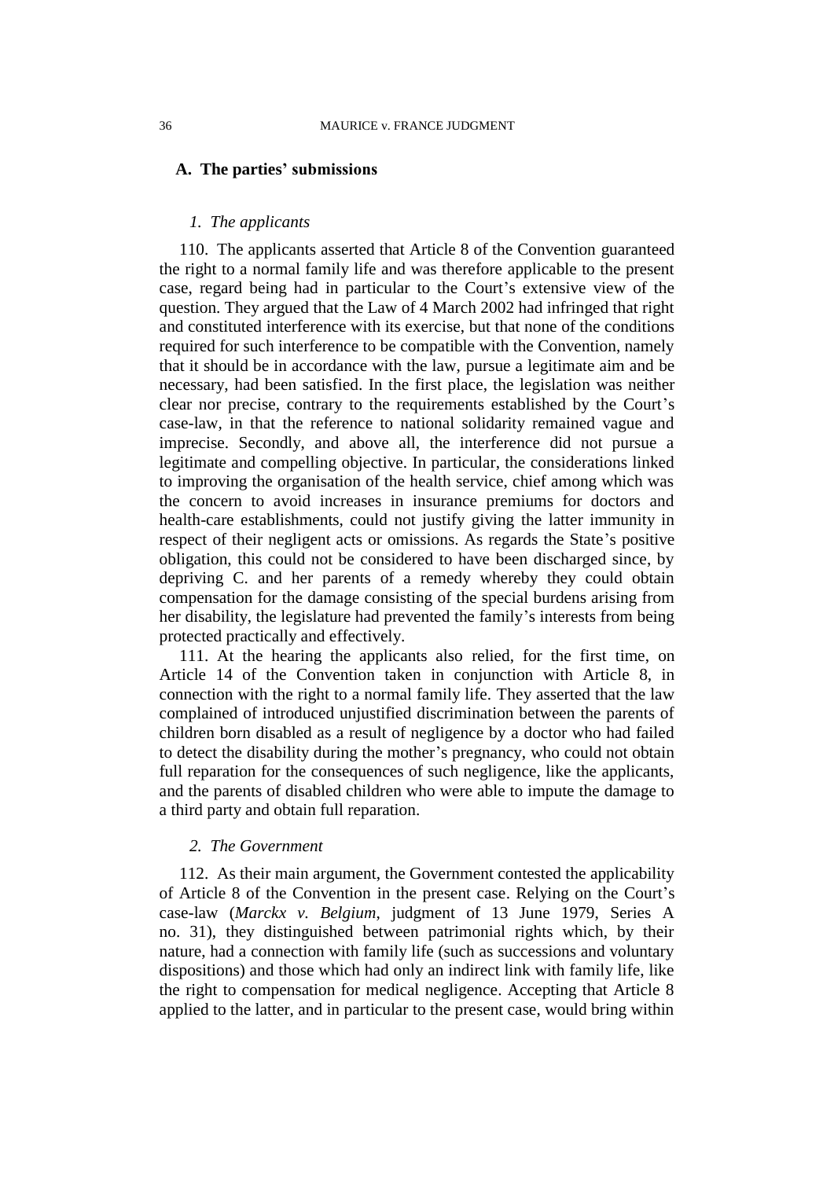### A. The parties' submissions

#### *1. The applicants*

110. The applicants asserted that Article 8 of the Convention guaranteed the right to a normal family life and was therefore applicable to the present case, regard being had in particular to the Court's extensive view of the question. They argued that the Law of 4 March 2002 had infringed that right and constituted interference with its exercise, but that none of the conditions required for such interference to be compatible with the Convention, namely that it should be in accordance with the law, pursue a legitimate aim and be necessary, had been satisfied. In the first place, the legislation was neither clear nor precise, contrary to the requirements established by the Court's case-law, in that the reference to national solidarity remained vague and imprecise. Secondly, and above all, the interference did not pursue a legitimate and compelling objective. In particular, the considerations linked to improving the organisation of the health service, chief among which was the concern to avoid increases in insurance premiums for doctors and health-care establishments, could not justify giving the latter immunity in respect of their negligent acts or omissions. As regards the State's positive obligation, this could not be considered to have been discharged since, by depriving C. and her parents of a remedy whereby they could obtain compensation for the damage consisting of the special burdens arising from her disability, the legislature had prevented the family's interests from being protected practically and effectively.

111. At the hearing the applicants also relied, for the first time, on Article 14 of the Convention taken in conjunction with Article 8, in connection with the right to a normal family life. They asserted that the law complained of introduced unjustified discrimination between the parents of children born disabled as a result of negligence by a doctor who had failed to detect the disability during the mother's pregnancy, who could not obtain full reparation for the consequences of such negligence, like the applicants, and the parents of disabled children who were able to impute the damage to a third party and obtain full reparation.

#### *2. The Government*

112. As their main argument, the Government contested the applicability of Article 8 of the Convention in the present case. Relying on the Court's case-law (*Marckx v. Belgium*, judgment of 13 June 1979, Series A no. 31), they distinguished between patrimonial rights which, by their nature, had a connection with family life (such as successions and voluntary dispositions) and those which had only an indirect link with family life, like the right to compensation for medical negligence. Accepting that Article 8 applied to the latter, and in particular to the present case, would bring within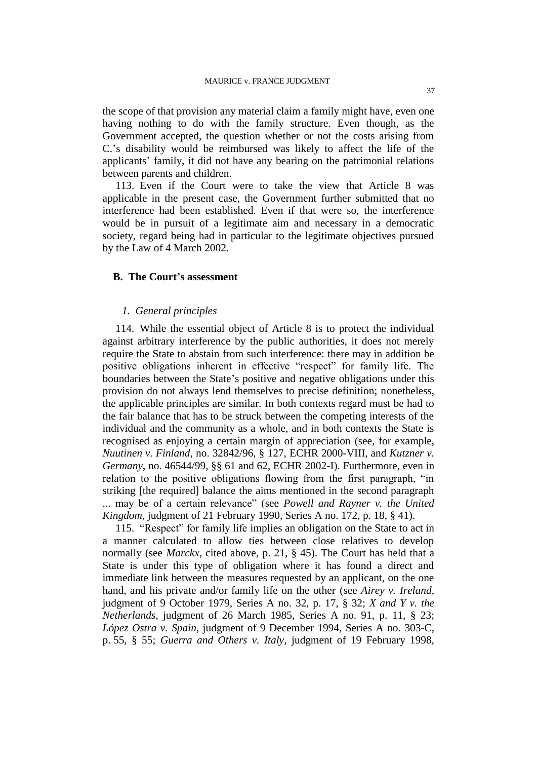the scope of that provision any material claim a family might have, even one having nothing to do with the family structure. Even though, as the Government accepted, the question whether or not the costs arising from C.'s disability would be reimbursed was likely to affect the life of the applicants' family, it did not have any bearing on the patrimonial relations between parents and children.

113. Even if the Court were to take the view that Article 8 was applicable in the present case, the Government further submitted that no interference had been established. Even if that were so, the interference would be in pursuit of a legitimate aim and necessary in a democratic society, regard being had in particular to the legitimate objectives pursued by the Law of 4 March 2002.

## B. The Court's assessment

### *1. General principles*

114. While the essential object of Article 8 is to protect the individual against arbitrary interference by the public authorities, it does not merely require the State to abstain from such interference: there may in addition be positive obligations inherent in effective "respect" for family life. The boundaries between the State's positive and negative obligations under this provision do not always lend themselves to precise definition; nonetheless, the applicable principles are similar. In both contexts regard must be had to the fair balance that has to be struck between the competing interests of the individual and the community as a whole, and in both contexts the State is recognised as enjoying a certain margin of appreciation (see, for example, *Nuutinen v. Finland*, no. 32842/96, § 127, ECHR 2000-VIII, and *Kutzner v. Germany*, no. 46544/99, §§ 61 and 62, ECHR 2002-I). Furthermore, even in relation to the positive obligations flowing from the first paragraph, "in striking [the required] balance the aims mentioned in the second paragraph ... may be of a certain relevance" (see *Powell and Rayner v. the United Kingdom*, judgment of 21 February 1990, Series A no. 172, p. 18, § 41).

115. "Respect" for family life implies an obligation on the State to act in a manner calculated to allow ties between close relatives to develop normally (see *Marckx*, cited above, p. 21, § 45). The Court has held that a State is under this type of obligation where it has found a direct and immediate link between the measures requested by an applicant, on the one hand, and his private and/or family life on the other (see *Airey v. Ireland*, judgment of 9 October 1979, Series A no. 32, p. 17, § 32; *X and Y v. the Netherlands*, judgment of 26 March 1985, Series A no. 91, p. 11, § 23; *López Ostra v. Spain*, judgment of 9 December 1994, Series A no. 303-C, p. 55, § 55; *Guerra and Others v. Italy*, judgment of 19 February 1998,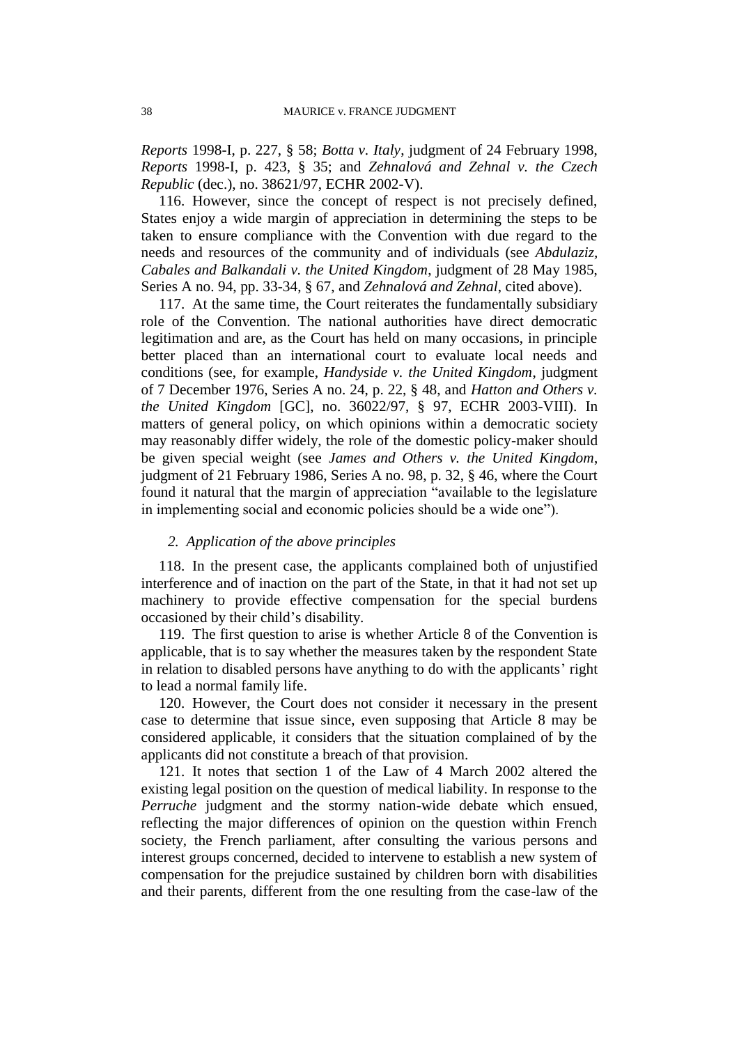*Reports* 1998-I, p. 227, § 58; *Botta v. Italy*, judgment of 24 February 1998, *Reports* 1998-I, p. 423, § 35; and *Zehnalová and Zehnal v. the Czech Republic* (dec.), no. 38621/97, ECHR 2002-V).

116. However, since the concept of respect is not precisely defined, States enjoy a wide margin of appreciation in determining the steps to be taken to ensure compliance with the Convention with due regard to the needs and resources of the community and of individuals (see *Abdulaziz, Cabales and Balkandali v. the United Kingdom*, judgment of 28 May 1985, Series A no. 94, pp. 33-34, § 67, and *Zehnalová and Zehnal*, cited above).

117. At the same time, the Court reiterates the fundamentally subsidiary role of the Convention. The national authorities have direct democratic legitimation and are, as the Court has held on many occasions, in principle better placed than an international court to evaluate local needs and conditions (see, for example, *Handyside v. the United Kingdom*, judgment of 7 December 1976, Series A no. 24, p. 22, § 48, and *Hatton and Others v. the United Kingdom* [GC], no. 36022/97, § 97, ECHR 2003-VIII). In matters of general policy, on which opinions within a democratic society may reasonably differ widely, the role of the domestic policy-maker should be given special weight (see *James and Others v. the United Kingdom*, judgment of 21 February 1986, Series A no. 98, p. 32, § 46, where the Court found it natural that the margin of appreciation "available to the legislature in implementing social and economic policies should be a wide one").

*2. Application of the above principles*

118. In the present case, the applicants complained both of unjustified interference and of inaction on the part of the State, in that it had not set up machinery to provide effective compensation for the special burdens occasioned by their child's disability.

119. The first question to arise is whether Article 8 of the Convention is applicable, that is to say whether the measures taken by the respondent State in relation to disabled persons have anything to do with the applicants' right to lead a normal family life.

120. However, the Court does not consider it necessary in the present case to determine that issue since, even supposing that Article 8 may be considered applicable, it considers that the situation complained of by the applicants did not constitute a breach of that provision.

121. It notes that section 1 of the Law of 4 March 2002 altered the existing legal position on the question of medical liability. In response to the *Perruche* judgment and the stormy nation-wide debate which ensued, reflecting the major differences of opinion on the question within French society, the French parliament, after consulting the various persons and interest groups concerned, decided to intervene to establish a new system of compensation for the prejudice sustained by children born with disabilities and their parents, different from the one resulting from the case-law of the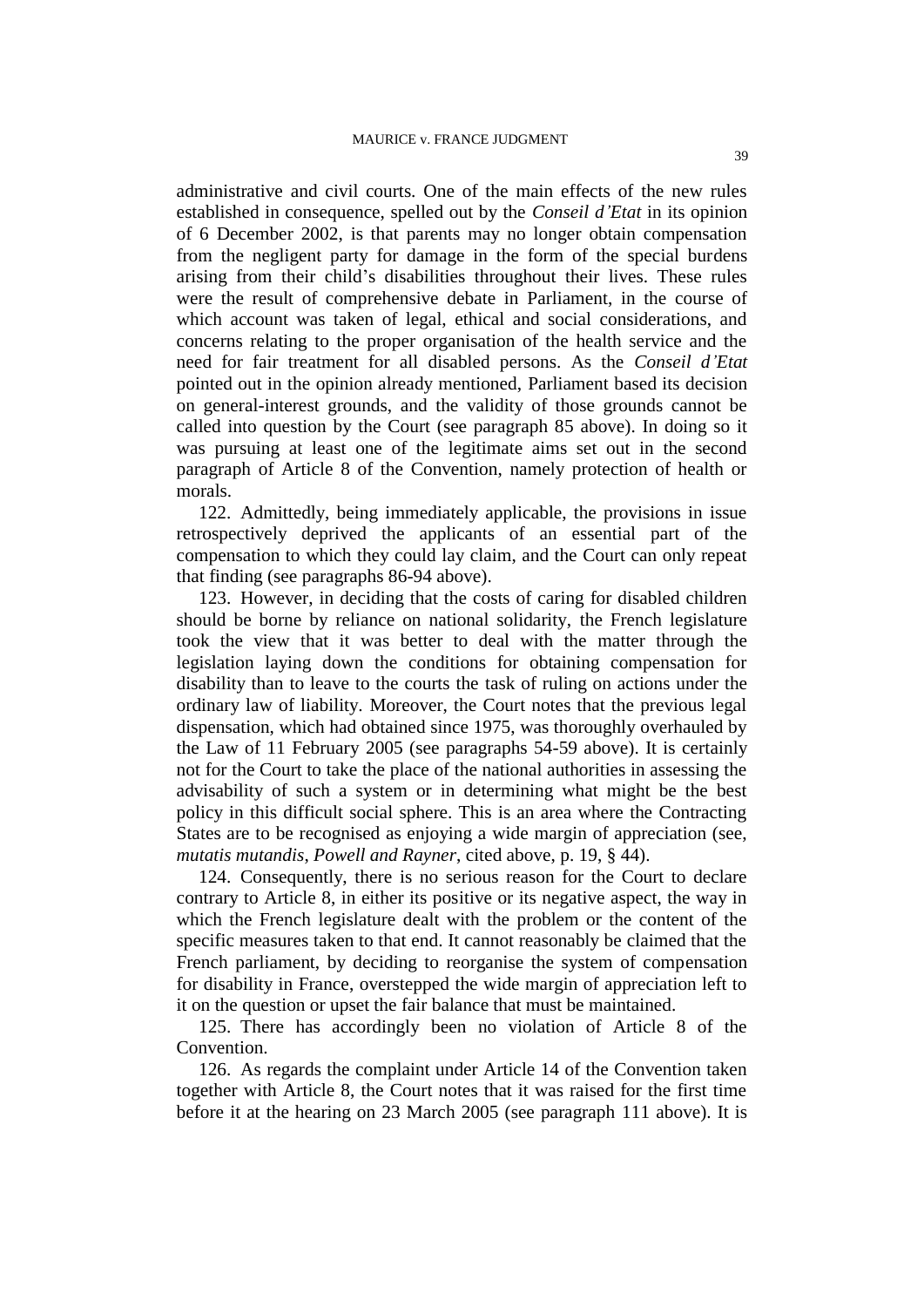administrative and civil courts. One of the main effects of the new rules established in consequence, spelled out by the *Conseil d'Etat* in its opinion of 6 December 2002, is that parents may no longer obtain compensation from the negligent party for damage in the form of the special burdens arising from their child's disabilities throughout their lives. These rules were the result of comprehensive debate in Parliament, in the course of which account was taken of legal, ethical and social considerations, and concerns relating to the proper organisation of the health service and the need for fair treatment for all disabled persons. As the *Conseil d'Etat* pointed out in the opinion already mentioned, Parliament based its decision on general-interest grounds, and the validity of those grounds cannot be called into question by the Court (see paragraph 85 above). In doing so it was pursuing at least one of the legitimate aims set out in the second paragraph of Article 8 of the Convention, namely protection of health or morals.

122. Admittedly, being immediately applicable, the provisions in issue retrospectively deprived the applicants of an essential part of the compensation to which they could lay claim, and the Court can only repeat that finding (see paragraphs 86-94 above).

123. However, in deciding that the costs of caring for disabled children should be borne by reliance on national solidarity, the French legislature took the view that it was better to deal with the matter through the legislation laying down the conditions for obtaining compensation for disability than to leave to the courts the task of ruling on actions under the ordinary law of liability. Moreover, the Court notes that the previous legal dispensation, which had obtained since 1975, was thoroughly overhauled by the Law of 11 February 2005 (see paragraphs 54-59 above). It is certainly not for the Court to take the place of the national authorities in assessing the advisability of such a system or in determining what might be the best policy in this difficult social sphere. This is an area where the Contracting States are to be recognised as enjoying a wide margin of appreciation (see, *mutatis mutandis*, *Powell and Rayner*, cited above, p. 19, § 44).

124. Consequently, there is no serious reason for the Court to declare contrary to Article 8, in either its positive or its negative aspect, the way in which the French legislature dealt with the problem or the content of the specific measures taken to that end. It cannot reasonably be claimed that the French parliament, by deciding to reorganise the system of compensation for disability in France, overstepped the wide margin of appreciation left to it on the question or upset the fair balance that must be maintained.

125. There has accordingly been no violation of Article 8 of the Convention.

126. As regards the complaint under Article 14 of the Convention taken together with Article 8, the Court notes that it was raised for the first time before it at the hearing on 23 March 2005 (see paragraph 111 above). It is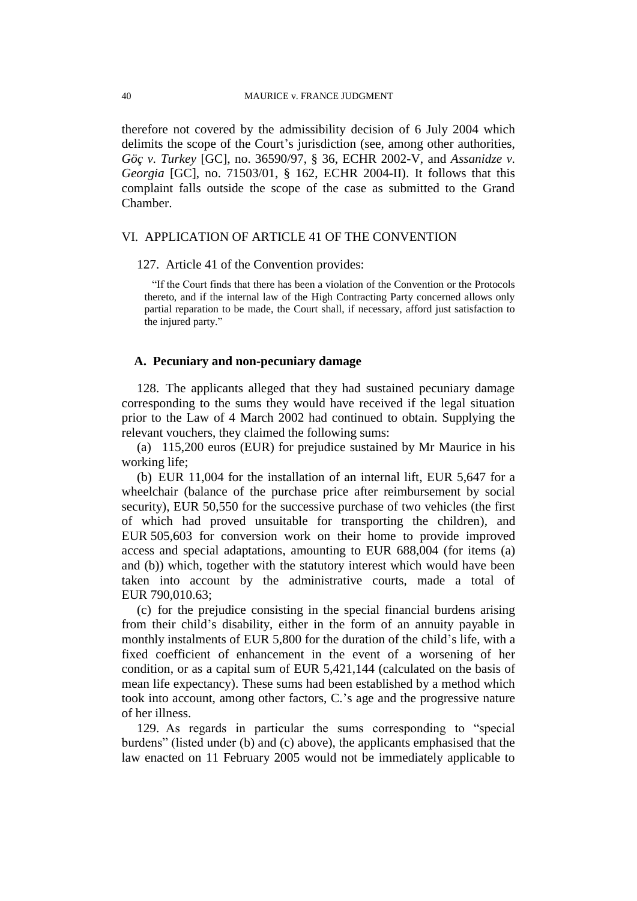therefore not covered by the admissibility decision of 6 July 2004 which delimits the scope of the Court's jurisdiction (see, among other authorities, *Göç v. Turkey* [GC], no. 36590/97, § 36, ECHR 2002-V, and *Assanidze v. Georgia* [GC], no. 71503/01, § 162, ECHR 2004-II). It follows that this complaint falls outside the scope of the case as submitted to the Grand Chamber.

## VI. APPLICATION OF ARTICLE 41 OF THE CONVENTION

127. Article 41 of the Convention provides:

> "If the Court finds that there has been a violation of the Convention or the Protocols thereto, and if the internal law of the High Contracting Party concerned allows only partial reparation to be made, the Court shall, if necessary, afford just satisfaction to the injured party."

### A. Pecuniary and non-pecuniary damage

128. The applicants alleged that they had sustained pecuniary damage corresponding to the sums they would have received if the legal situation prior to the Law of 4 March 2002 had continued to obtain. Supplying the relevant vouchers, they claimed the following sums:

(a) 115,200 euros (EUR) for prejudice sustained by Mr Maurice in his working life;

(b) EUR 11,004 for the installation of an internal lift, EUR 5,647 for a wheelchair (balance of the purchase price after reimbursement by social security), EUR 50,550 for the successive purchase of two vehicles (the first of which had proved unsuitable for transporting the children), and EUR 505,603 for conversion work on their home to provide improved access and special adaptations, amounting to EUR 688,004 (for items (a) and (b)) which, together with the statutory interest which would have been taken into account by the administrative courts, made a total of EUR 790,010.63;

(c) for the prejudice consisting in the special financial burdens arising from their child's disability, either in the form of an annuity payable in monthly instalments of EUR 5,800 for the duration of the child's life, with a fixed coefficient of enhancement in the event of a worsening of her condition, or as a capital sum of EUR 5,421,144 (calculated on the basis of mean life expectancy). These sums had been established by a method which took into account, among other factors, C.'s age and the progressive nature of her illness.

129. As regards in particular the sums corresponding to "special burdens" (listed under (b) and (c) above), the applicants emphasised that the law enacted on 11 February 2005 would not be immediately applicable to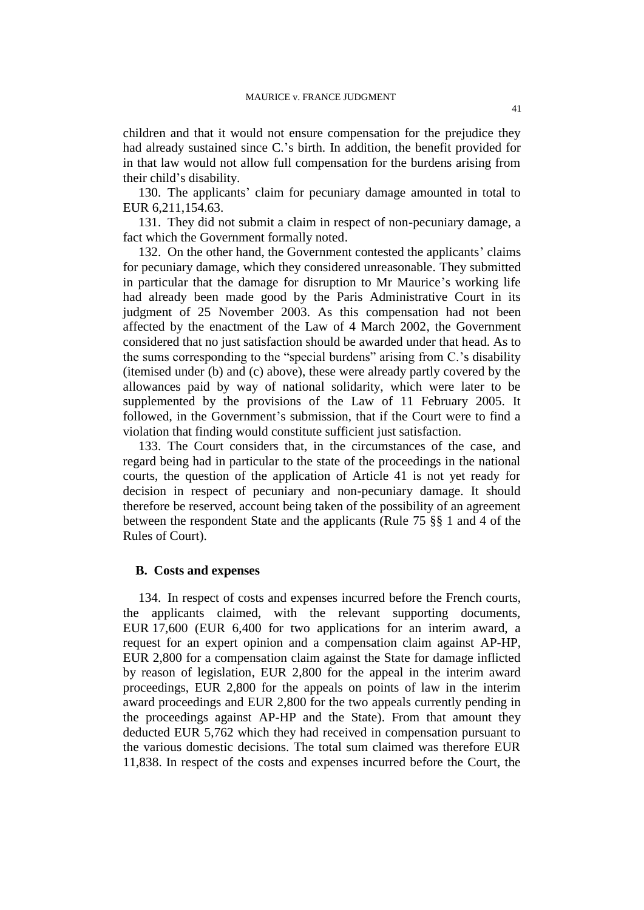children and that it would not ensure compensation for the prejudice they had already sustained since C.'s birth. In addition, the benefit provided for in that law would not allow full compensation for the burdens arising from their child's disability.

130. The applicants' claim for pecuniary damage amounted in total to EUR 6,211,154.63.

131. They did not submit a claim in respect of non-pecuniary damage, a fact which the Government formally noted.

132. On the other hand, the Government contested the applicants' claims for pecuniary damage, which they considered unreasonable. They submitted in particular that the damage for disruption to Mr Maurice's working life had already been made good by the Paris Administrative Court in its judgment of 25 November 2003. As this compensation had not been affected by the enactment of the Law of 4 March 2002, the Government considered that no just satisfaction should be awarded under that head. As to the sums corresponding to the "special burdens" arising from C.'s disability (itemised under (b) and (c) above), these were already partly covered by the allowances paid by way of national solidarity, which were later to be supplemented by the provisions of the Law of 11 February 2005. It followed, in the Government's submission, that if the Court were to find a violation that finding would constitute sufficient just satisfaction.

133. The Court considers that, in the circumstances of the case, and regard being had in particular to the state of the proceedings in the national courts, the question of the application of Article 41 is not yet ready for decision in respect of pecuniary and non-pecuniary damage. It should therefore be reserved, account being taken of the possibility of an agreement between the respondent State and the applicants (Rule 75 §§ 1 and 4 of the Rules of Court).

## B. Costs and expenses

134. In respect of costs and expenses incurred before the French courts, the applicants claimed, with the relevant supporting documents, EUR 17,600 (EUR 6,400 for two applications for an interim award, a request for an expert opinion and a compensation claim against AP-HP, EUR 2,800 for a compensation claim against the State for damage inflicted by reason of legislation, EUR 2,800 for the appeal in the interim award proceedings, EUR 2,800 for the appeals on points of law in the interim award proceedings and EUR 2,800 for the two appeals currently pending in the proceedings against AP-HP and the State). From that amount they deducted EUR 5,762 which they had received in compensation pursuant to the various domestic decisions. The total sum claimed was therefore EUR 11,838. In respect of the costs and expenses incurred before the Court, the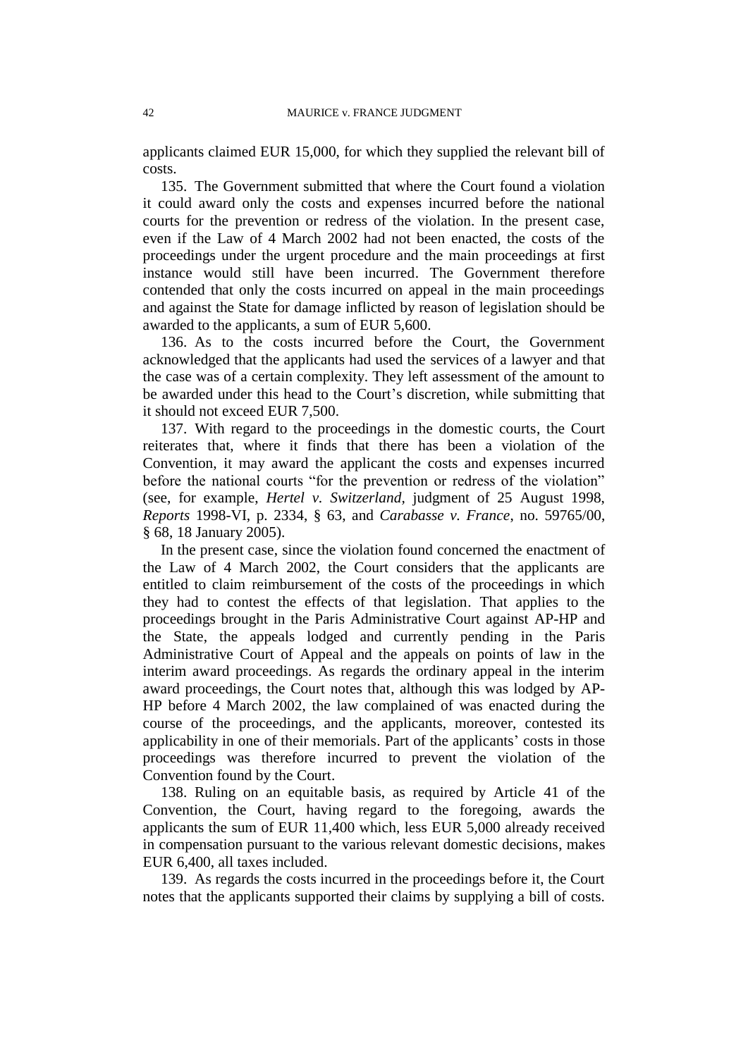applicants claimed EUR 15,000, for which they supplied the relevant bill of costs.

135. The Government submitted that where the Court found a violation it could award only the costs and expenses incurred before the national courts for the prevention or redress of the violation. In the present case, even if the Law of 4 March 2002 had not been enacted, the costs of the proceedings under the urgent procedure and the main proceedings at first instance would still have been incurred. The Government therefore contended that only the costs incurred on appeal in the main proceedings and against the State for damage inflicted by reason of legislation should be awarded to the applicants, a sum of EUR 5,600.

136. As to the costs incurred before the Court, the Government acknowledged that the applicants had used the services of a lawyer and that the case was of a certain complexity. They left assessment of the amount to be awarded under this head to the Court's discretion, while submitting that it should not exceed EUR 7,500.

137. With regard to the proceedings in the domestic courts, the Court reiterates that, where it finds that there has been a violation of the Convention, it may award the applicant the costs and expenses incurred before the national courts "for the prevention or redress of the violation" (see, for example, *Hertel v. Switzerland*, judgment of 25 August 1998, *Reports* 1998-VI, p. 2334, § 63, and *Carabasse v. France*, no. 59765/00, § 68, 18 January 2005).

In the present case, since the violation found concerned the enactment of the Law of 4 March 2002, the Court considers that the applicants are entitled to claim reimbursement of the costs of the proceedings in which they had to contest the effects of that legislation. That applies to the proceedings brought in the Paris Administrative Court against AP-HP and the State, the appeals lodged and currently pending in the Paris Administrative Court of Appeal and the appeals on points of law in the interim award proceedings. As regards the ordinary appeal in the interim award proceedings, the Court notes that, although this was lodged by AP-HP before 4 March 2002, the law complained of was enacted during the course of the proceedings, and the applicants, moreover, contested its applicability in one of their memorials. Part of the applicants' costs in those proceedings was therefore incurred to prevent the violation of the Convention found by the Court.

138. Ruling on an equitable basis, as required by Article 41 of the Convention, the Court, having regard to the foregoing, awards the applicants the sum of EUR 11,400 which, less EUR 5,000 already received in compensation pursuant to the various relevant domestic decisions, makes EUR 6,400, all taxes included.

139. As regards the costs incurred in the proceedings before it, the Court notes that the applicants supported their claims by supplying a bill of costs.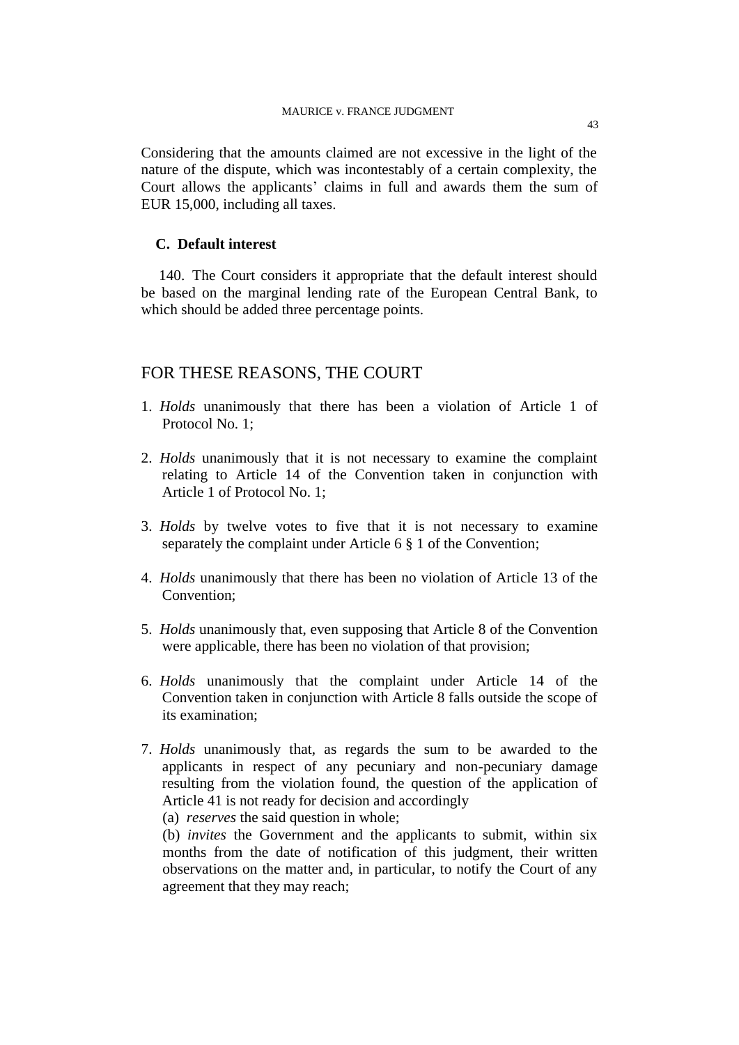Considering that the amounts claimed are not excessive in the light of the nature of the dispute, which was incontestably of a certain complexity, the Court allows the applicants' claims in full and awards them the sum of EUR 15,000, including all taxes.

### C. Default interest

140. The Court considers it appropriate that the default interest should be based on the marginal lending rate of the European Central Bank, to which should be added three percentage points.

## FOR THESE REASONS, THE COURT

1. *Holds* unanimously that there has been a violation of Article 1 of Protocol No. 1;

2. *Holds* unanimously that it is not necessary to examine the complaint relating to Article 14 of the Convention taken in conjunction with Article 1 of Protocol No. 1;

3. *Holds* by twelve votes to five that it is not necessary to examine separately the complaint under Article 6 § 1 of the Convention;

4. *Holds* unanimously that there has been no violation of Article 13 of the Convention;

5. *Holds* unanimously that, even supposing that Article 8 of the Convention were applicable, there has been no violation of that provision;

6. *Holds* unanimously that the complaint under Article 14 of the Convention taken in conjunction with Article 8 falls outside the scope of its examination;

7. *Holds* unanimously that, as regards the sum to be awarded to the applicants in respect of any pecuniary and non-pecuniary damage resulting from the violation found, the question of the application of Article 41 is not ready for decision and accordingly
   (a) *reserves* the said question in whole;
   (b) *invites* the Government and the applicants to submit, within six months from the date of notification of this judgment, their written observations on the matter and, in particular, to notify the Court of any agreement that they may reach;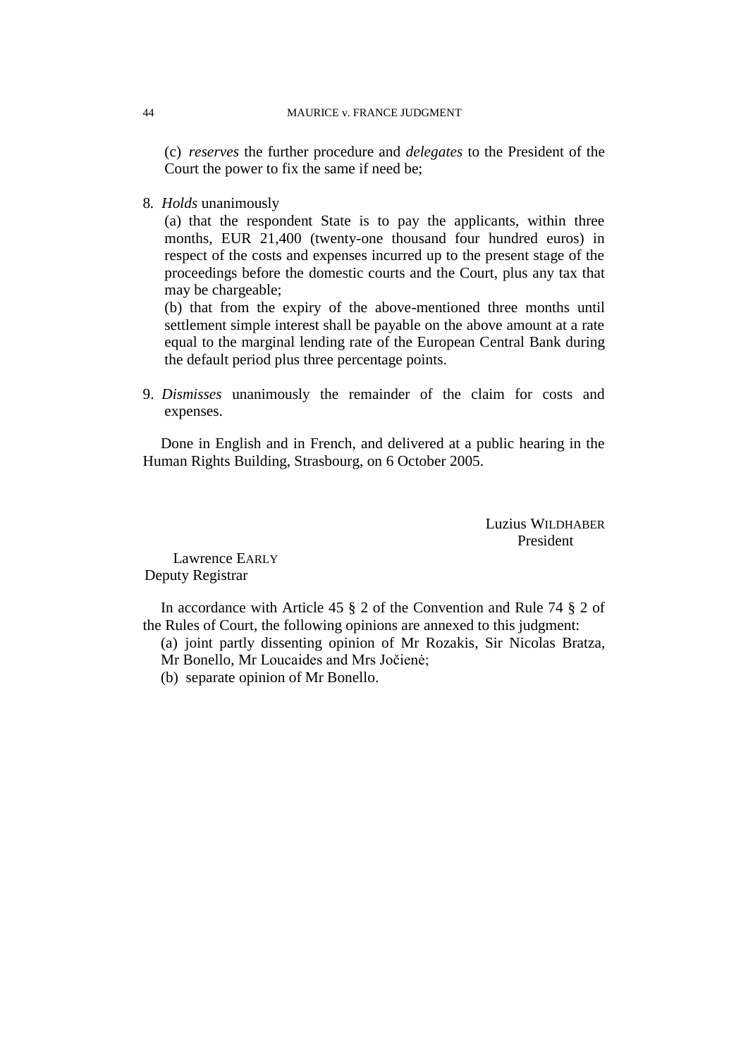(c) *reserves* the further procedure and *delegates* to the President of the Court the power to fix the same if need be;

8. *Holds* unanimously

(a) that the respondent State is to pay the applicants, within three months, EUR 21,400 (twenty-one thousand four hundred euros) in respect of the costs and expenses incurred up to the present stage of the proceedings before the domestic courts and the Court, plus any tax that may be chargeable;

(b) that from the expiry of the above-mentioned three months until settlement simple interest shall be payable on the above amount at a rate equal to the marginal lending rate of the European Central Bank during the default period plus three percentage points.

9. *Dismisses* unanimously the remainder of the claim for costs and expenses.

Done in English and in French, and delivered at a public hearing in the Human Rights Building, Strasbourg, on 6 October 2005.

Luzius WILDHABER
President

Lawrence EARLY
Deputy Registrar

In accordance with Article 45 § 2 of the Convention and Rule 74 § 2 of the Rules of Court, the following opinions are annexed to this judgment:

(a) joint partly dissenting opinion of Mr Rozakis, Sir Nicolas Bratza, Mr Bonello, Mr Loucaides and Mrs Jočienė;

(b) separate opinion of Mr Bonello.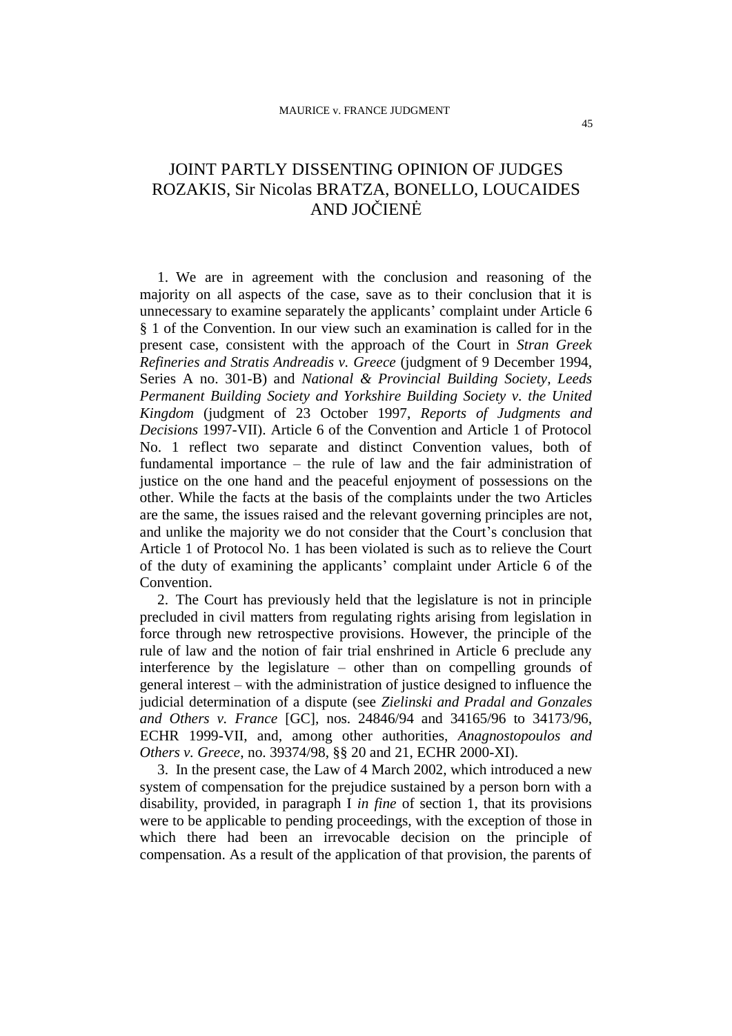# JOINT PARTLY DISSENTING OPINION OF JUDGES ROZAKIS, Sir Nicolas BRATZA, BONELLO, LOUCAIDES AND JOČIENĖ

1. We are in agreement with the conclusion and reasoning of the majority on all aspects of the case, save as to their conclusion that it is unnecessary to examine separately the applicants' complaint under Article 6 § 1 of the Convention. In our view such an examination is called for in the present case, consistent with the approach of the Court in *Stran Greek Refineries and Stratis Andreadis v. Greece* (judgment of 9 December 1994, Series A no. 301-B) and *National & Provincial Building Society, Leeds Permanent Building Society and Yorkshire Building Society v. the United Kingdom* (judgment of 23 October 1997, *Reports of Judgments and Decisions* 1997-VII). Article 6 of the Convention and Article 1 of Protocol No. 1 reflect two separate and distinct Convention values, both of fundamental importance – the rule of law and the fair administration of justice on the one hand and the peaceful enjoyment of possessions on the other. While the facts at the basis of the complaints under the two Articles are the same, the issues raised and the relevant governing principles are not, and unlike the majority we do not consider that the Court's conclusion that Article 1 of Protocol No. 1 has been violated is such as to relieve the Court of the duty of examining the applicants' complaint under Article 6 of the Convention.

2. The Court has previously held that the legislature is not in principle precluded in civil matters from regulating rights arising from legislation in force through new retrospective provisions. However, the principle of the rule of law and the notion of fair trial enshrined in Article 6 preclude any interference by the legislature – other than on compelling grounds of general interest – with the administration of justice designed to influence the judicial determination of a dispute (see *Zielinski and Pradal and Gonzales and Others v. France* [GC], nos. 24846/94 and 34165/96 to 34173/96, ECHR 1999-VII, and, among other authorities, *Anagnostopoulos and Others v. Greece*, no. 39374/98, §§ 20 and 21, ECHR 2000-XI).

3. In the present case, the Law of 4 March 2002, which introduced a new system of compensation for the prejudice sustained by a person born with a disability, provided, in paragraph I *in fine* of section 1, that its provisions were to be applicable to pending proceedings, with the exception of those in which there had been an irrevocable decision on the principle of compensation. As a result of the application of that provision, the parents of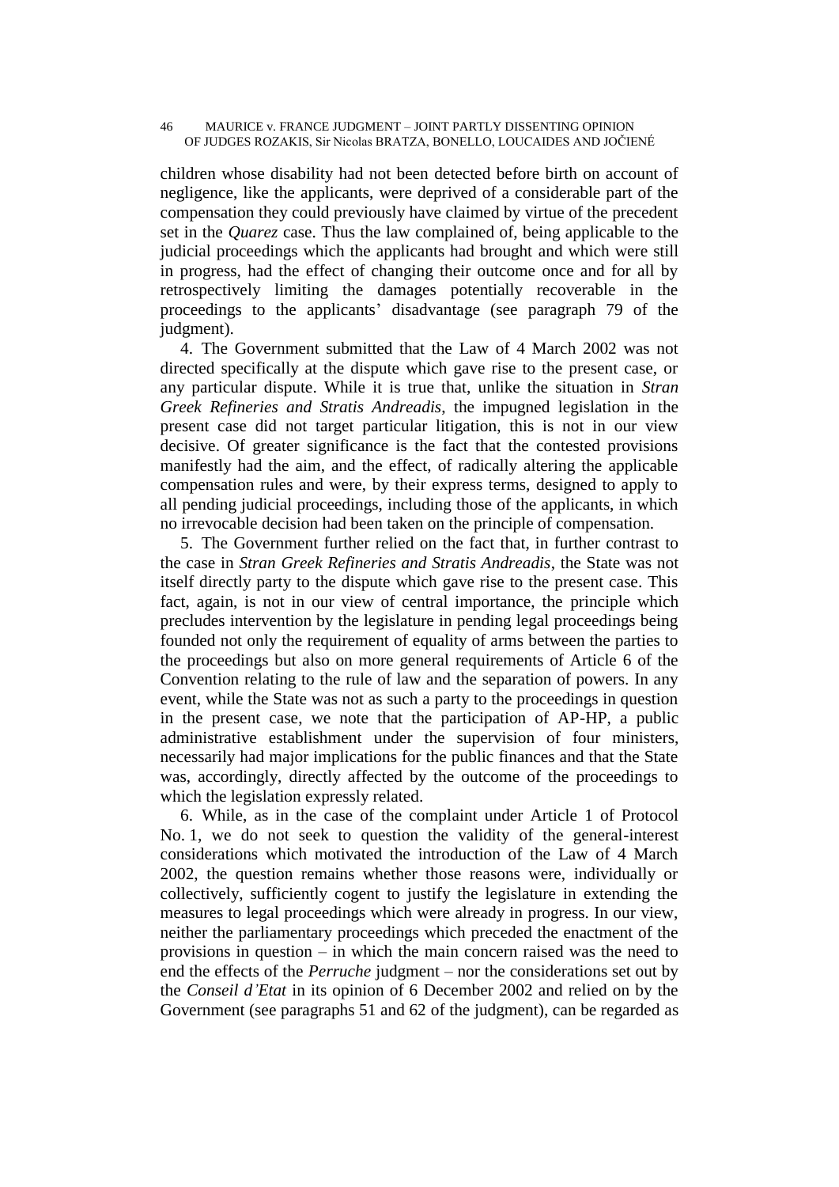children whose disability had not been detected before birth on account of negligence, like the applicants, were deprived of a considerable part of the compensation they could previously have claimed by virtue of the precedent set in the *Quarez* case. Thus the law complained of, being applicable to the judicial proceedings which the applicants had brought and which were still in progress, had the effect of changing their outcome once and for all by retrospectively limiting the damages potentially recoverable in the proceedings to the applicants' disadvantage (see paragraph 79 of the judgment).

4. The Government submitted that the Law of 4 March 2002 was not directed specifically at the dispute which gave rise to the present case, or any particular dispute. While it is true that, unlike the situation in *Stran Greek Refineries and Stratis Andreadis*, the impugned legislation in the present case did not target particular litigation, this is not in our view decisive. Of greater significance is the fact that the contested provisions manifestly had the aim, and the effect, of radically altering the applicable compensation rules and were, by their express terms, designed to apply to all pending judicial proceedings, including those of the applicants, in which no irrevocable decision had been taken on the principle of compensation.

5. The Government further relied on the fact that, in further contrast to the case in *Stran Greek Refineries and Stratis Andreadis*, the State was not itself directly party to the dispute which gave rise to the present case. This fact, again, is not in our view of central importance, the principle which precludes intervention by the legislature in pending legal proceedings being founded not only the requirement of equality of arms between the parties to the proceedings but also on more general requirements of Article 6 of the Convention relating to the rule of law and the separation of powers. In any event, while the State was not as such a party to the proceedings in question in the present case, we note that the participation of AP-HP, a public administrative establishment under the supervision of four ministers, necessarily had major implications for the public finances and that the State was, accordingly, directly affected by the outcome of the proceedings to which the legislation expressly related.

6. While, as in the case of the complaint under Article 1 of Protocol No. 1, we do not seek to question the validity of the general-interest considerations which motivated the introduction of the Law of 4 March 2002, the question remains whether those reasons were, individually or collectively, sufficiently cogent to justify the legislature in extending the measures to legal proceedings which were already in progress. In our view, neither the parliamentary proceedings which preceded the enactment of the provisions in question – in which the main concern raised was the need to end the effects of the *Perruche* judgment – nor the considerations set out by the *Conseil d'Etat* in its opinion of 6 December 2002 and relied on by the Government (see paragraphs 51 and 62 of the judgment), can be regarded as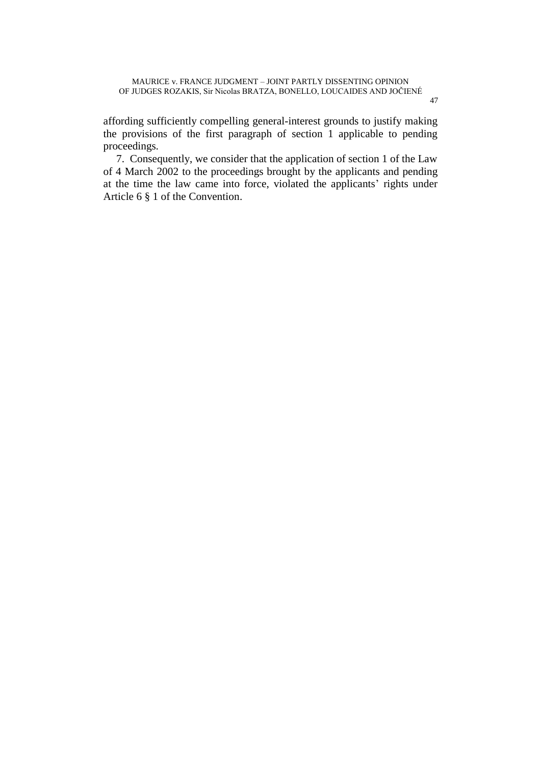affording sufficiently compelling general-interest grounds to justify making the provisions of the first paragraph of section 1 applicable to pending proceedings.

7. Consequently, we consider that the application of section 1 of the Law of 4 March 2002 to the proceedings brought by the applicants and pending at the time the law came into force, violated the applicants' rights under Article 6 § 1 of the Convention.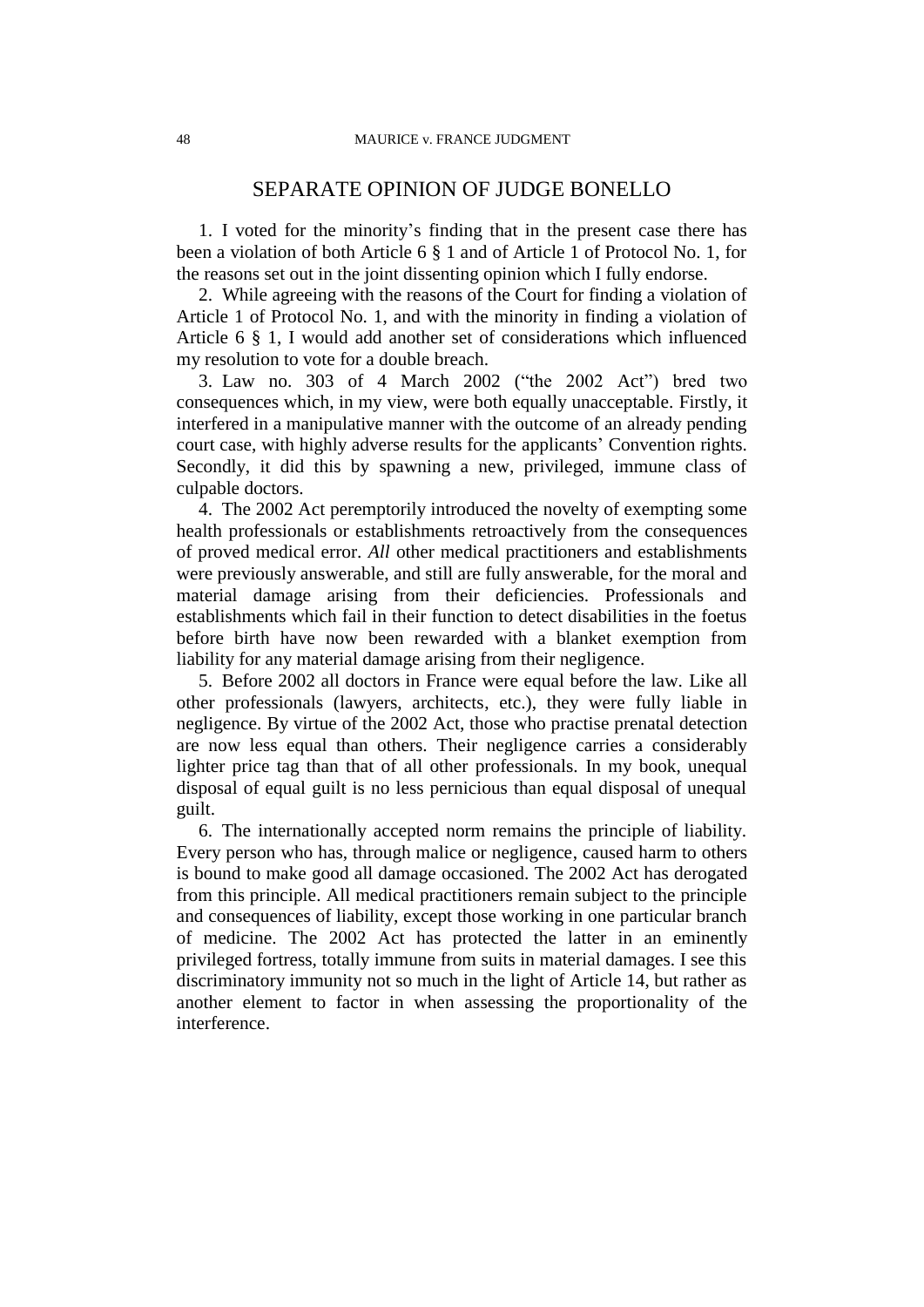## SEPARATE OPINION OF JUDGE BONELLO

1. I voted for the minority's finding that in the present case there has been a violation of both Article 6 § 1 and of Article 1 of Protocol No. 1, for the reasons set out in the joint dissenting opinion which I fully endorse.

2. While agreeing with the reasons of the Court for finding a violation of Article 1 of Protocol No. 1, and with the minority in finding a violation of Article 6 § 1, I would add another set of considerations which influenced my resolution to vote for a double breach.

3. Law no. 303 of 4 March 2002 ("the 2002 Act") bred two consequences which, in my view, were both equally unacceptable. Firstly, it interfered in a manipulative manner with the outcome of an already pending court case, with highly adverse results for the applicants' Convention rights. Secondly, it did this by spawning a new, privileged, immune class of culpable doctors.

4. The 2002 Act peremptorily introduced the novelty of exempting some health professionals or establishments retroactively from the consequences of proved medical error. *All* other medical practitioners and establishments were previously answerable, and still are fully answerable, for the moral and material damage arising from their deficiencies. Professionals and establishments which fail in their function to detect disabilities in the foetus before birth have now been rewarded with a blanket exemption from liability for any material damage arising from their negligence.

5. Before 2002 all doctors in France were equal before the law. Like all other professionals (lawyers, architects, etc.), they were fully liable in negligence. By virtue of the 2002 Act, those who practise prenatal detection are now less equal than others. Their negligence carries a considerably lighter price tag than that of all other professionals. In my book, unequal disposal of equal guilt is no less pernicious than equal disposal of unequal guilt.

6. The internationally accepted norm remains the principle of liability. Every person who has, through malice or negligence, caused harm to others is bound to make good all damage occasioned. The 2002 Act has derogated from this principle. All medical practitioners remain subject to the principle and consequences of liability, except those working in one particular branch of medicine. The 2002 Act has protected the latter in an eminently privileged fortress, totally immune from suits in material damages. I see this discriminatory immunity not so much in the light of Article 14, but rather as another element to factor in when assessing the proportionality of the interference.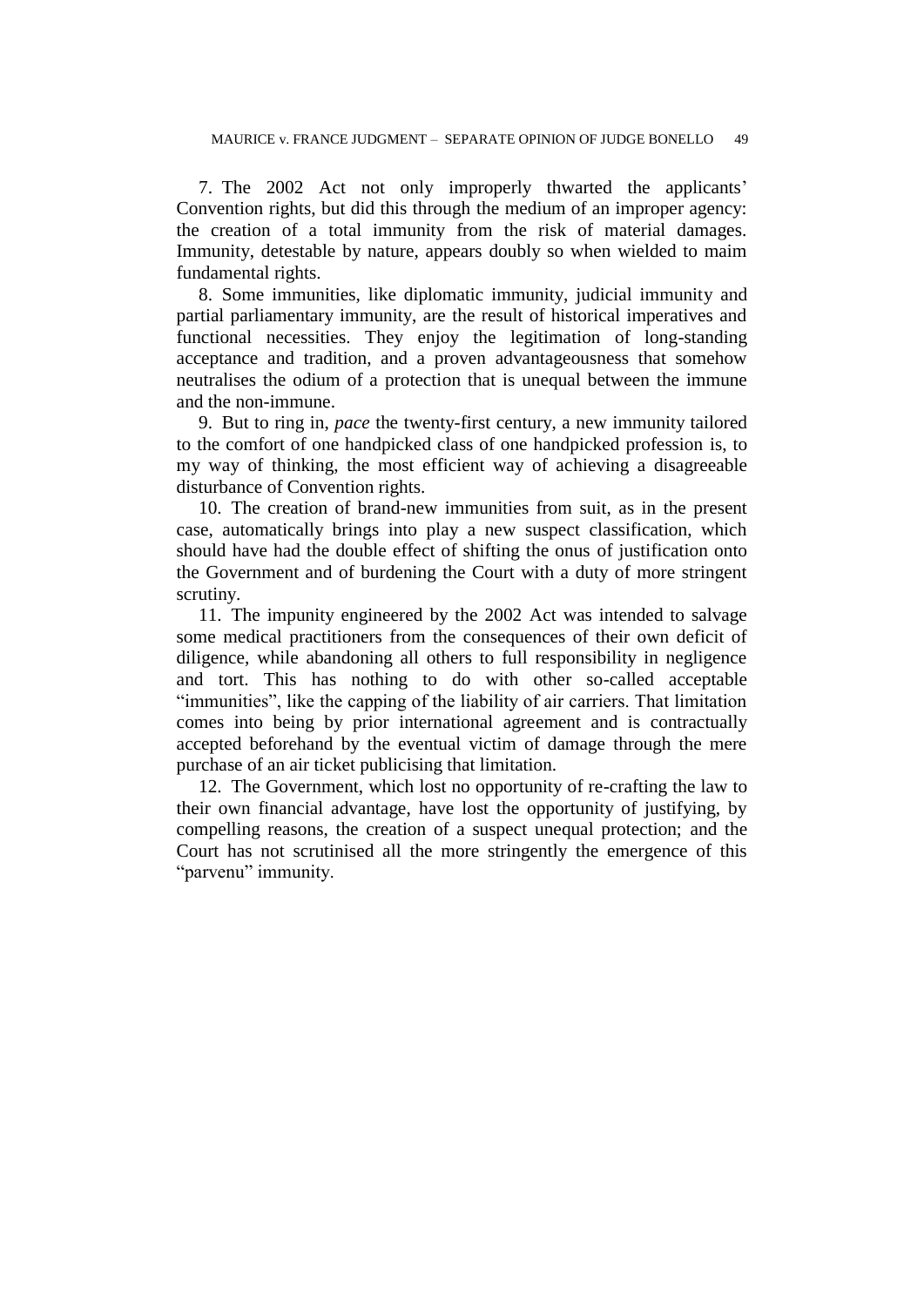7. The 2002 Act not only improperly thwarted the applicants' Convention rights, but did this through the medium of an improper agency: the creation of a total immunity from the risk of material damages. Immunity, detestable by nature, appears doubly so when wielded to maim fundamental rights.

8. Some immunities, like diplomatic immunity, judicial immunity and partial parliamentary immunity, are the result of historical imperatives and functional necessities. They enjoy the legitimation of long-standing acceptance and tradition, and a proven advantageousness that somehow neutralises the odium of a protection that is unequal between the immune and the non-immune.

9. But to ring in, *pace* the twenty-first century, a new immunity tailored to the comfort of one handpicked class of one handpicked profession is, to my way of thinking, the most efficient way of achieving a disagreeable disturbance of Convention rights.

10. The creation of brand-new immunities from suit, as in the present case, automatically brings into play a new suspect classification, which should have had the double effect of shifting the onus of justification onto the Government and of burdening the Court with a duty of more stringent scrutiny.

11. The impunity engineered by the 2002 Act was intended to salvage some medical practitioners from the consequences of their own deficit of diligence, while abandoning all others to full responsibility in negligence and tort. This has nothing to do with other so-called acceptable "immunities", like the capping of the liability of air carriers. That limitation comes into being by prior international agreement and is contractually accepted beforehand by the eventual victim of damage through the mere purchase of an air ticket publicising that limitation.

12. The Government, which lost no opportunity of re-crafting the law to their own financial advantage, have lost the opportunity of justifying, by compelling reasons, the creation of a suspect unequal protection; and the Court has not scrutinised all the more stringently the emergence of this "parvenu" immunity.